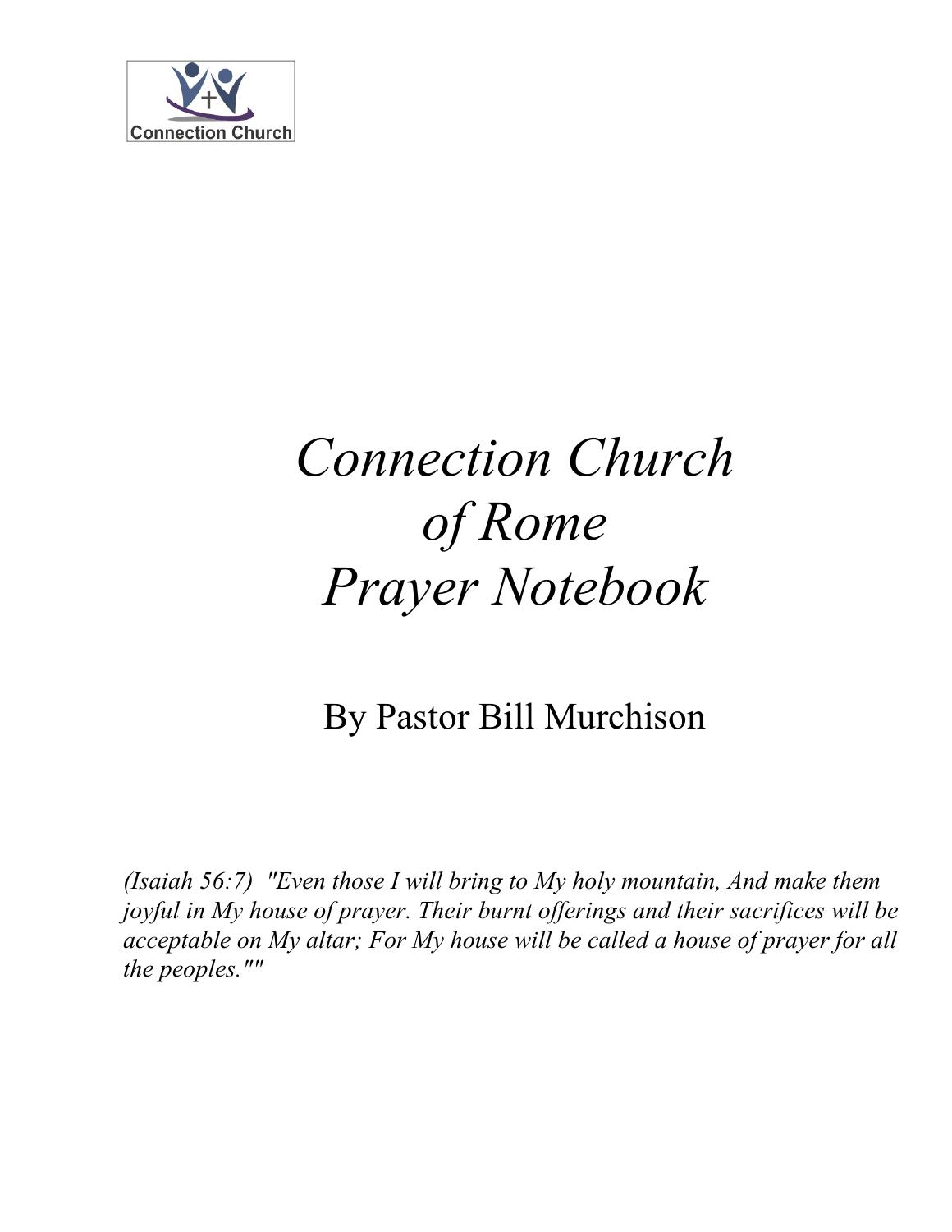Connection Church

# *Connection Church of Rome Prayer Notebook*

By Pastor Bill Murchison

*(Isaiah 56:7) "Even those I will bring to My holy mountain, And make them joyful in My house of prayer. Their burnt offerings and their sacrifices will be acceptable on My altar; For My house will be called a house of prayer for all the peoples.""*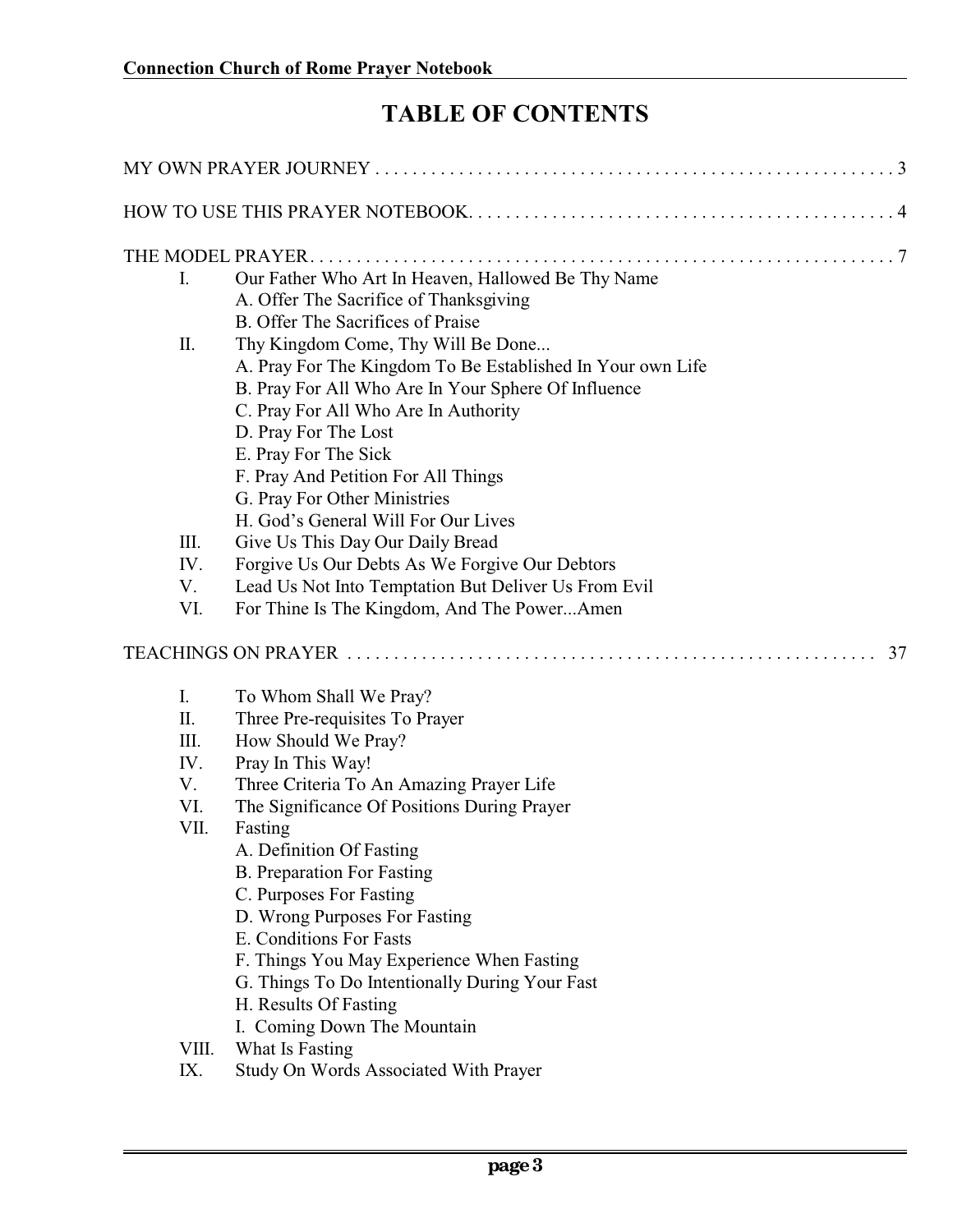# TABLE OF CONTENTS

MY OWN PRAYER JOURNEY . . . . . . . . . . . . . . . . . . . . . . . . . . . . . . . . . . . . . . . . . . . . . . . . . . . . . . . 3

HOW TO USE THIS PRAYER NOTEBOOK. . . . . . . . . . . . . . . . . . . . . . . . . . . . . . . . . . . . . . . . . . . . . 4

THE MODEL PRAYER. . . . . . . . . . . . . . . . . . . . . . . . . . . . . . . . . . . . . . . . . . . . . . . . . . . . . . . . . . . . . 7

- I. Our Father Who Art In Heaven, Hallowed Be Thy Name
  - A. Offer The Sacrifice of Thanksgiving
  - B. Offer The Sacrifices of Praise
- II. Thy Kingdom Come, Thy Will Be Done...
  - A. Pray For The Kingdom To Be Established In Your own Life
  - B. Pray For All Who Are In Your Sphere Of Influence
  - C. Pray For All Who Are In Authority
  - D. Pray For The Lost
  - E. Pray For The Sick
  - F. Pray And Petition For All Things
  - G. Pray For Other Ministries
  - H. God's General Will For Our Lives
- III. Give Us This Day Our Daily Bread
- IV. Forgive Us Our Debts As We Forgive Our Debtors
- V. Lead Us Not Into Temptation But Deliver Us From Evil
- VI. For Thine Is The Kingdom, And The Power...Amen

TEACHINGS ON PRAYER . . . . . . . . . . . . . . . . . . . . . . . . . . . . . . . . . . . . . . . . . . . . . . . . . . . . . . . . 37

- I. To Whom Shall We Pray?
- II. Three Pre-requisites To Prayer
- III. How Should We Pray?
- IV. Pray In This Way!
- V. Three Criteria To An Amazing Prayer Life
- VI. The Significance Of Positions During Prayer
- VII. Fasting
  - A. Definition Of Fasting
  - B. Preparation For Fasting
  - C. Purposes For Fasting
  - D. Wrong Purposes For Fasting
  - E. Conditions For Fasts
  - F. Things You May Experience When Fasting
  - G. Things To Do Intentionally During Your Fast
  - H. Results Of Fasting
  - I. Coming Down The Mountain
- VIII. What Is Fasting
- IX. Study On Words Associated With Prayer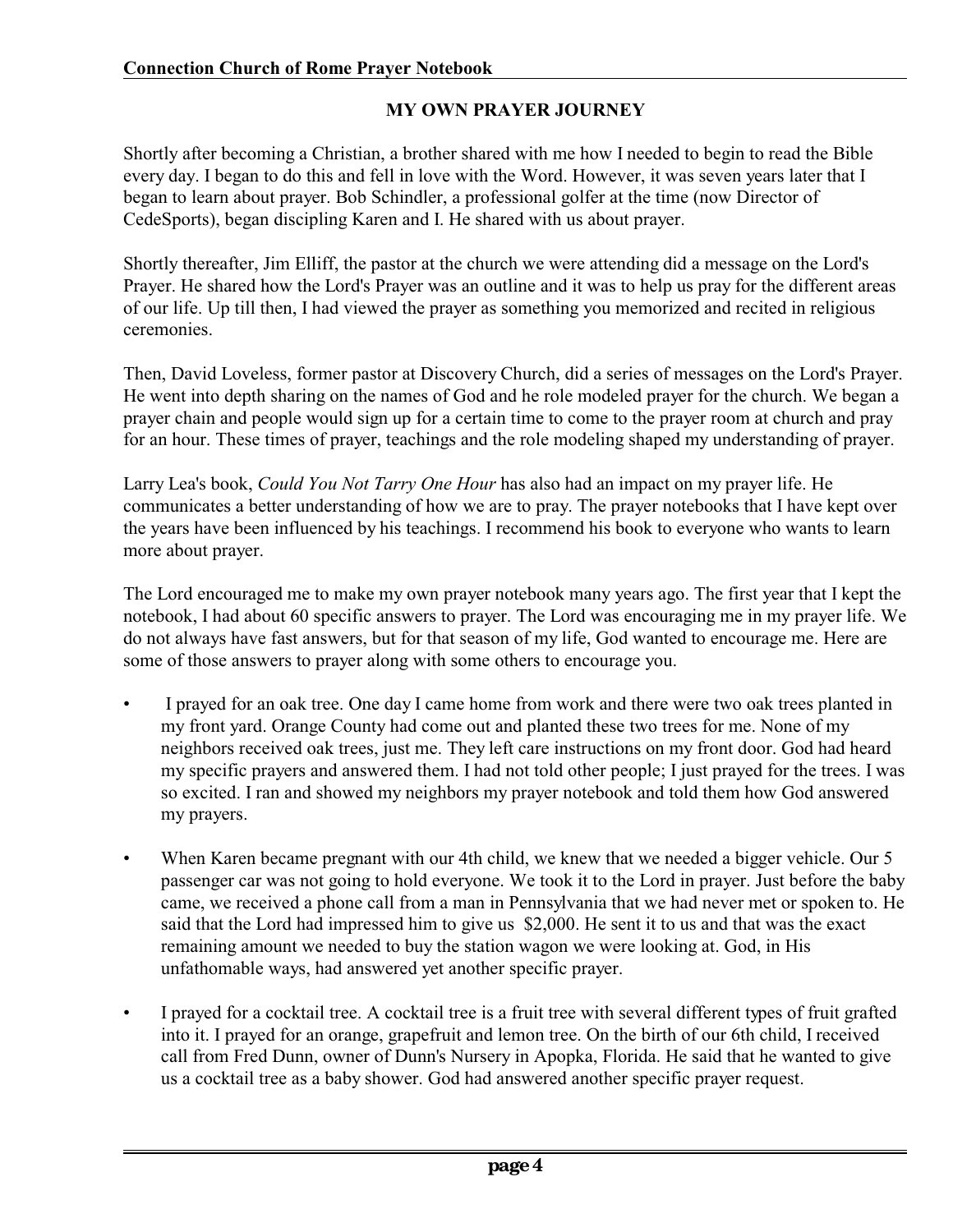## MY OWN PRAYER JOURNEY

Shortly after becoming a Christian, a brother shared with me how I needed to begin to read the Bible every day. I began to do this and fell in love with the Word. However, it was seven years later that I began to learn about prayer. Bob Schindler, a professional golfer at the time (now Director of CedeSports), began discipling Karen and I. He shared with us about prayer.

Shortly thereafter, Jim Elliff, the pastor at the church we were attending did a message on the Lord's Prayer. He shared how the Lord's Prayer was an outline and it was to help us pray for the different areas of our life. Up till then, I had viewed the prayer as something you memorized and recited in religious ceremonies.

Then, David Loveless, former pastor at Discovery Church, did a series of messages on the Lord's Prayer. He went into depth sharing on the names of God and he role modeled prayer for the church. We began a prayer chain and people would sign up for a certain time to come to the prayer room at church and pray for an hour. These times of prayer, teachings and the role modeling shaped my understanding of prayer.

Larry Lea's book, *Could You Not Tarry One Hour* has also had an impact on my prayer life. He communicates a better understanding of how we are to pray. The prayer notebooks that I have kept over the years have been influenced by his teachings. I recommend his book to everyone who wants to learn more about prayer.

The Lord encouraged me to make my own prayer notebook many years ago. The first year that I kept the notebook, I had about 60 specific answers to prayer. The Lord was encouraging me in my prayer life. We do not always have fast answers, but for that season of my life, God wanted to encourage me. Here are some of those answers to prayer along with some others to encourage you.

- I prayed for an oak tree. One day I came home from work and there were two oak trees planted in my front yard. Orange County had come out and planted these two trees for me. None of my neighbors received oak trees, just me. They left care instructions on my front door. God had heard my specific prayers and answered them. I had not told other people; I just prayed for the trees. I was so excited. I ran and showed my neighbors my prayer notebook and told them how God answered my prayers.
- When Karen became pregnant with our 4th child, we knew that we needed a bigger vehicle. Our 5 passenger car was not going to hold everyone. We took it to the Lord in prayer. Just before the baby came, we received a phone call from a man in Pennsylvania that we had never met or spoken to. He said that the Lord had impressed him to give us $2,000. He sent it to us and that was the exact remaining amount we needed to buy the station wagon we were looking at. God, in His unfathomable ways, had answered yet another specific prayer.
- I prayed for a cocktail tree. A cocktail tree is a fruit tree with several different types of fruit grafted into it. I prayed for an orange, grapefruit and lemon tree. On the birth of our 6th child, I received call from Fred Dunn, owner of Dunn's Nursery in Apopka, Florida. He said that he wanted to give us a cocktail tree as a baby shower. God had answered another specific prayer request.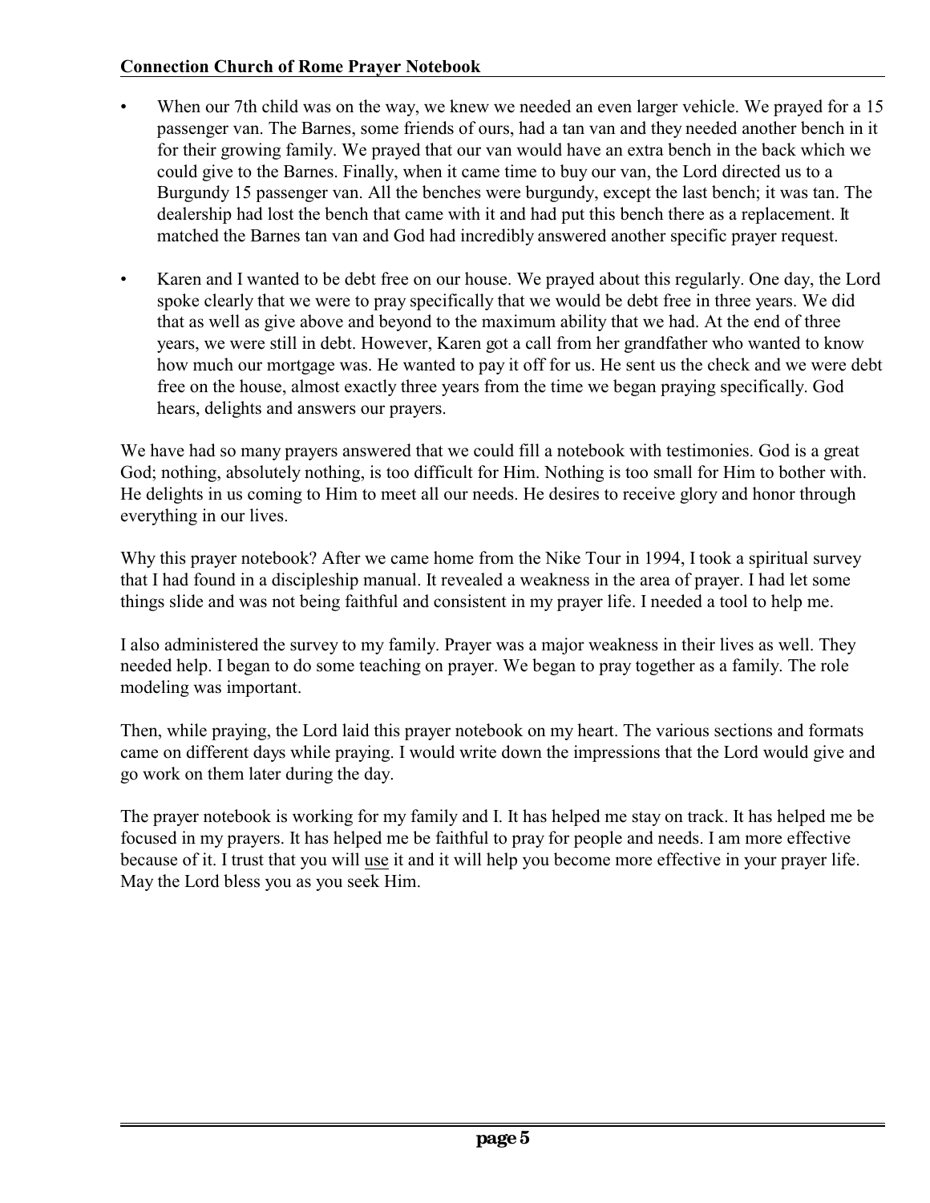- When our 7th child was on the way, we knew we needed an even larger vehicle. We prayed for a 15 passenger van. The Barnes, some friends of ours, had a tan van and they needed another bench in it for their growing family. We prayed that our van would have an extra bench in the back which we could give to the Barnes. Finally, when it came time to buy our van, the Lord directed us to a Burgundy 15 passenger van. All the benches were burgundy, except the last bench; it was tan. The dealership had lost the bench that came with it and had put this bench there as a replacement. It matched the Barnes tan van and God had incredibly answered another specific prayer request.

- Karen and I wanted to be debt free on our house. We prayed about this regularly. One day, the Lord spoke clearly that we were to pray specifically that we would be debt free in three years. We did that as well as give above and beyond to the maximum ability that we had. At the end of three years, we were still in debt. However, Karen got a call from her grandfather who wanted to know how much our mortgage was. He wanted to pay it off for us. He sent us the check and we were debt free on the house, almost exactly three years from the time we began praying specifically. God hears, delights and answers our prayers.

We have had so many prayers answered that we could fill a notebook with testimonies. God is a great God; nothing, absolutely nothing, is too difficult for Him. Nothing is too small for Him to bother with. He delights in us coming to Him to meet all our needs. He desires to receive glory and honor through everything in our lives.

Why this prayer notebook? After we came home from the Nike Tour in 1994, I took a spiritual survey that I had found in a discipleship manual. It revealed a weakness in the area of prayer. I had let some things slide and was not being faithful and consistent in my prayer life. I needed a tool to help me.

I also administered the survey to my family. Prayer was a major weakness in their lives as well. They needed help. I began to do some teaching on prayer. We began to pray together as a family. The role modeling was important.

Then, while praying, the Lord laid this prayer notebook on my heart. The various sections and formats came on different days while praying. I would write down the impressions that the Lord would give and go work on them later during the day.

The prayer notebook is working for my family and I. It has helped me stay on track. It has helped me be focused in my prayers. It has helped me be faithful to pray for people and needs. I am more effective because of it. I trust that you will <u>use</u> it and it will help you become more effective in your prayer life. May the Lord bless you as you seek Him.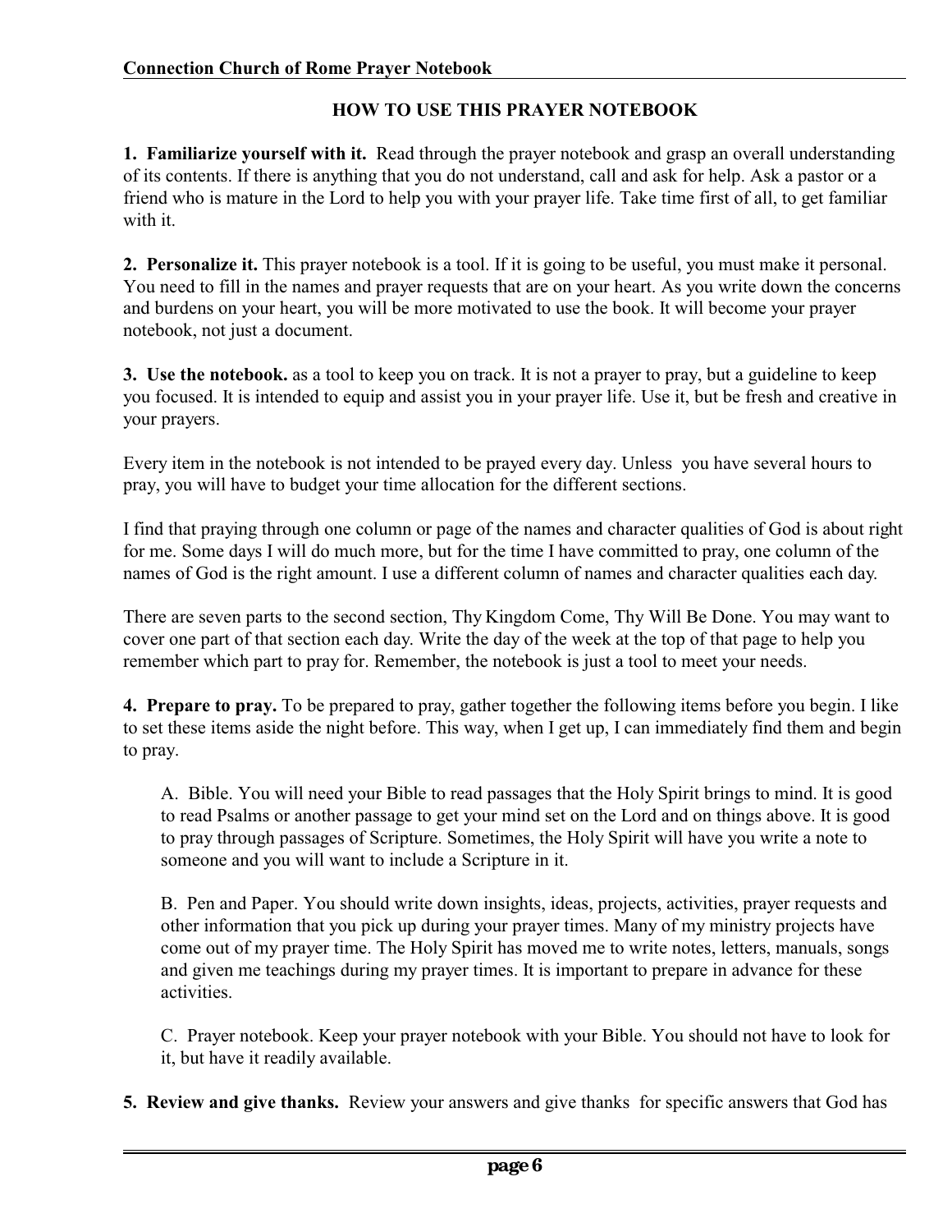## HOW TO USE THIS PRAYER NOTEBOOK

**1. Familiarize yourself with it.** Read through the prayer notebook and grasp an overall understanding of its contents. If there is anything that you do not understand, call and ask for help. Ask a pastor or a friend who is mature in the Lord to help you with your prayer life. Take time first of all, to get familiar with it.

**2. Personalize it.** This prayer notebook is a tool. If it is going to be useful, you must make it personal. You need to fill in the names and prayer requests that are on your heart. As you write down the concerns and burdens on your heart, you will be more motivated to use the book. It will become your prayer notebook, not just a document.

**3. Use the notebook.** as a tool to keep you on track. It is not a prayer to pray, but a guideline to keep you focused. It is intended to equip and assist you in your prayer life. Use it, but be fresh and creative in your prayers.

Every item in the notebook is not intended to be prayed every day. Unless you have several hours to pray, you will have to budget your time allocation for the different sections.

I find that praying through one column or page of the names and character qualities of God is about right for me. Some days I will do much more, but for the time I have committed to pray, one column of the names of God is the right amount. I use a different column of names and character qualities each day.

There are seven parts to the second section, Thy Kingdom Come, Thy Will Be Done. You may want to cover one part of that section each day. Write the day of the week at the top of that page to help you remember which part to pray for. Remember, the notebook is just a tool to meet your needs.

**4. Prepare to pray.** To be prepared to pray, gather together the following items before you begin. I like to set these items aside the night before. This way, when I get up, I can immediately find them and begin to pray.

A. Bible. You will need your Bible to read passages that the Holy Spirit brings to mind. It is good to read Psalms or another passage to get your mind set on the Lord and on things above. It is good to pray through passages of Scripture. Sometimes, the Holy Spirit will have you write a note to someone and you will want to include a Scripture in it.

B. Pen and Paper. You should write down insights, ideas, projects, activities, prayer requests and other information that you pick up during your prayer times. Many of my ministry projects have come out of my prayer time. The Holy Spirit has moved me to write notes, letters, manuals, songs and given me teachings during my prayer times. It is important to prepare in advance for these activities.

C. Prayer notebook. Keep your prayer notebook with your Bible. You should not have to look for it, but have it readily available.

**5. Review and give thanks.** Review your answers and give thanks for specific answers that God has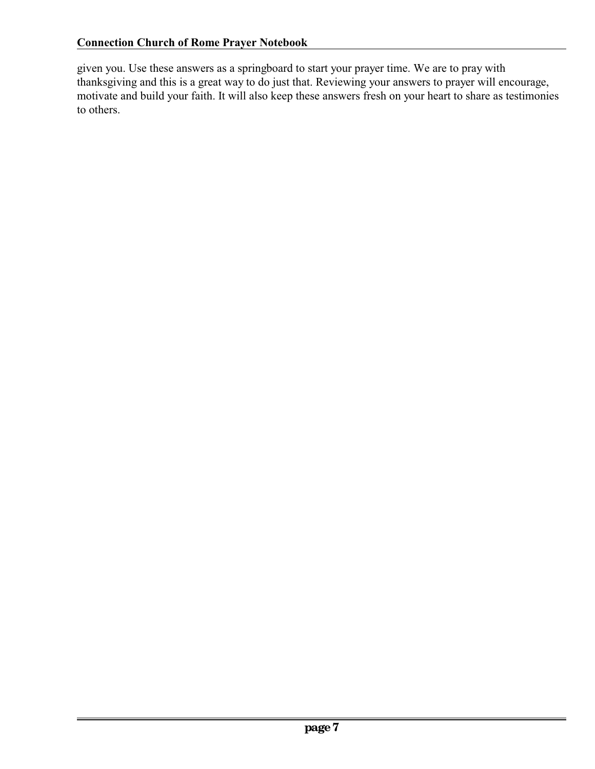given you. Use these answers as a springboard to start your prayer time. We are to pray with thanksgiving and this is a great way to do just that. Reviewing your answers to prayer will encourage, motivate and build your faith. It will also keep these answers fresh on your heart to share as testimonies to others.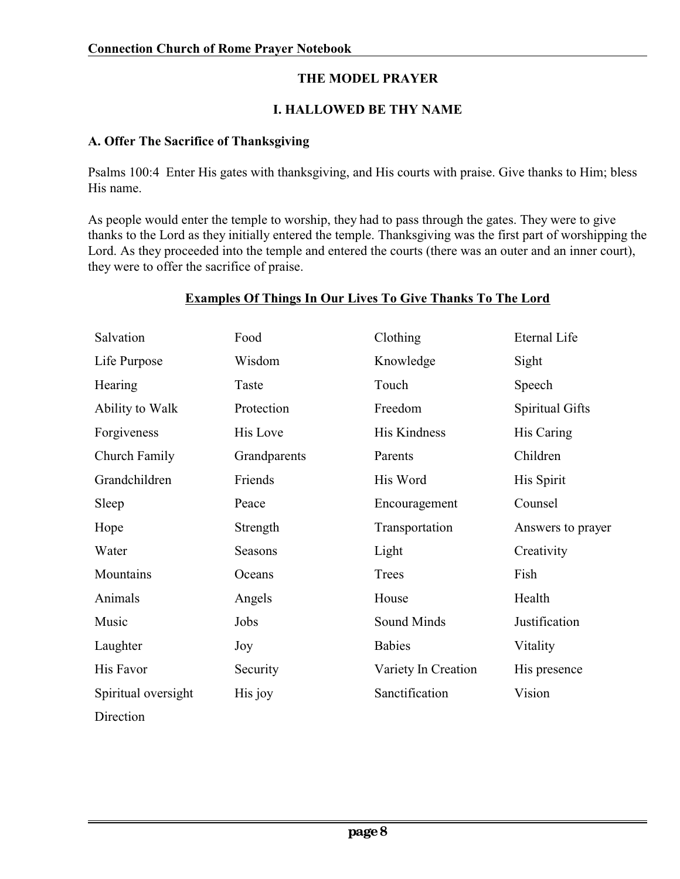# THE MODEL PRAYER

## I. HALLOWED BE THY NAME

### A. Offer The Sacrifice of Thanksgiving

Psalms 100:4 Enter His gates with thanksgiving, and His courts with praise. Give thanks to Him; bless His name.

As people would enter the temple to worship, they had to pass through the gates. They were to give thanks to the Lord as they initially entered the temple. Thanksgiving was the first part of worshipping the Lord. As they proceeded into the temple and entered the courts (there was an outer and an inner court), they were to offer the sacrifice of praise.

**Examples Of Things In Our Lives To Give Thanks To The Lord**

| | | | |
|---|---|---|---|
| Salvation | Food | Clothing | Eternal Life |
| Life Purpose | Wisdom | Knowledge | Sight |
| Hearing | Taste | Touch | Speech |
| Ability to Walk | Protection | Freedom | Spiritual Gifts |
| Forgiveness | His Love | His Kindness | His Caring |
| Church Family | Grandparents | Parents | Children |
| Grandchildren | Friends | His Word | His Spirit |
| Sleep | Peace | Encouragement | Counsel |
| Hope | Strength | Transportation | Answers to prayer |
| Water | Seasons | Light | Creativity |
| Mountains | Oceans | Trees | Fish |
| Animals | Angels | House | Health |
| Music | Jobs | Sound Minds | Justification |
| Laughter | Joy | Babies | Vitality |
| His Favor | Security | Variety In Creation | His presence |
| Spiritual oversight | His joy | Sanctification | Vision |
| Direction | | | |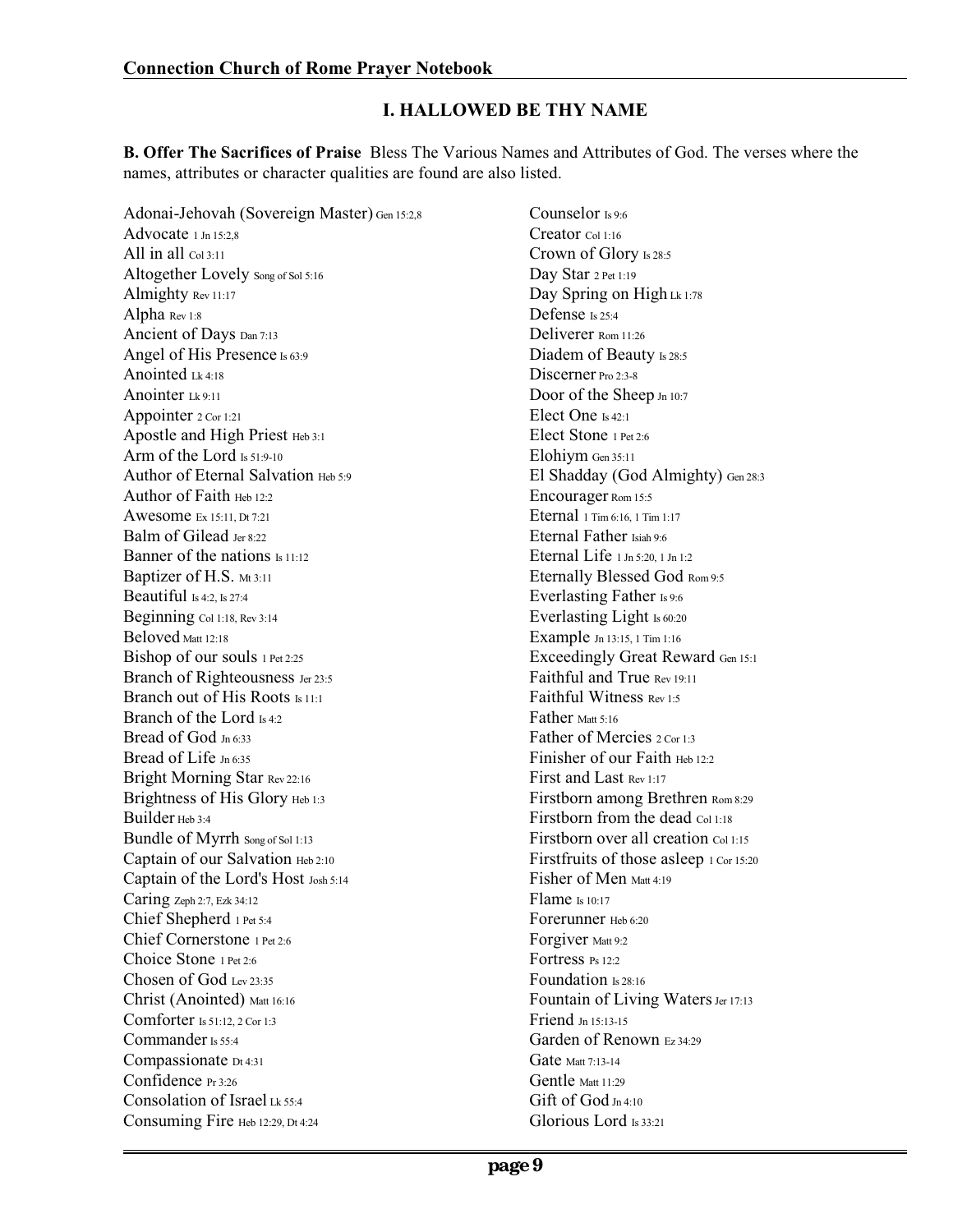## I. HALLOWED BE THY NAME

**B. Offer The Sacrifices of Praise** Bless The Various Names and Attributes of God. The verses where the names, attributes or character qualities are found are also listed.

Adonai-Jehovah (Sovereign Master) Gen 15:2,8
Advocate 1 Jn 15:2,8
All in all Col 3:11
Altogether Lovely Song of Sol 5:16
Almighty Rev 11:17
Alpha Rev 1:8
Ancient of Days Dan 7:13
Angel of His Presence Is 63:9
Anointed Lk 4:18
Anointer Lk 9:11
Appointer 2 Cor 1:21
Apostle and High Priest Heb 3:1
Arm of the Lord Is 51:9-10
Author of Eternal Salvation Heb 5:9
Author of Faith Heb 12:2
Awesome Ex 15:11, Dt 7:21
Balm of Gilead Jer 8:22
Banner of the nations Is 11:12
Baptizer of H.S. Mt 3:11
Beautiful Is 4:2, Is 27:4
Beginning Col 1:18, Rev 3:14
Beloved Matt 12:18
Bishop of our souls 1 Pet 2:25
Branch of Righteousness Jer 23:5
Branch out of His Roots Is 11:1
Branch of the Lord Is 4:2
Bread of God Jn 6:33
Bread of Life Jn 6:35
Bright Morning Star Rev 22:16
Brightness of His Glory Heb 1:3
Builder Heb 3:4
Bundle of Myrrh Song of Sol 1:13
Captain of our Salvation Heb 2:10
Captain of the Lord's Host Josh 5:14
Caring Zeph 2:7, Ezk 34:12
Chief Shepherd 1 Pet 5:4
Chief Cornerstone 1 Pet 2:6
Choice Stone 1 Pet 2:6
Chosen of God Lev 23:35
Christ (Anointed) Matt 16:16
Comforter Is 51:12, 2 Cor 1:3
Commander Is 55:4
Compassionate Dt 4:31
Confidence Pr 3:26
Consolation of Israel Lk 55:4
Consuming Fire Heb 12:29, Dt 4:24
Counselor Is 9:6
Creator Col 1:16
Crown of Glory Is 28:5
Day Star 2 Pet 1:19
Day Spring on High Lk 1:78
Defense Is 25:4
Deliverer Rom 11:26
Diadem of Beauty Is 28:5
Discerner Pro 2:3-8
Door of the Sheep Jn 10:7
Elect One Is 42:1
Elect Stone 1 Pet 2:6
Elohiym Gen 35:11
El Shadday (God Almighty) Gen 28:3
Encourager Rom 15:5
Eternal 1 Tim 6:16, 1 Tim 1:17
Eternal Father Isiah 9:6
Eternal Life 1 Jn 5:20, 1 Jn 1:2
Eternally Blessed God Rom 9:5
Everlasting Father Is 9:6
Everlasting Light Is 60:20
Example Jn 13:15, 1 Tim 1:16
Exceedingly Great Reward Gen 15:1
Faithful and True Rev 19:11
Faithful Witness Rev 1:5
Father Matt 5:16
Father of Mercies 2 Cor 1:3
Finisher of our Faith Heb 12:2
First and Last Rev 1:17
Firstborn among Brethren Rom 8:29
Firstborn from the dead Col 1:18
Firstborn over all creation Col 1:15
Firstfruits of those asleep 1 Cor 15:20
Fisher of Men Matt 4:19
Flame Is 10:17
Forerunner Heb 6:20
Forgiver Matt 9:2
Fortress Ps 12:2
Foundation Is 28:16
Fountain of Living Waters Jer 17:13
Friend Jn 15:13-15
Garden of Renown Ez 34:29
Gate Matt 7:13-14
Gentle Matt 11:29
Gift of God Jn 4:10
Glorious Lord Is 33:21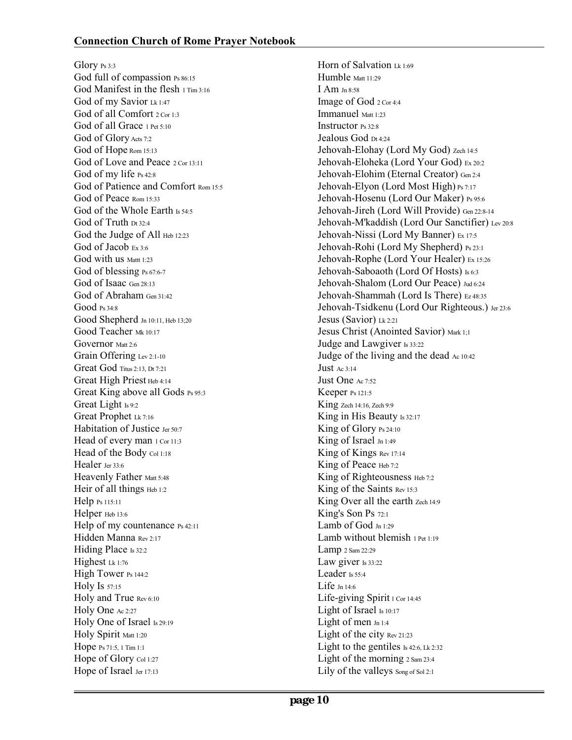Glory Ps 3:3
God full of compassion Ps 86:15
God Manifest in the flesh 1 Tim 3:16
God of my Savior Lk 1:47
God of all Comfort 2 Cor 1:3
God of all Grace 1 Pet 5:10
God of Glory Acts 7:2
God of Hope Rom 15:13
God of Love and Peace 2 Cor 13:11
God of my life Ps 42:8
God of Patience and Comfort Rom 15:5
God of Peace Rom 15:33
God of the Whole Earth Is 54:5
God of Truth Dt 32:4
God the Judge of All Heb 12:23
God of Jacob Ex 3:6
God with us Mattt 1:23
God of blessing Ps 67:6-7
God of Isaac Gen 28:13
God of Abraham Gen 31:42
Good Ps 34:8
Good Shepherd Jn 10:11, Heb 13;20
Good Teacher Mk 10:17
Governor Matt 2:6
Grain Offering Lev 2:1-10
Great God Titus 2:13, Dt 7:21
Great High Priest Heb 4:14
Great King above all Gods Ps 95:3
Great Light Is 9:2
Great Prophet Lk 7:16
Habitation of Justice Jer 50:7
Head of every man 1 Cor 11:3
Head of the Body Col 1:18
Healer Jer 33:6
Heavenly Father Matt 5:48
Heir of all things Heb 1:2
Help Ps 115:11
Helper Heb 13:6
Help of my countenance Ps 42:11
Hidden Manna Rev 2:17
Hiding Place Is 32:2
Highest Lk 1:76
High Tower Ps 144:2
Holy Is 57:15
Holy and True Rev 6:10
Holy One Ac 2:27
Holy One of Israel Is 29:19
Holy Spirit Matt 1:20
Hope Ps 71:5, 1 Tim 1:1
Hope of Glory Col 1:27
Hope of Israel Jer 17:13
Horn of Salvation Lk 1:69
Humble Matt 11:29
I Am Jn 8:58
Image of God 2 Cor 4:4
Immanuel Matt 1:23
Instructor Ps 32:8
Jealous God Dt 4:24
Jehovah-Elohay (Lord My God) Zech 14:5
Jehovah-Eloheka (Lord Your God) Ex 20:2
Jehovah-Elohim (Eternal Creator) Gen 2:4
Jehovah-Elyon (Lord Most High) Ps 7:17
Jehovah-Hosenu (Lord Our Maker) Ps 95:6
Jehovah-Jireh (Lord Will Provide) Gen 22:8-14
Jehovah-M'kaddish (Lord Our Sanctifier) Lev 20:8
Jehovah-Nissi (Lord My Banner) Ex 17:5
Jehovah-Rohi (Lord My Shepherd) Ps 23:1
Jehovah-Rophe (Lord Your Healer) Ex 15:26
Jehovah-Saboaoth (Lord Of Hosts) Is 6:3
Jehovah-Shalom (Lord Our Peace) Jud 6:24
Jehovah-Shammah (Lord Is There) Ez 48:35
Jehovah-Tsidkenu (Lord Our Righteous.) Jer 23:6
Jesus (Savior) Lk 2:21
Jesus Christ (Anointed Savior) Mark 1;1
Judge and Lawgiver Is 33:22
Judge of the living and the dead Ac 10:42
Just Ac 3:14
Just One Ac 7:52
Keeper Ps 121:5
King Zech 14:16, Zech 9:9
King in His Beauty Is 32:17
King of Glory Ps 24:10
King of Israel Jn 1:49
King of Kings Rev 17:14
King of Peace Heb 7:2
King of Righteousness Heb 7:2
King of the Saints Rev 15:3
King Over all the earth Zech 14:9
King's Son Ps 72:1
Lamb of God Jn 1:29
Lamb without blemish 1 Pet 1:19
Lamp 2 Sam 22:29
Law giver Is 33:22
Leader Is 55:4
Life Jn 14:6
Life-giving Spirit 1 Cor 14:45
Light of Israel Is 10:17
Light of men Jn 1:4
Light of the city Rev 21:23
Light to the gentiles Is 42:6, Lk 2:32
Light of the morning 2 Sam 23:4
Lily of the valleys Song of Sol 2:1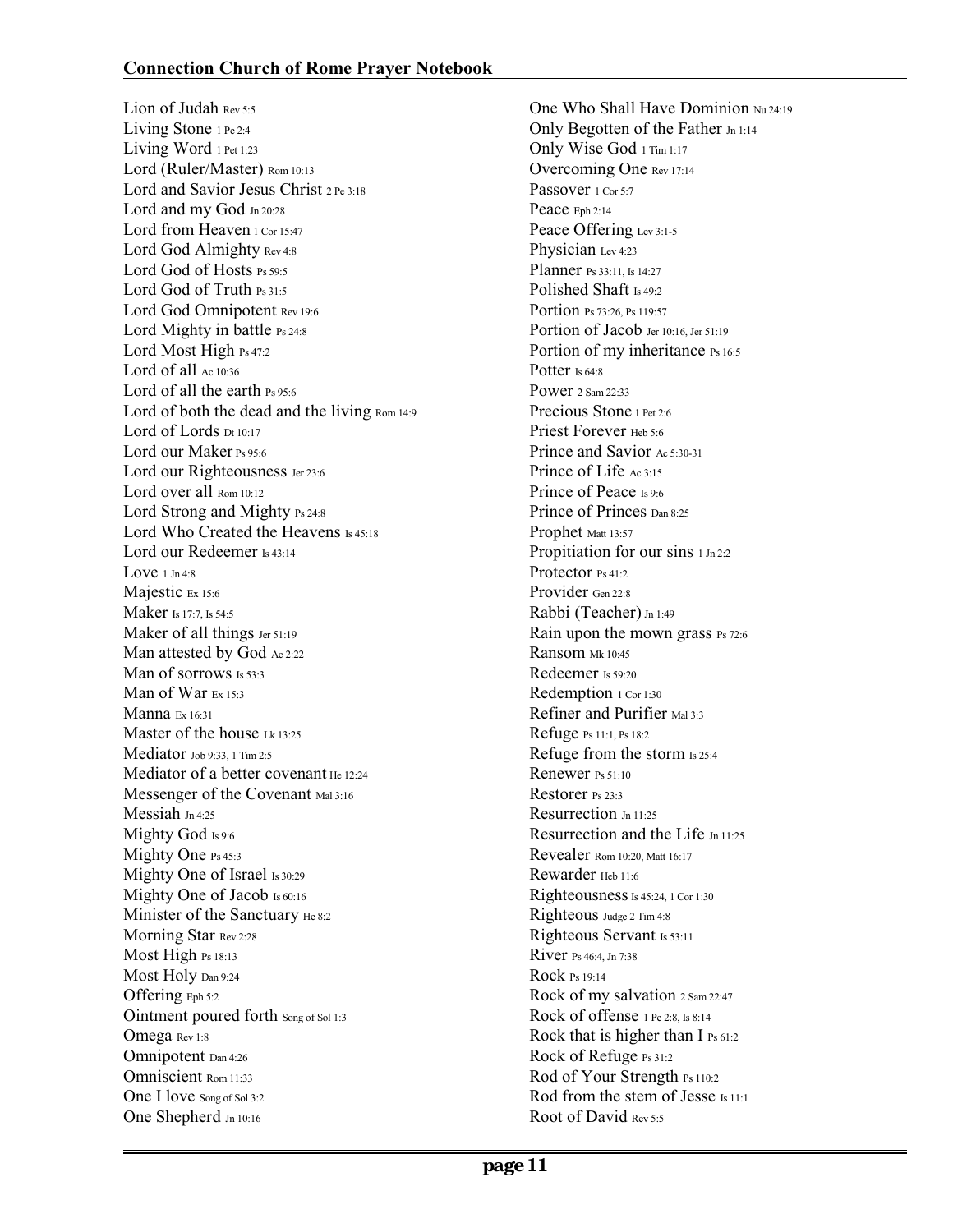Lion of Judah Rev 5:5
Living Stone 1 Pe 2:4
Living Word 1 Pet 1:23
Lord (Ruler/Master) Rom 10:13
Lord and Savior Jesus Christ 2 Pe 3:18
Lord and my God Jn 20:28
Lord from Heaven 1 Cor 15:47
Lord God Almighty Rev 4:8
Lord God of Hosts Ps 59:5
Lord God of Truth Ps 31:5
Lord God Omnipotent Rev 19:6
Lord Mighty in battle Ps 24:8
Lord Most High Ps 47:2
Lord of all Ac 10:36
Lord of all the earth Ps 95:6
Lord of both the dead and the living Rom 14:9
Lord of Lords Dt 10:17
Lord our Maker Ps 95:6
Lord our Righteousness Jer 23:6
Lord over all Rom 10:12
Lord Strong and Mighty Ps 24:8
Lord Who Created the Heavens Is 45:18
Lord our Redeemer Is 43:14
Love 1 Jn 4:8
Majestic Ex 15:6
Maker Is 17:7, Is 54:5
Maker of all things Jer 51:19
Man attested by God Ac 2:22
Man of sorrows Is 53:3
Man of War Ex 15:3
Manna Ex 16:31
Master of the house Lk 13:25
Mediator Job 9:33, 1 Tim 2:5
Mediator of a better covenant He 12:24
Messenger of the Covenant Mal 3:16
Messiah Jn 4:25
Mighty God Is 9:6
Mighty One Ps 45:3
Mighty One of Israel Is 30:29
Mighty One of Jacob Is 60:16
Minister of the Sanctuary He 8:2
Morning Star Rev 2:28
Most High Ps 18:13
Most Holy Dan 9:24
Offering Eph 5:2
Ointment poured forth Song of Sol 1:3
Omega Rev 1:8
Omnipotent Dan 4:26
Omniscient Rom 11:33
One I love Song of Sol 3:2
One Shepherd Jn 10:16
One Who Shall Have Dominion Nu 24:19
Only Begotten of the Father Jn 1:14
Only Wise God 1 Tim 1:17
Overcoming One Rev 17:14
Passover 1 Cor 5:7
Peace Eph 2:14
Peace Offering Lev 3:1-5
Physician Lev 4:23
Planner Ps 33:11, Is 14:27
Polished Shaft Is 49:2
Portion Ps 73:26, Ps 119:57
Portion of Jacob Jer 10:16, Jer 51:19
Portion of my inheritance Ps 16:5
Potter Is 64:8
Power 2 Sam 22:33
Precious Stone 1 Pet 2:6
Priest Forever Heb 5:6
Prince and Savior Ac 5:30-31
Prince of Life Ac 3:15
Prince of Peace Is 9:6
Prince of Princes Dan 8:25
Prophet Matt 13:57
Propitiation for our sins 1 Jn 2:2
Protector Ps 41:2
Provider Gen 22:8
Rabbi (Teacher) Jn 1:49
Rain upon the mown grass Ps 72:6
Ransom Mk 10:45
Redeemer Is 59:20
Redemption 1 Cor 1:30
Refiner and Purifier Mal 3:3
Refuge Ps 11:1, Ps 18:2
Refuge from the storm Is 25:4
Renewer Ps 51:10
Restorer Ps 23:3
Resurrection Jn 11:25
Resurrection and the Life Jn 11:25
Revealer Rom 10:20, Matt 16:17
Rewarder Heb 11:6
Righteousness Is 45:24, 1 Cor 1:30
Righteous Judge 2 Tim 4:8
Righteous Servant Is 53:11
River Ps 46:4, Jn 7:38
Rock Ps 19:14
Rock of my salvation 2 Sam 22:47
Rock of offense 1 Pe 2:8, Is 8:14
Rock that is higher than I Ps 61:2
Rock of Refuge Ps 31:2
Rod of Your Strength Ps 110:2
Rod from the stem of Jesse Is 11:1
Root of David Rev 5:5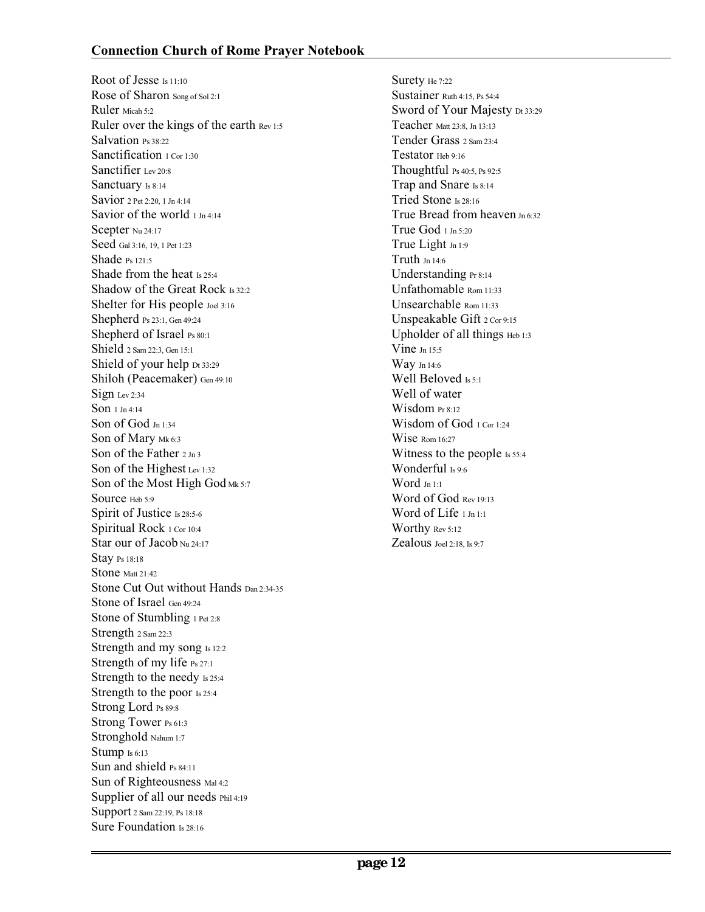Root of Jesse Is 11:10
Rose of Sharon Song of Sol 2:1
Ruler Micah 5:2
Ruler over the kings of the earth Rev 1:5
Salvation Ps 38:22
Sanctification 1 Cor 1:30
Sanctifier Lev 20:8
Sanctuary Is 8:14
Savior 2 Pet 2:20, 1 Jn 4:14
Savior of the world 1 Jn 4:14
Scepter Nu 24:17
Seed Gal 3:16, 19, 1 Pet 1:23
Shade Ps 121:5
Shade from the heat Is 25:4
Shadow of the Great Rock Is 32:2
Shelter for His people Joel 3:16
Shepherd Ps 23:1, Gen 49:24
Shepherd of Israel Ps 80:1
Shield 2 Sam 22:3, Gen 15:1
Shield of your help Dt 33:29
Shiloh (Peacemaker) Gen 49:10
Sign Lev 2:34
Son 1 Jn 4:14
Son of God Jn 1:34
Son of Mary Mk 6:3
Son of the Father 2 Jn 3
Son of the Highest Lev 1:32
Son of the Most High God Mk 5:7
Source Heb 5:9
Spirit of Justice Is 28:5-6
Spiritual Rock 1 Cor 10:4
Star our of Jacob Nu 24:17
Stay Ps 18:18
Stone Matt 21:42
Stone Cut Out without Hands Dan 2:34-35
Stone of Israel Gen 49:24
Stone of Stumbling 1 Pet 2:8
Strength 2 Sam 22:3
Strength and my song Is 12:2
Strength of my life Ps 27:1
Strength to the needy Is 25:4
Strength to the poor Is 25:4
Strong Lord Ps 89:8
Strong Tower Ps 61:3
Stronghold Nahum 1:7
Stump Is 6:13
Sun and shield Ps 84:11
Sun of Righteousness Mal 4:2
Supplier of all our needs Phil 4:19
Support 2 Sam 22:19, Ps 18:18
Sure Foundation Is 28:16
Surety He 7:22
Sustainer Ruth 4:15, Ps 54:4
Sword of Your Majesty Dt 33:29
Teacher Matt 23:8, Jn 13:13
Tender Grass 2 Sam 23:4
Testator Heb 9:16
Thoughtful Ps 40:5, Ps 92:5
Trap and Snare Is 8:14
Tried Stone Is 28:16
True Bread from heaven Jn 6:32
True God 1 Jn 5:20
True Light Jn 1:9
Truth Jn 14:6
Understanding Pr 8:14
Unfathomable Rom 11:33
Unsearchable Rom 11:33
Unspeakable Gift 2 Cor 9:15
Upholder of all things Heb 1:3
Vine Jn 15:5
Way Jn 14:6
Well Beloved Is 5:1
Well of water
Wisdom Pr 8:12
Wisdom of God 1 Cor 1:24
Wise Rom 16:27
Witness to the people Is 55:4
Wonderful Is 9:6
Word Jn 1:1
Word of God Rev 19:13
Word of Life 1 Jn 1:1
Worthy Rev 5:12
Zealous Joel 2:18, Is 9:7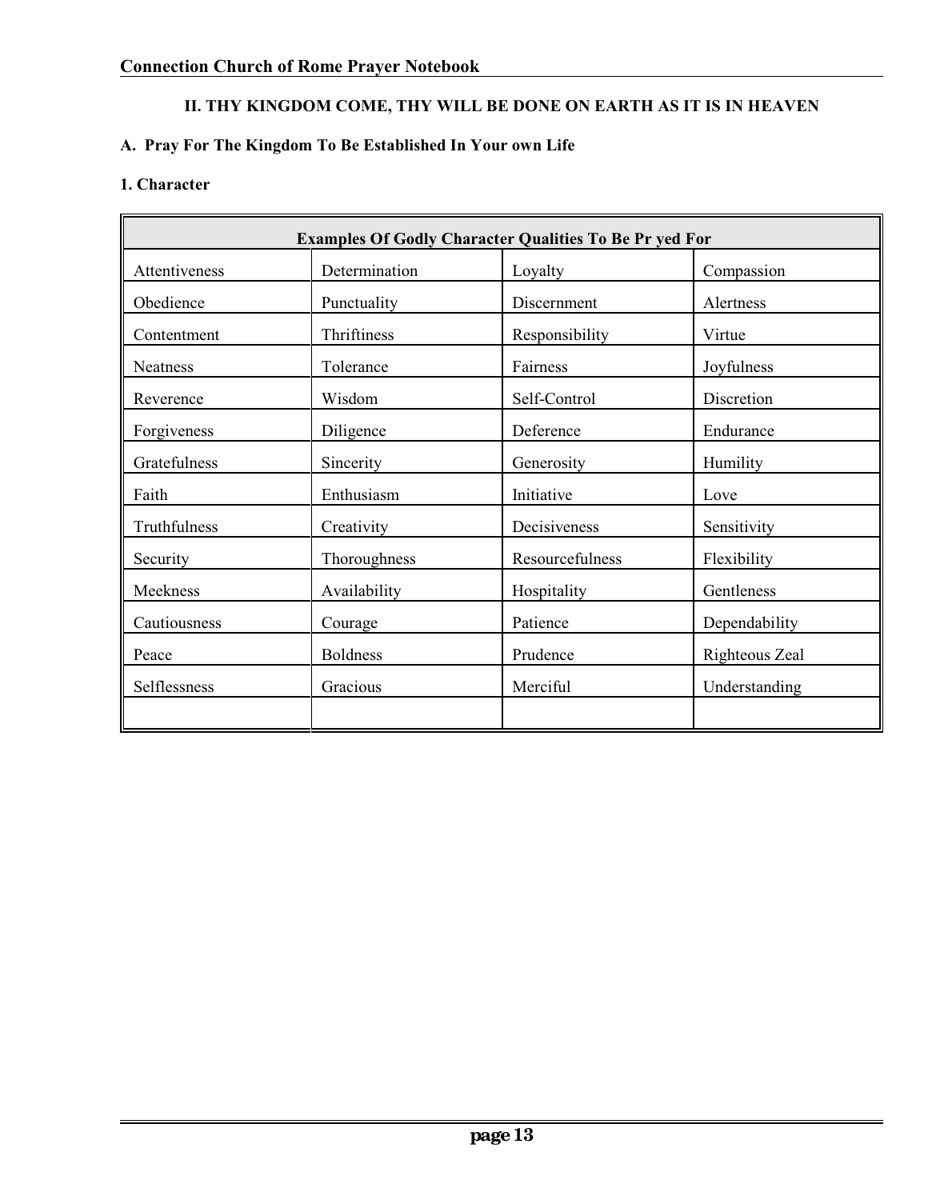## II. THY KINGDOM COME, THY WILL BE DONE ON EARTH AS IT IS IN HEAVEN

### A. Pray For The Kingdom To Be Established In Your own Life

#### 1. Character

| Examples Of Godly Character Qualities To Be Pr yed For | | | |
|---|---|---|---|
| Attentiveness | Determination | Loyalty | Compassion |
| Obedience | Punctuality | Discernment | Alertness |
| Contentment | Thriftiness | Responsibility | Virtue |
| Neatness | Tolerance | Fairness | Joyfulness |
| Reverence | Wisdom | Self-Control | Discretion |
| Forgiveness | Diligence | Deference | Endurance |
| Gratefulness | Sincerity | Generosity | Humility |
| Faith | Enthusiasm | Initiative | Love |
| Truthfulness | Creativity | Decisiveness | Sensitivity |
| Security | Thoroughness | Resourcefulness | Flexibility |
| Meekness | Availability | Hospitality | Gentleness |
| Cautiousness | Courage | Patience | Dependability |
| Peace | Boldness | Prudence | Righteous Zeal |
| Selflessness | Gracious | Merciful | Understanding |
| | | | |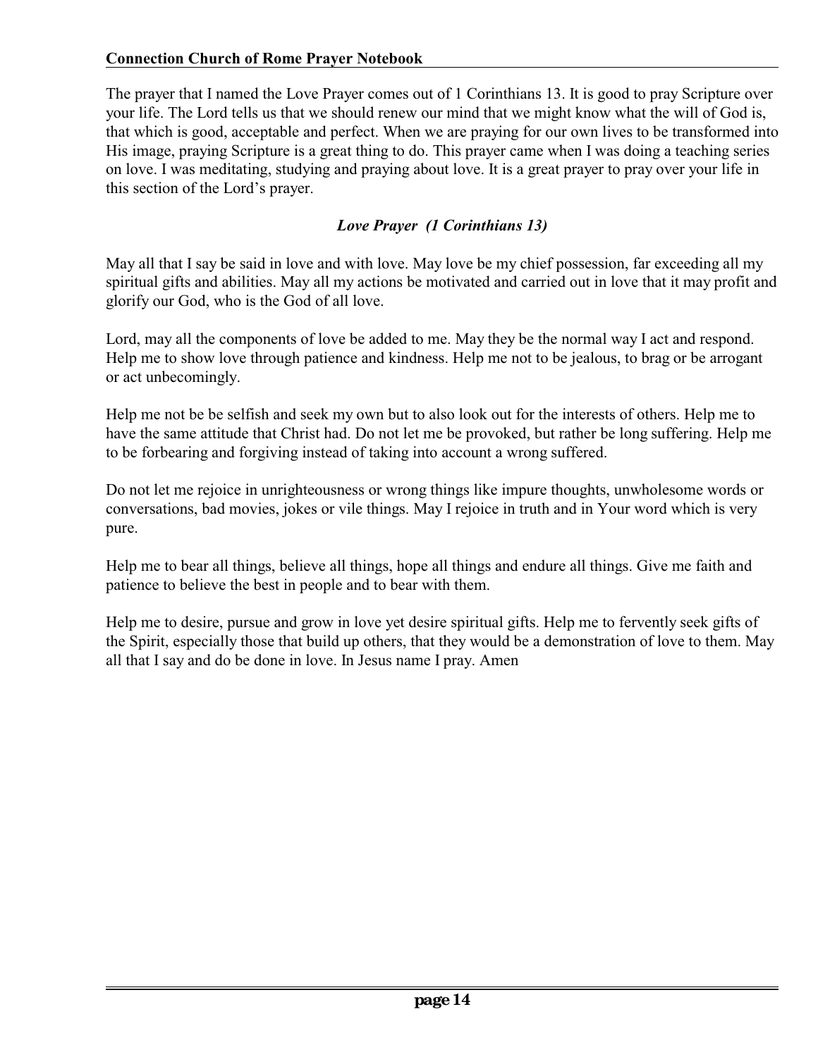The prayer that I named the Love Prayer comes out of 1 Corinthians 13. It is good to pray Scripture over your life. The Lord tells us that we should renew our mind that we might know what the will of God is, that which is good, acceptable and perfect. When we are praying for our own lives to be transformed into His image, praying Scripture is a great thing to do. This prayer came when I was doing a teaching series on love. I was meditating, studying and praying about love. It is a great prayer to pray over your life in this section of the Lord's prayer.

### *Love Prayer (1 Corinthians 13)*

May all that I say be said in love and with love. May love be my chief possession, far exceeding all my spiritual gifts and abilities. May all my actions be motivated and carried out in love that it may profit and glorify our God, who is the God of all love.

Lord, may all the components of love be added to me. May they be the normal way I act and respond. Help me to show love through patience and kindness. Help me not to be jealous, to brag or be arrogant or act unbecomingly.

Help me not be be selfish and seek my own but to also look out for the interests of others. Help me to have the same attitude that Christ had. Do not let me be provoked, but rather be long suffering. Help me to be forbearing and forgiving instead of taking into account a wrong suffered.

Do not let me rejoice in unrighteousness or wrong things like impure thoughts, unwholesome words or conversations, bad movies, jokes or vile things. May I rejoice in truth and in Your word which is very pure.

Help me to bear all things, believe all things, hope all things and endure all things. Give me faith and patience to believe the best in people and to bear with them.

Help me to desire, pursue and grow in love yet desire spiritual gifts. Help me to fervently seek gifts of the Spirit, especially those that build up others, that they would be a demonstration of love to them. May all that I say and do be done in love. In Jesus name I pray. Amen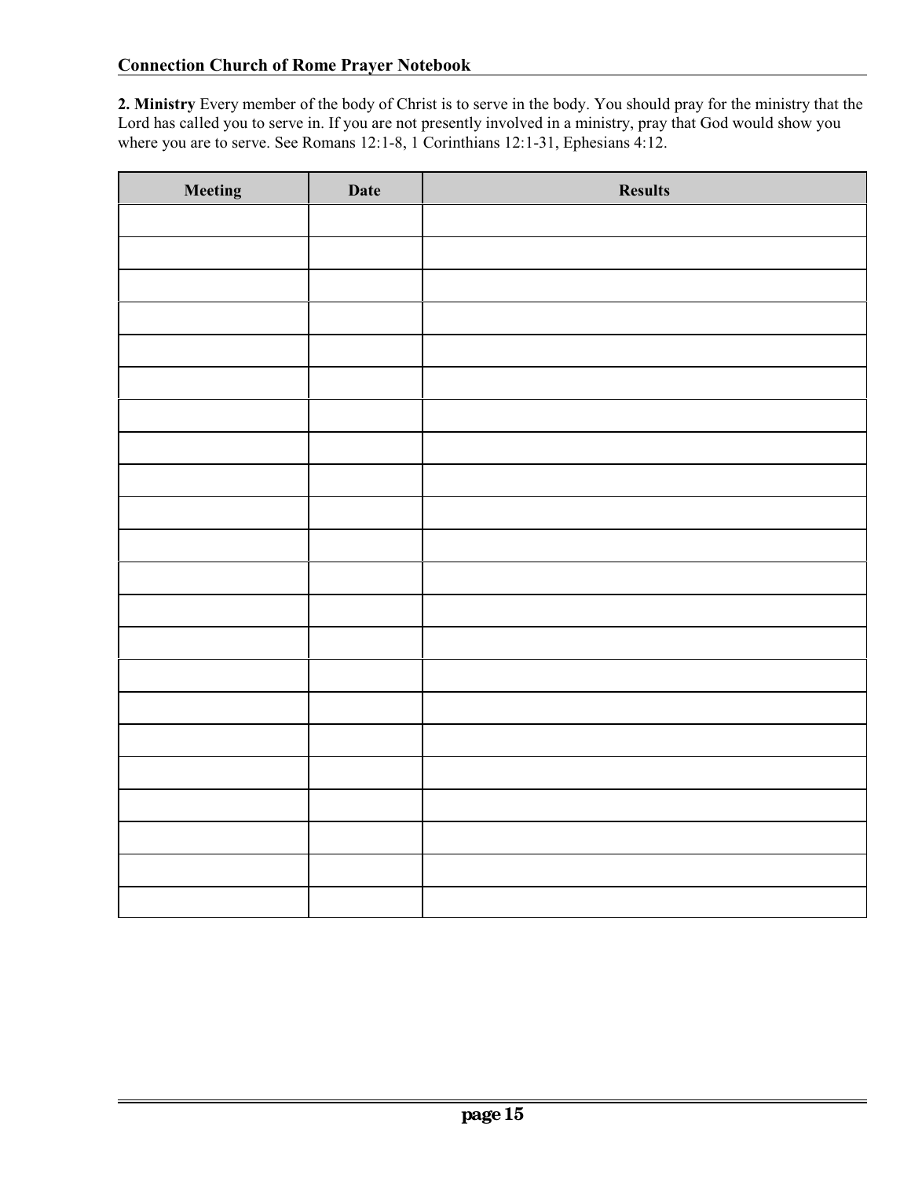**2. Ministry** Every member of the body of Christ is to serve in the body. You should pray for the ministry that the Lord has called you to serve in. If you are not presently involved in a ministry, pray that God would show you where you are to serve. See Romans 12:1-8, 1 Corinthians 12:1-31, Ephesians 4:12.

| Meeting | Date | Results |
|---|---|---|
| | | |
| | | |
| | | |
| | | |
| | | |
| | | |
| | | |
| | | |
| | | |
| | | |
| | | |
| | | |
| | | |
| | | |
| | | |
| | | |
| | | |
| | | |
| | | |
| | | |
| | | |
| | | |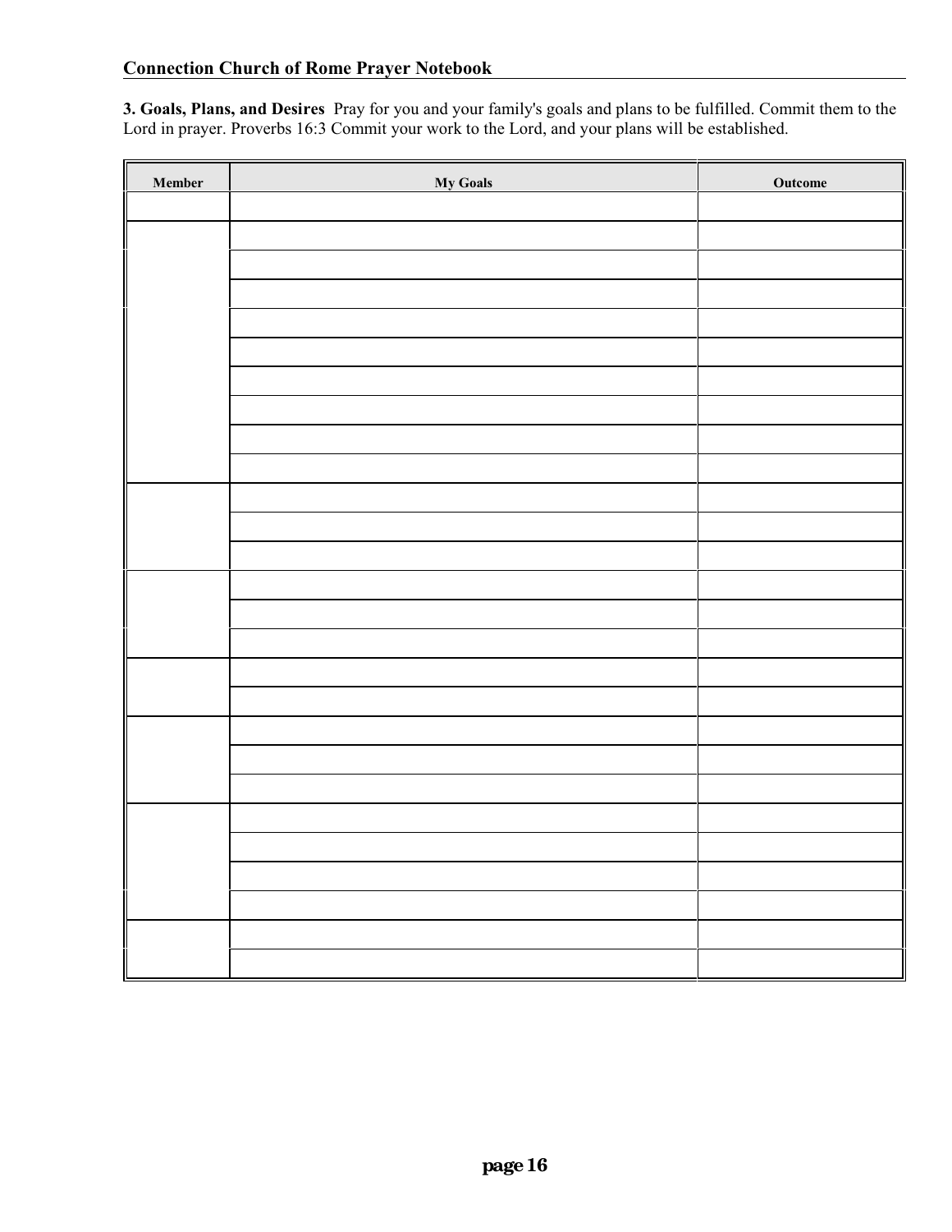**3. Goals, Plans, and Desires** Pray for you and your family's goals and plans to be fulfilled. Commit them to the Lord in prayer. Proverbs 16:3 Commit your work to the Lord, and your plans will be established.

| Member | My Goals | Outcome |
|---|---|---|
| | | |
| | | |
| | | |
| | | |
| | | |
| | | |
| | | |
| | | |
| | | |
| | | |
| | | |
| | | |
| | | |
| | | |
| | | |
| | | |
| | | |
| | | |
| | | |
| | | |
| | | |
| | | |
| | | |
| | | |
| | | |
| | | |
| | | |
| | | |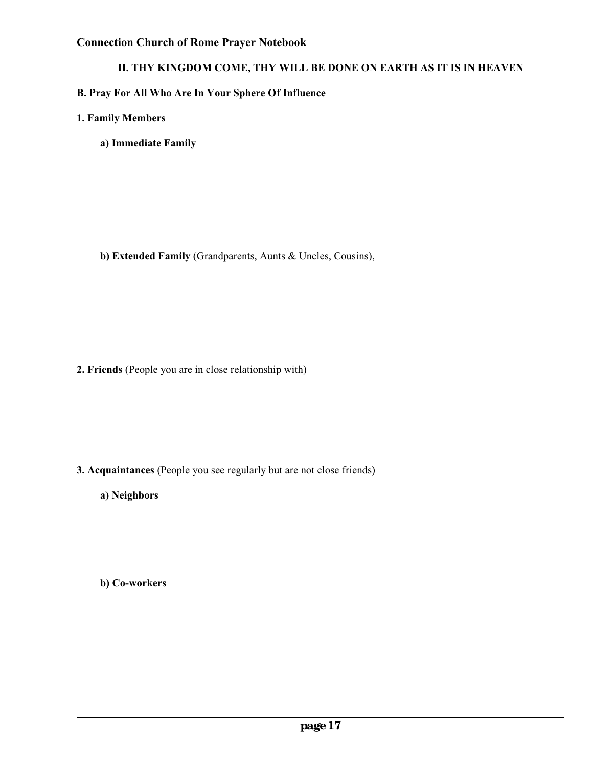## II. THY KINGDOM COME, THY WILL BE DONE ON EARTH AS IT IS IN HEAVEN

### B. Pray For All Who Are In Your Sphere Of Influence

**1. Family Members**

**a) Immediate Family**

**b) Extended Family** (Grandparents, Aunts & Uncles, Cousins),

**2. Friends** (People you are in close relationship with)

**3. Acquaintances** (People you see regularly but are not close friends)

**a) Neighbors**

**b) Co-workers**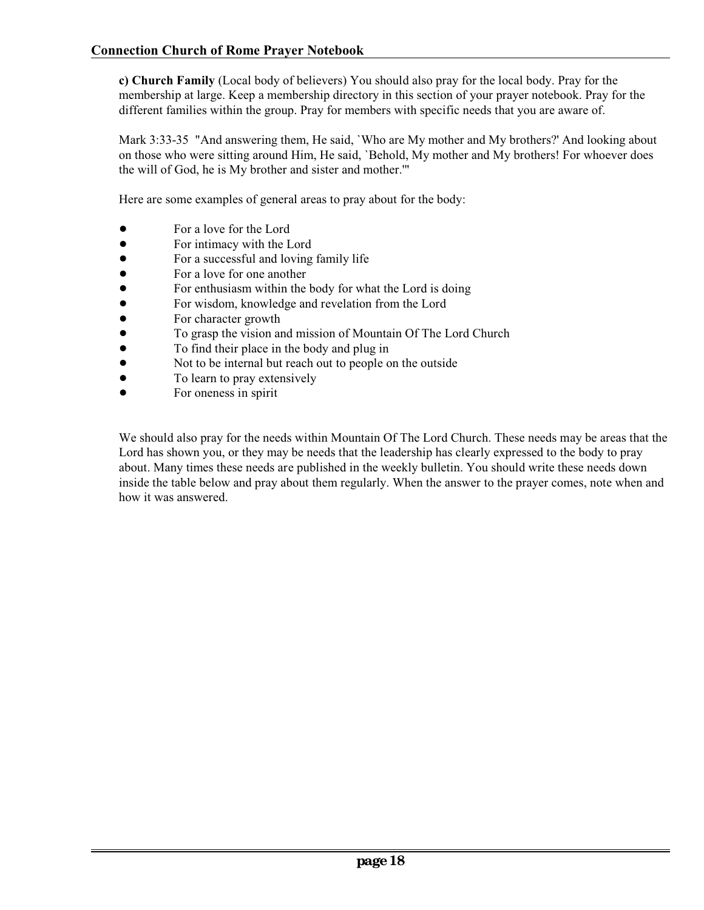**c) Church Family** (Local body of believers) You should also pray for the local body. Pray for the membership at large. Keep a membership directory in this section of your prayer notebook. Pray for the different families within the group. Pray for members with specific needs that you are aware of.

Mark 3:33-35 "And answering them, He said, `Who are My mother and My brothers?' And looking about on those who were sitting around Him, He said, `Behold, My mother and My brothers! For whoever does the will of God, he is My brother and sister and mother.'"

Here are some examples of general areas to pray about for the body:

- For a love for the Lord
- For intimacy with the Lord
- For a successful and loving family life
- For a love for one another
- For enthusiasm within the body for what the Lord is doing
- For wisdom, knowledge and revelation from the Lord
- For character growth
- To grasp the vision and mission of Mountain Of The Lord Church
- To find their place in the body and plug in
- Not to be internal but reach out to people on the outside
- To learn to pray extensively
- For oneness in spirit

We should also pray for the needs within Mountain Of The Lord Church. These needs may be areas that the Lord has shown you, or they may be needs that the leadership has clearly expressed to the body to pray about. Many times these needs are published in the weekly bulletin. You should write these needs down inside the table below and pray about them regularly. When the answer to the prayer comes, note when and how it was answered.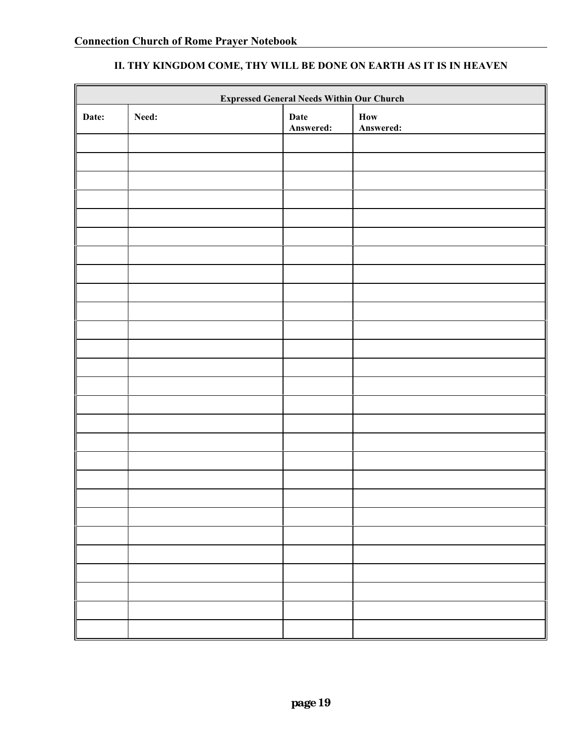## II. THY KINGDOM COME, THY WILL BE DONE ON EARTH AS IT IS IN HEAVEN

| Expressed General Needs Within Our Church | | | |
|---|---|---|---|
| **Date:** | **Need:** | **Date Answered:** | **How Answered:** |
| | | | |
| | | | |
| | | | |
| | | | |
| | | | |
| | | | |
| | | | |
| | | | |
| | | | |
| | | | |
| | | | |
| | | | |
| | | | |
| | | | |
| | | | |
| | | | |
| | | | |
| | | | |
| | | | |
| | | | |
| | | | |
| | | | |
| | | | |
| | | | |
| | | | |
| | | | |
| | | | |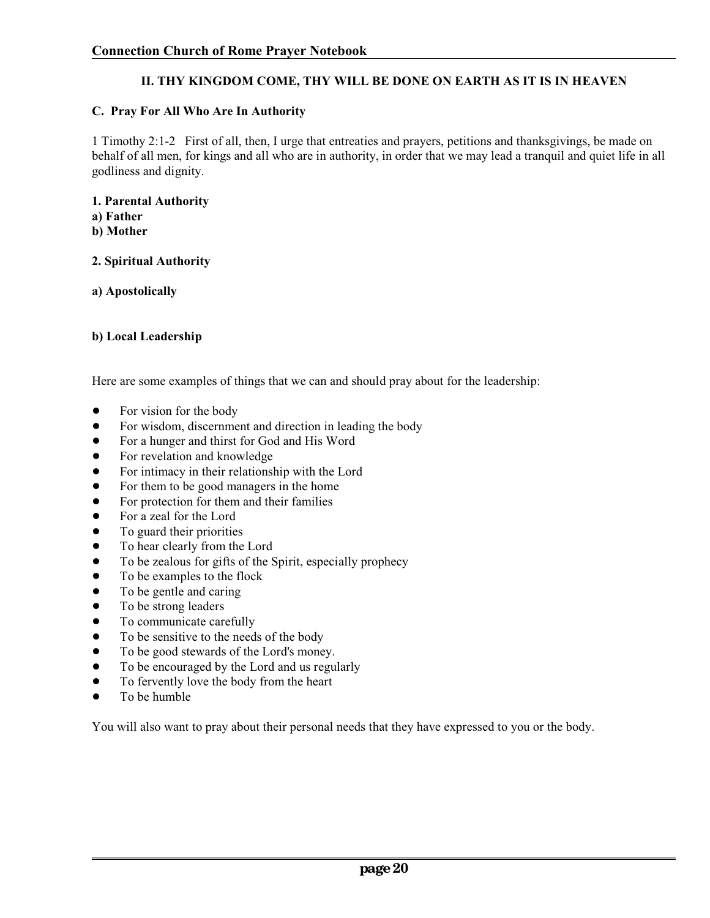## II. THY KINGDOM COME, THY WILL BE DONE ON EARTH AS IT IS IN HEAVEN

### C. Pray For All Who Are In Authority

1 Timothy 2:1-2   First of all, then, I urge that entreaties and prayers, petitions and thanksgivings, be made on behalf of all men, for kings and all who are in authority, in order that we may lead a tranquil and quiet life in all godliness and dignity.

**1. Parental Authority**
**a) Father**
**b) Mother**

**2. Spiritual Authority**

**a) Apostolically**

**b) Local Leadership**

Here are some examples of things that we can and should pray about for the leadership:

- For vision for the body
- For wisdom, discernment and direction in leading the body
- For a hunger and thirst for God and His Word
- For revelation and knowledge
- For intimacy in their relationship with the Lord
- For them to be good managers in the home
- For protection for them and their families
- For a zeal for the Lord
- To guard their priorities
- To hear clearly from the Lord
- To be zealous for gifts of the Spirit, especially prophecy
- To be examples to the flock
- To be gentle and caring
- To be strong leaders
- To communicate carefully
- To be sensitive to the needs of the body
- To be good stewards of the Lord's money.
- To be encouraged by the Lord and us regularly
- To fervently love the body from the heart
- To be humble

You will also want to pray about their personal needs that they have expressed to you or the body.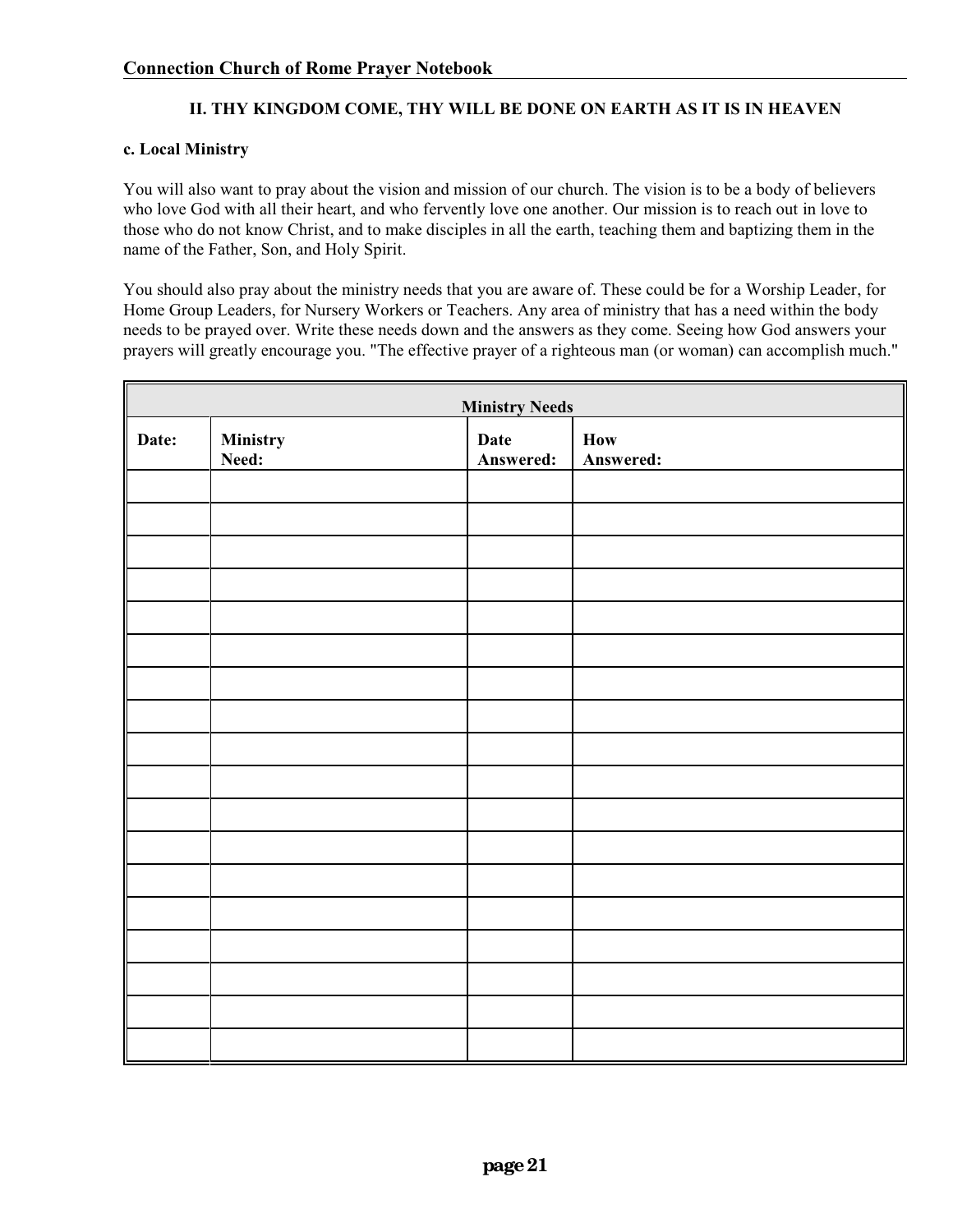## II. THY KINGDOM COME, THY WILL BE DONE ON EARTH AS IT IS IN HEAVEN

### c. Local Ministry

You will also want to pray about the vision and mission of our church. The vision is to be a body of believers who love God with all their heart, and who fervently love one another. Our mission is to reach out in love to those who do not know Christ, and to make disciples in all the earth, teaching them and baptizing them in the name of the Father, Son, and Holy Spirit.

You should also pray about the ministry needs that you are aware of. These could be for a Worship Leader, for Home Group Leaders, for Nursery Workers or Teachers. Any area of ministry that has a need within the body needs to be prayed over. Write these needs down and the answers as they come. Seeing how God answers your prayers will greatly encourage you. "The effective prayer of a righteous man (or woman) can accomplish much."

| Ministry Needs | | | |
|---|---|---|---|
| **Date:** | **Ministry Need:** | **Date Answered:** | **How Answered:** |
| | | | |
| | | | |
| | | | |
| | | | |
| | | | |
| | | | |
| | | | |
| | | | |
| | | | |
| | | | |
| | | | |
| | | | |
| | | | |
| | | | |
| | | | |
| | | | |
| | | | |
| | | | |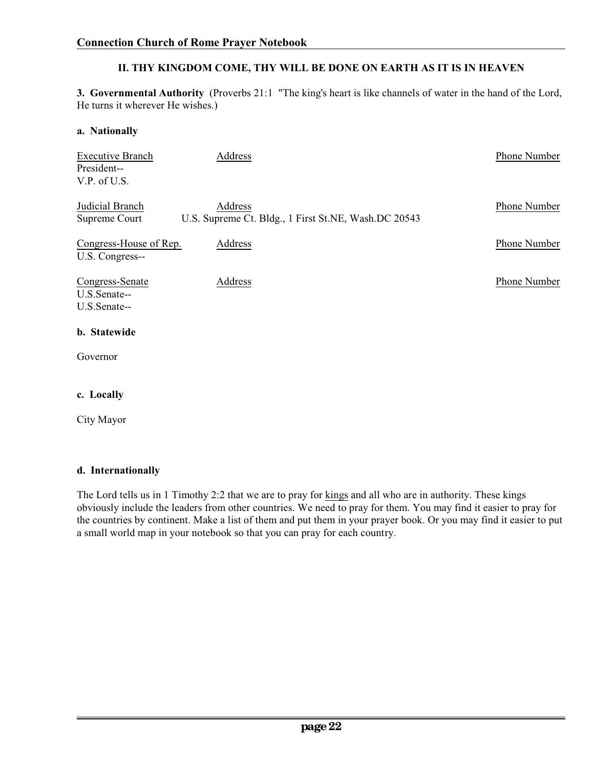## II. THY KINGDOM COME, THY WILL BE DONE ON EARTH AS IT IS IN HEAVEN

**3. Governmental Authority** (Proverbs 21:1 "The king's heart is like channels of water in the hand of the Lord, He turns it wherever He wishes.)

### a. Nationally

| Executive Branch | Address | Phone Number |
|---|---|---|
| President-- | | |
| V.P. of U.S. | | |

| Judicial Branch | Address | Phone Number |
|---|---|---|
| Supreme Court | U.S. Supreme Ct. Bldg., 1 First St.NE, Wash.DC 20543 | |

| Congress-House of Rep. | Address | Phone Number |
|---|---|---|
| U.S. Congress-- | | |

| Congress-Senate | Address | Phone Number |
|---|---|---|
| U.S.Senate-- | | |
| U.S.Senate-- | | |

### b. Statewide

Governor

### c. Locally

City Mayor

### d. Internationally

The Lord tells us in 1 Timothy 2:2 that we are to pray for kings and all who are in authority. These kings obviously include the leaders from other countries. We need to pray for them. You may find it easier to pray for the countries by continent. Make a list of them and put them in your prayer book. Or you may find it easier to put a small world map in your notebook so that you can pray for each country.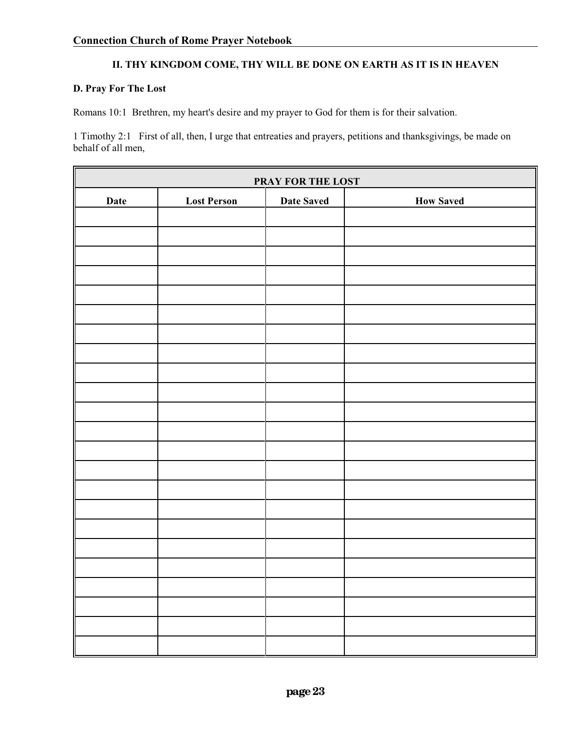## II. THY KINGDOM COME, THY WILL BE DONE ON EARTH AS IT IS IN HEAVEN

### D. Pray For The Lost

Romans 10:1 Brethren, my heart's desire and my prayer to God for them is for their salvation.

1 Timothy 2:1 First of all, then, I urge that entreaties and prayers, petitions and thanksgivings, be made on behalf of all men,

| PRAY FOR THE LOST | | | |
|---|---|---|---|
| **Date** | **Lost Person** | **Date Saved** | **How Saved** |
| | | | |
| | | | |
| | | | |
| | | | |
| | | | |
| | | | |
| | | | |
| | | | |
| | | | |
| | | | |
| | | | |
| | | | |
| | | | |
| | | | |
| | | | |
| | | | |
| | | | |
| | | | |
| | | | |
| | | | |
| | | | |
| | | | |
| | | | |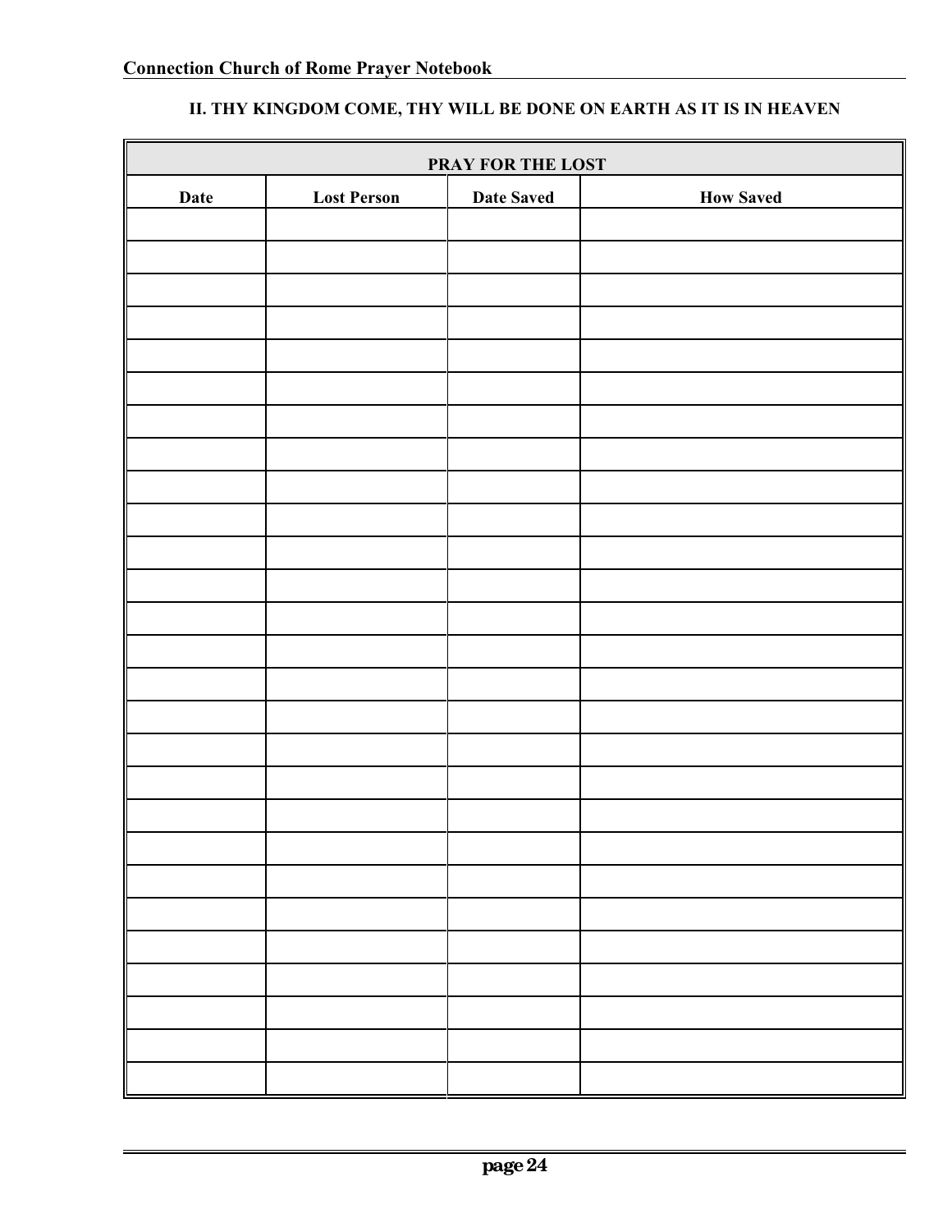## II. THY KINGDOM COME, THY WILL BE DONE ON EARTH AS IT IS IN HEAVEN

| PRAY FOR THE LOST | | | |
|---|---|---|---|
| **Date** | **Lost Person** | **Date Saved** | **How Saved** |
| | | | |
| | | | |
| | | | |
| | | | |
| | | | |
| | | | |
| | | | |
| | | | |
| | | | |
| | | | |
| | | | |
| | | | |
| | | | |
| | | | |
| | | | |
| | | | |
| | | | |
| | | | |
| | | | |
| | | | |
| | | | |
| | | | |
| | | | |
| | | | |
| | | | |
| | | | |
| | | | |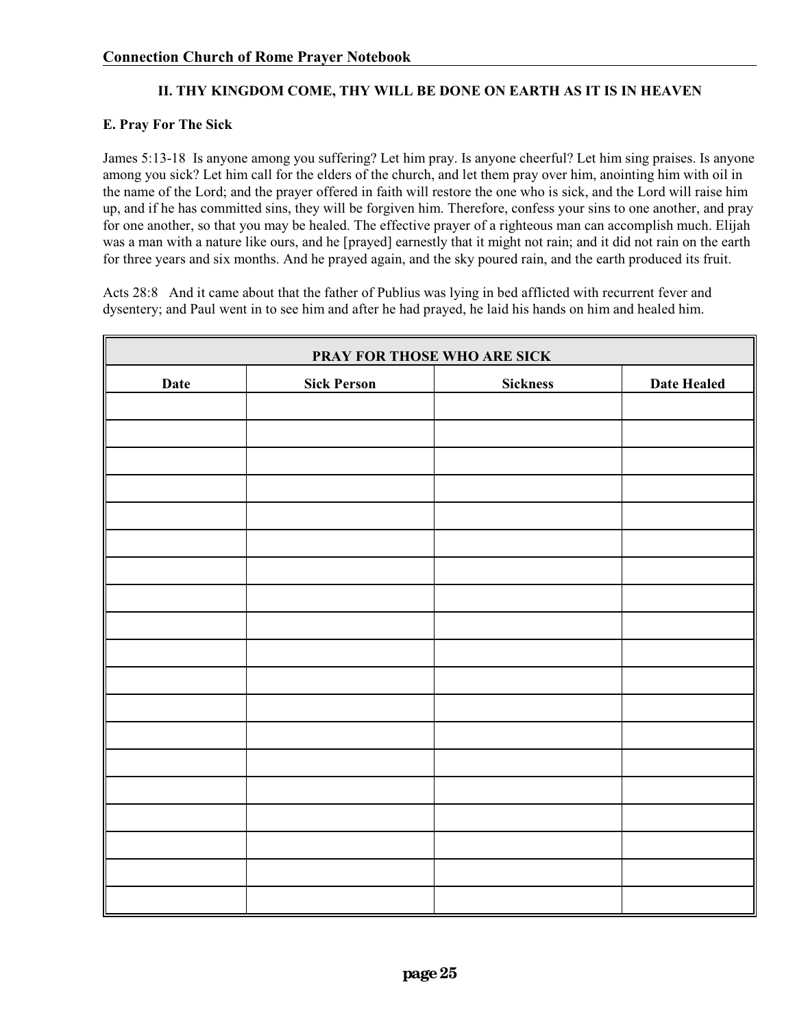## II. THY KINGDOM COME, THY WILL BE DONE ON EARTH AS IT IS IN HEAVEN

### E. Pray For The Sick

James 5:13-18 Is anyone among you suffering? Let him pray. Is anyone cheerful? Let him sing praises. Is anyone among you sick? Let him call for the elders of the church, and let them pray over him, anointing him with oil in the name of the Lord; and the prayer offered in faith will restore the one who is sick, and the Lord will raise him up, and if he has committed sins, they will be forgiven him. Therefore, confess your sins to one another, and pray for one another, so that you may be healed. The effective prayer of a righteous man can accomplish much. Elijah was a man with a nature like ours, and he [prayed] earnestly that it might not rain; and it did not rain on the earth for three years and six months. And he prayed again, and the sky poured rain, and the earth produced its fruit.

Acts 28:8 And it came about that the father of Publius was lying in bed afflicted with recurrent fever and dysentery; and Paul went in to see him and after he had prayed, he laid his hands on him and healed him.

| PRAY FOR THOSE WHO ARE SICK | | | |
|---|---|---|---|
| **Date** | **Sick Person** | **Sickness** | **Date Healed** |
| | | | |
| | | | |
| | | | |
| | | | |
| | | | |
| | | | |
| | | | |
| | | | |
| | | | |
| | | | |
| | | | |
| | | | |
| | | | |
| | | | |
| | | | |
| | | | |
| | | | |
| | | | |
| | | | |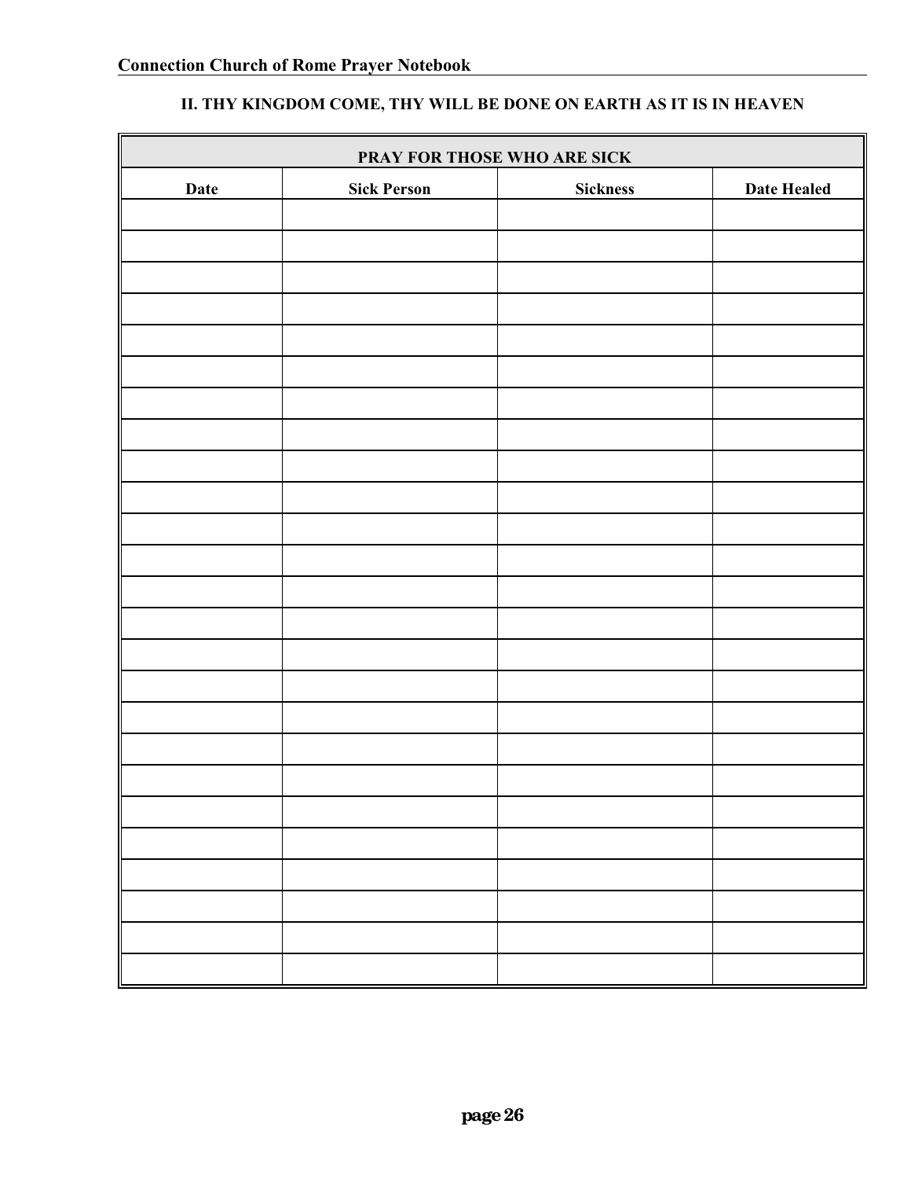## II. THY KINGDOM COME, THY WILL BE DONE ON EARTH AS IT IS IN HEAVEN

| PRAY FOR THOSE WHO ARE SICK | | | |
|---|---|---|---|
| **Date** | **Sick Person** | **Sickness** | **Date Healed** |
| | | | |
| | | | |
| | | | |
| | | | |
| | | | |
| | | | |
| | | | |
| | | | |
| | | | |
| | | | |
| | | | |
| | | | |
| | | | |
| | | | |
| | | | |
| | | | |
| | | | |
| | | | |
| | | | |
| | | | |
| | | | |
| | | | |
| | | | |
| | | | |
| | | | |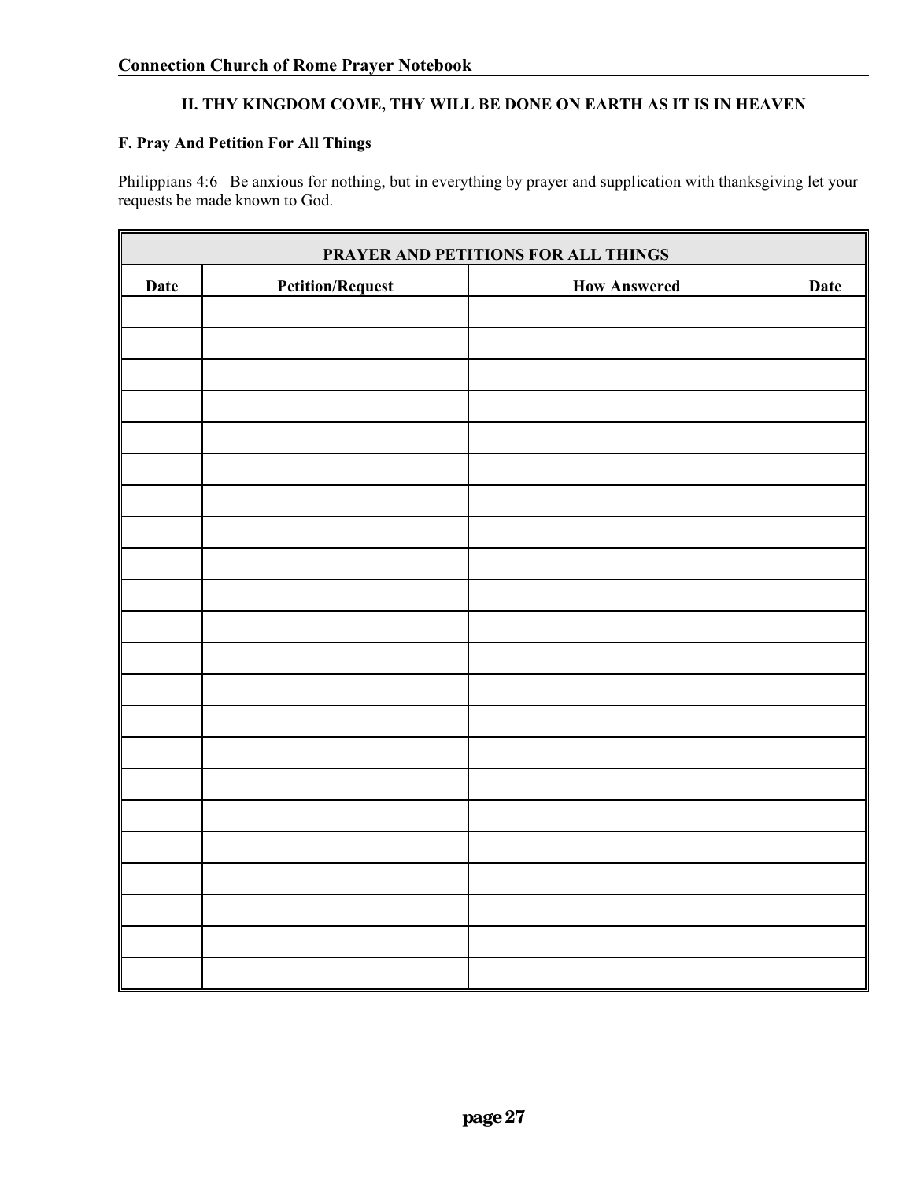## II. THY KINGDOM COME, THY WILL BE DONE ON EARTH AS IT IS IN HEAVEN

### F. Pray And Petition For All Things

Philippians 4:6   Be anxious for nothing, but in everything by prayer and supplication with thanksgiving let your requests be made known to God.

| PRAYER AND PETITIONS FOR ALL THINGS | | | |
|---|---|---|---|
| Date | Petition/Request | How Answered | Date |
| | | | |
| | | | |
| | | | |
| | | | |
| | | | |
| | | | |
| | | | |
| | | | |
| | | | |
| | | | |
| | | | |
| | | | |
| | | | |
| | | | |
| | | | |
| | | | |
| | | | |
| | | | |
| | | | |
| | | | |
| | | | |
| | | | |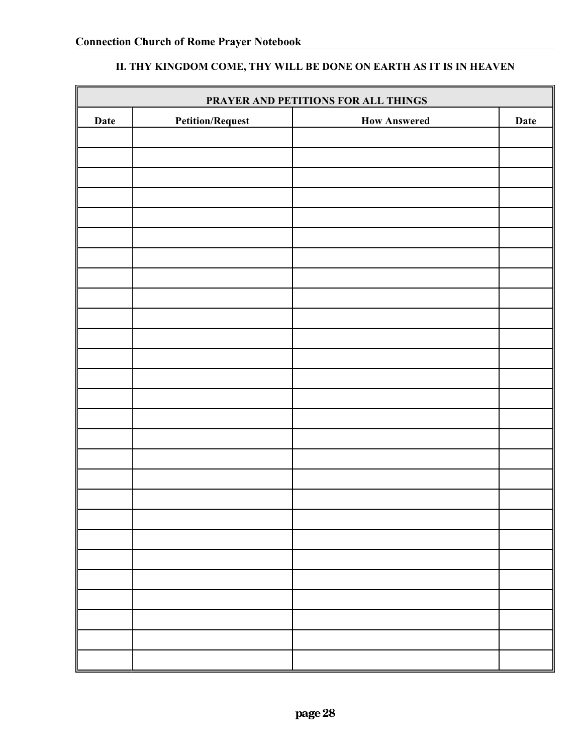## II. THY KINGDOM COME, THY WILL BE DONE ON EARTH AS IT IS IN HEAVEN

| PRAYER AND PETITIONS FOR ALL THINGS | | | |
|---|---|---|---|
| Date | Petition/Request | How Answered | Date |
| | | | |
| | | | |
| | | | |
| | | | |
| | | | |
| | | | |
| | | | |
| | | | |
| | | | |
| | | | |
| | | | |
| | | | |
| | | | |
| | | | |
| | | | |
| | | | |
| | | | |
| | | | |
| | | | |
| | | | |
| | | | |
| | | | |
| | | | |
| | | | |
| | | | |
| | | | |
| | | | |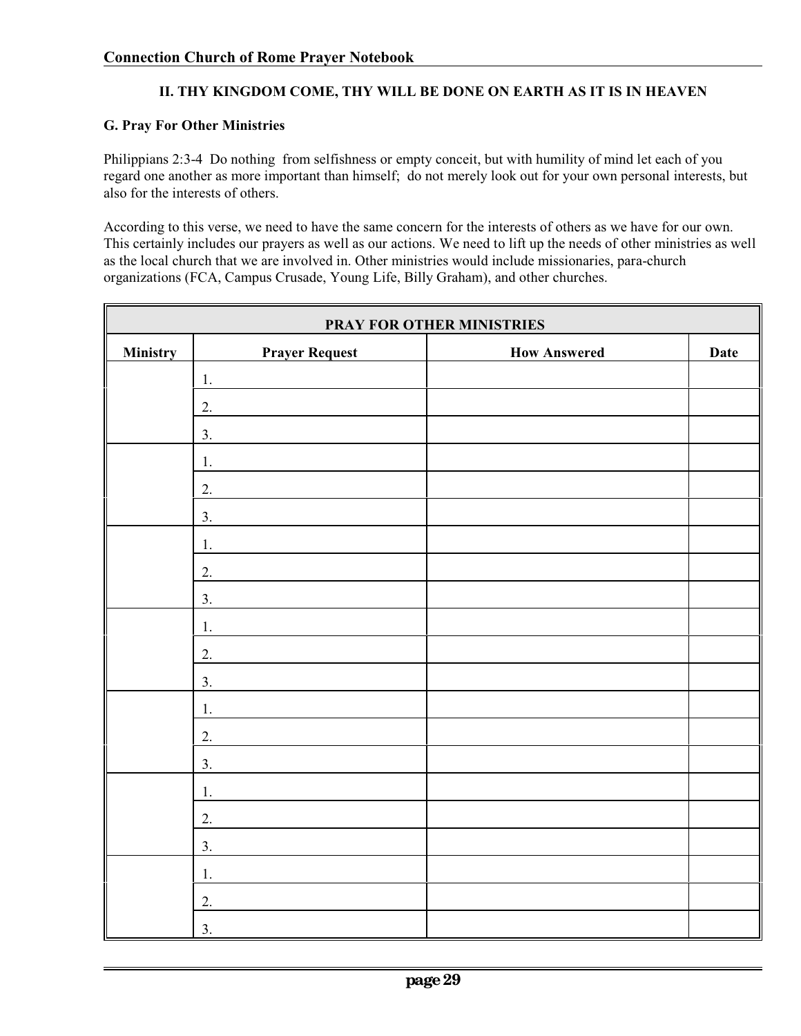## II. THY KINGDOM COME, THY WILL BE DONE ON EARTH AS IT IS IN HEAVEN

### G. Pray For Other Ministries

Philippians 2:3-4 Do nothing from selfishness or empty conceit, but with humility of mind let each of you regard one another as more important than himself; do not merely look out for your own personal interests, but also for the interests of others.

According to this verse, we need to have the same concern for the interests of others as we have for our own. This certainly includes our prayers as well as our actions. We need to lift up the needs of other ministries as well as the local church that we are involved in. Other ministries would include missionaries, para-church organizations (FCA, Campus Crusade, Young Life, Billy Graham), and other churches.

| PRAY FOR OTHER MINISTRIES | | | |
|---|---|---|---|
| **Ministry** | **Prayer Request** | **How Answered** | **Date** |
| | 1. | | |
| | 2. | | |
| | 3. | | |
| | 1. | | |
| | 2. | | |
| | 3. | | |
| | 1. | | |
| | 2. | | |
| | 3. | | |
| | 1. | | |
| | 2. | | |
| | 3. | | |
| | 1. | | |
| | 2. | | |
| | 3. | | |
| | 1. | | |
| | 2. | | |
| | 3. | | |
| | 1. | | |
| | 2. | | |
| | 3. | | |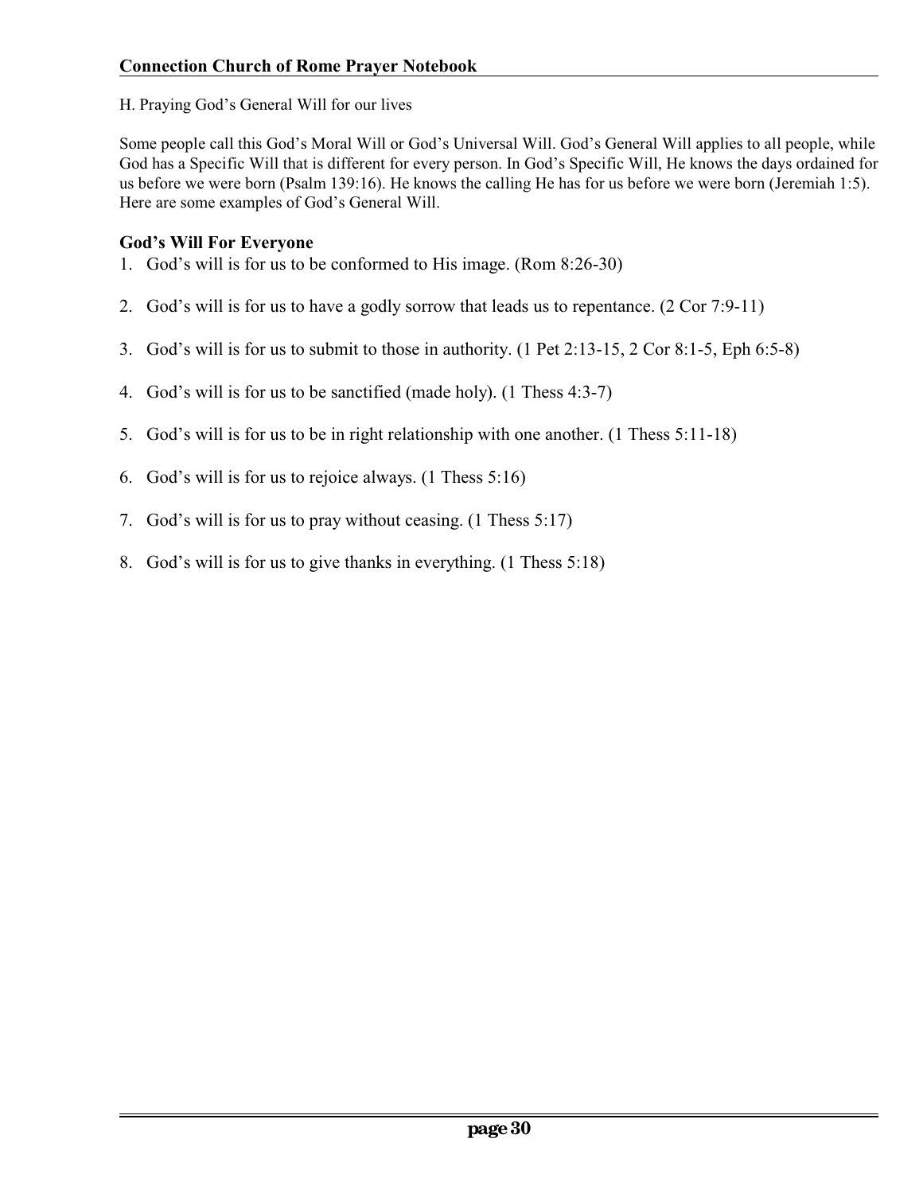H. Praying God's General Will for our lives

Some people call this God's Moral Will or God's Universal Will. God's General Will applies to all people, while God has a Specific Will that is different for every person. In God's Specific Will, He knows the days ordained for us before we were born (Psalm 139:16). He knows the calling He has for us before we were born (Jeremiah 1:5). Here are some examples of God's General Will.

### God's Will For Everyone

1. God's will is for us to be conformed to His image. (Rom 8:26-30)
2. God's will is for us to have a godly sorrow that leads us to repentance. (2 Cor 7:9-11)
3. God's will is for us to submit to those in authority. (1 Pet 2:13-15, 2 Cor 8:1-5, Eph 6:5-8)
4. God's will is for us to be sanctified (made holy). (1 Thess 4:3-7)
5. God's will is for us to be in right relationship with one another. (1 Thess 5:11-18)
6. God's will is for us to rejoice always. (1 Thess 5:16)
7. God's will is for us to pray without ceasing. (1 Thess 5:17)
8. God's will is for us to give thanks in everything. (1 Thess 5:18)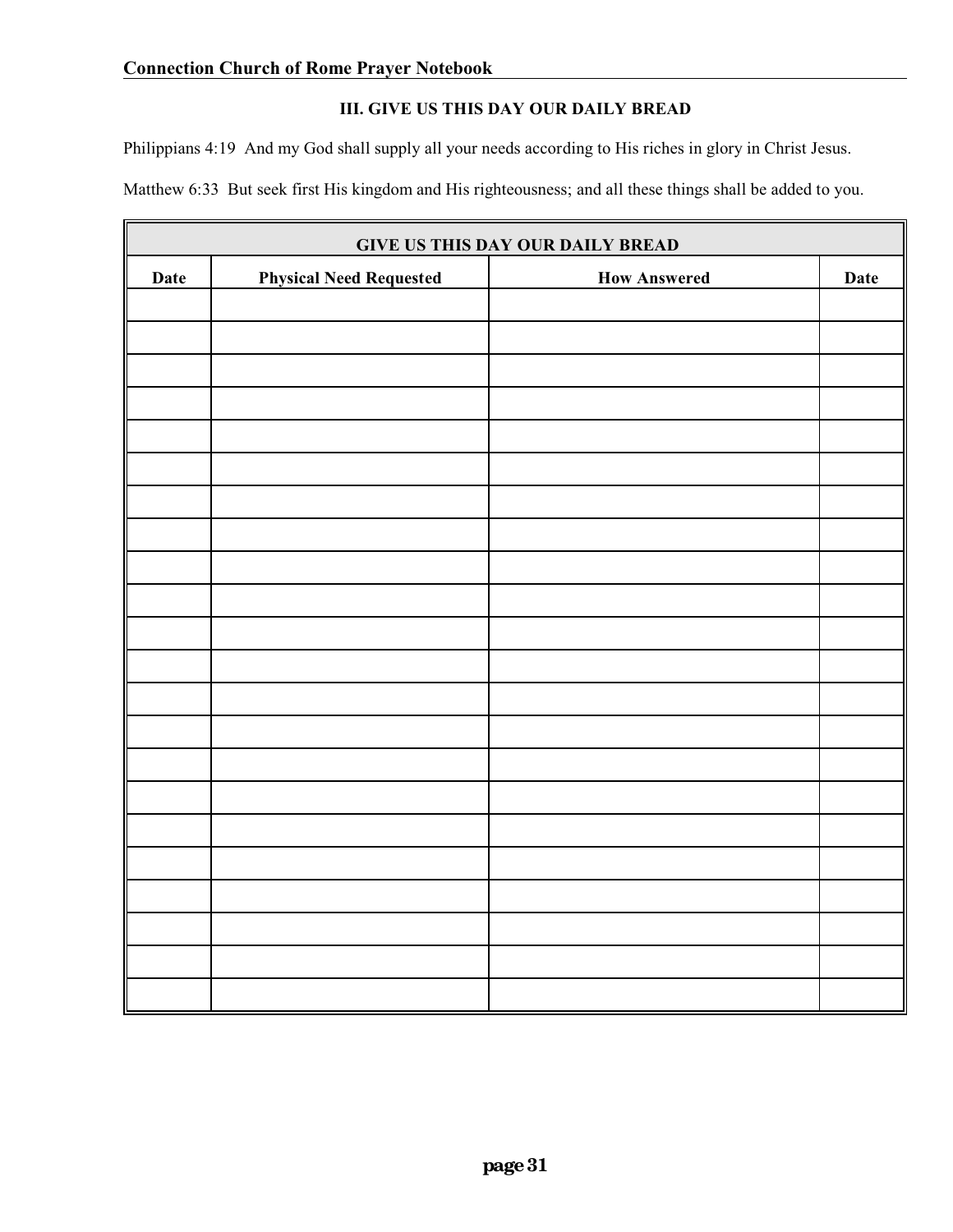### III. GIVE US THIS DAY OUR DAILY BREAD

Philippians 4:19  And my God shall supply all your needs according to His riches in glory in Christ Jesus.

Matthew 6:33  But seek first His kingdom and His righteousness; and all these things shall be added to you.

| GIVE US THIS DAY OUR DAILY BREAD | | | |
|---|---|---|---|
| **Date** | **Physical Need Requested** | **How Answered** | **Date** |
| | | | |
| | | | |
| | | | |
| | | | |
| | | | |
| | | | |
| | | | |
| | | | |
| | | | |
| | | | |
| | | | |
| | | | |
| | | | |
| | | | |
| | | | |
| | | | |
| | | | |
| | | | |
| | | | |
| | | | |
| | | | |
| | | | |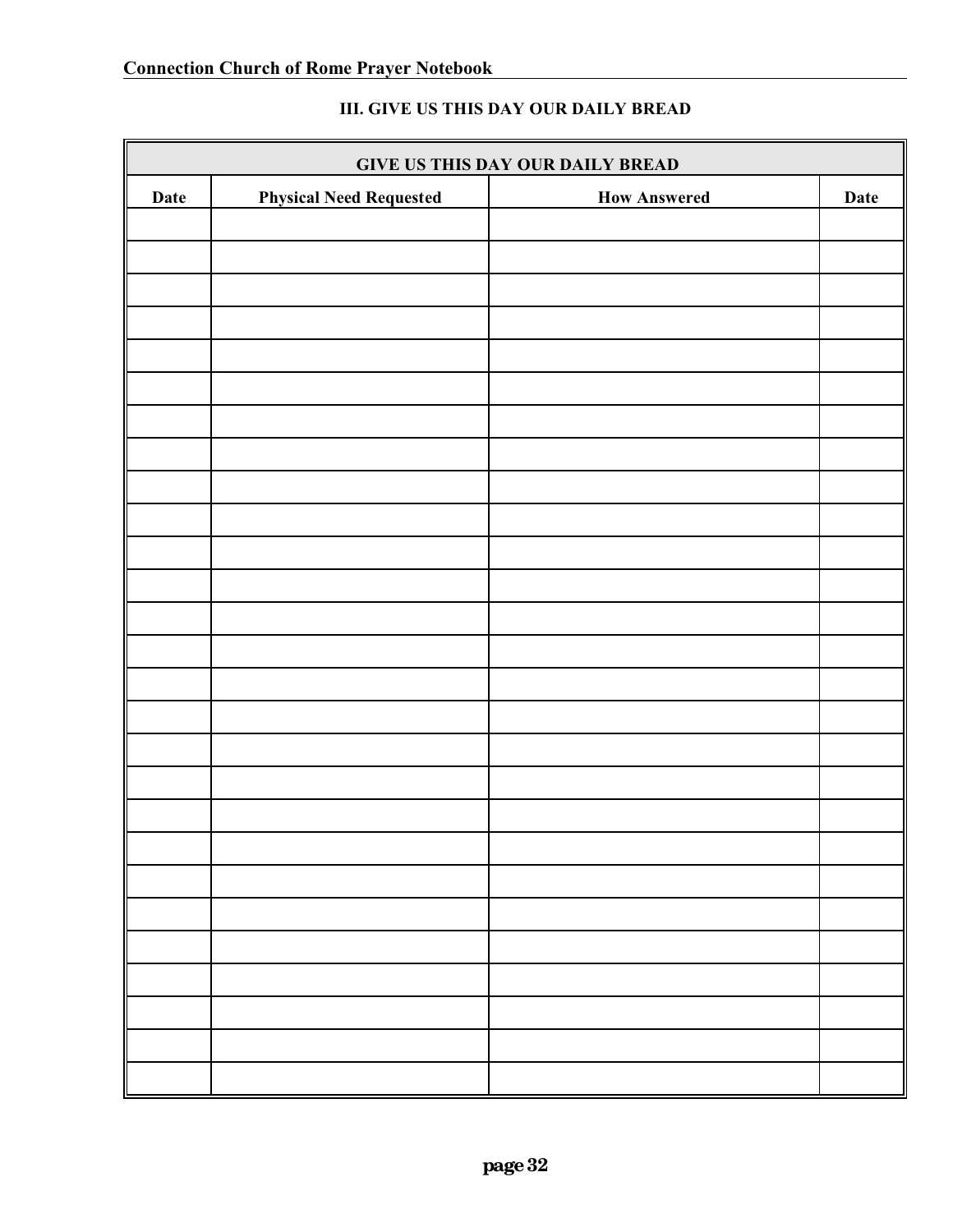### III. GIVE US THIS DAY OUR DAILY BREAD

| GIVE US THIS DAY OUR DAILY BREAD | | | |
|---|---|---|---|
| **Date** | **Physical Need Requested** | **How Answered** | **Date** |
| | | | |
| | | | |
| | | | |
| | | | |
| | | | |
| | | | |
| | | | |
| | | | |
| | | | |
| | | | |
| | | | |
| | | | |
| | | | |
| | | | |
| | | | |
| | | | |
| | | | |
| | | | |
| | | | |
| | | | |
| | | | |
| | | | |
| | | | |
| | | | |
| | | | |
| | | | |
| | | | |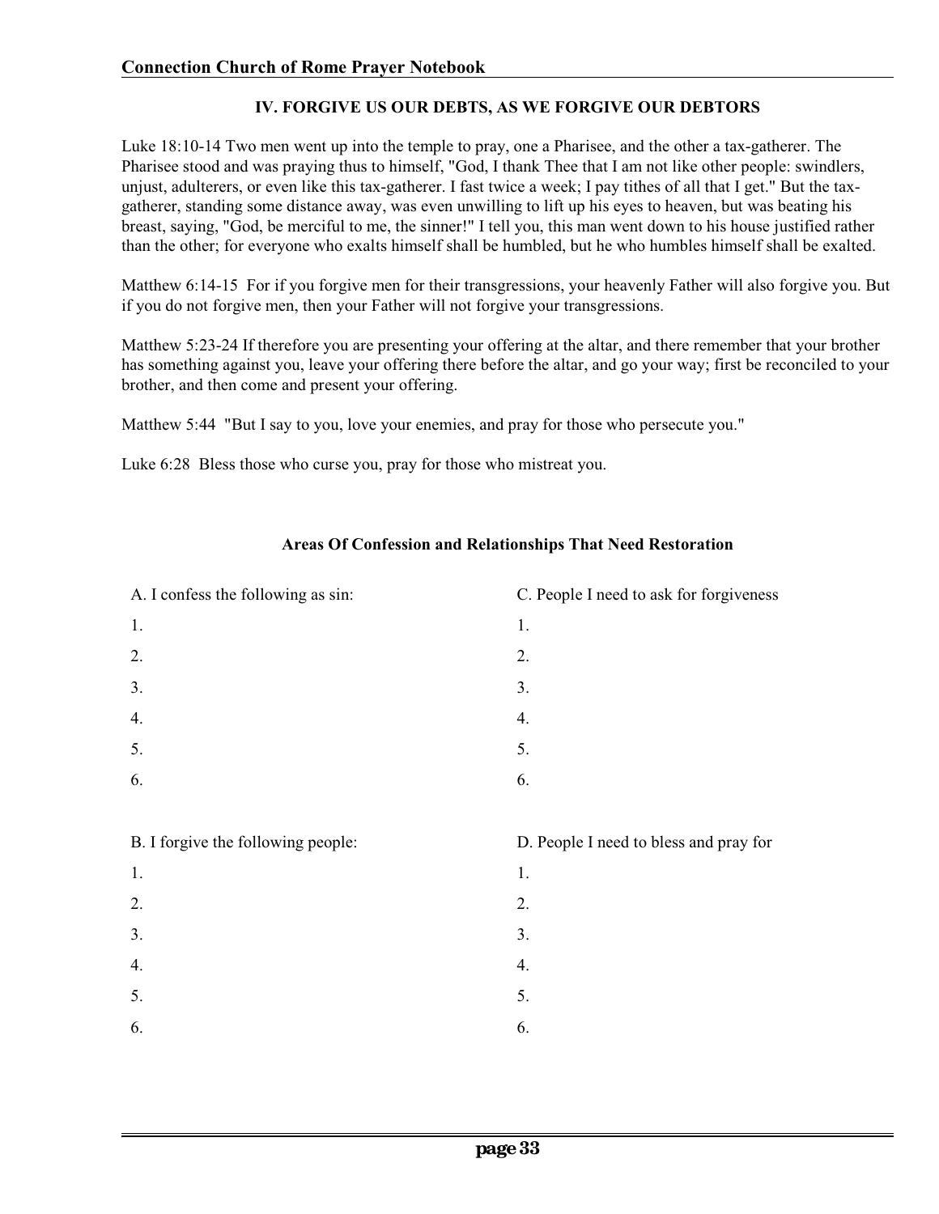## IV. FORGIVE US OUR DEBTS, AS WE FORGIVE OUR DEBTORS

Luke 18:10-14 Two men went up into the temple to pray, one a Pharisee, and the other a tax-gatherer. The Pharisee stood and was praying thus to himself, "God, I thank Thee that I am not like other people: swindlers, unjust, adulterers, or even like this tax-gatherer. I fast twice a week; I pay tithes of all that I get." But the tax-gatherer, standing some distance away, was even unwilling to lift up his eyes to heaven, but was beating his breast, saying, "God, be merciful to me, the sinner!" I tell you, this man went down to his house justified rather than the other; for everyone who exalts himself shall be humbled, but he who humbles himself shall be exalted.

Matthew 6:14-15 For if you forgive men for their transgressions, your heavenly Father will also forgive you. But if you do not forgive men, then your Father will not forgive your transgressions.

Matthew 5:23-24 If therefore you are presenting your offering at the altar, and there remember that your brother has something against you, leave your offering there before the altar, and go your way; first be reconciled to your brother, and then come and present your offering.

Matthew 5:44 "But I say to you, love your enemies, and pray for those who persecute you."

Luke 6:28 Bless those who curse you, pray for those who mistreat you.

### Areas Of Confession and Relationships That Need Restoration

| A. I confess the following as sin: | C. People I need to ask for forgiveness |
| --- | --- |
| 1. | 1. |
| 2. | 2. |
| 3. | 3. |
| 4. | 4. |
| 5. | 5. |
| 6. | 6. |

| B. I forgive the following people: | D. People I need to bless and pray for |
| --- | --- |
| 1. | 1. |
| 2. | 2. |
| 3. | 3. |
| 4. | 4. |
| 5. | 5. |
| 6. | 6. |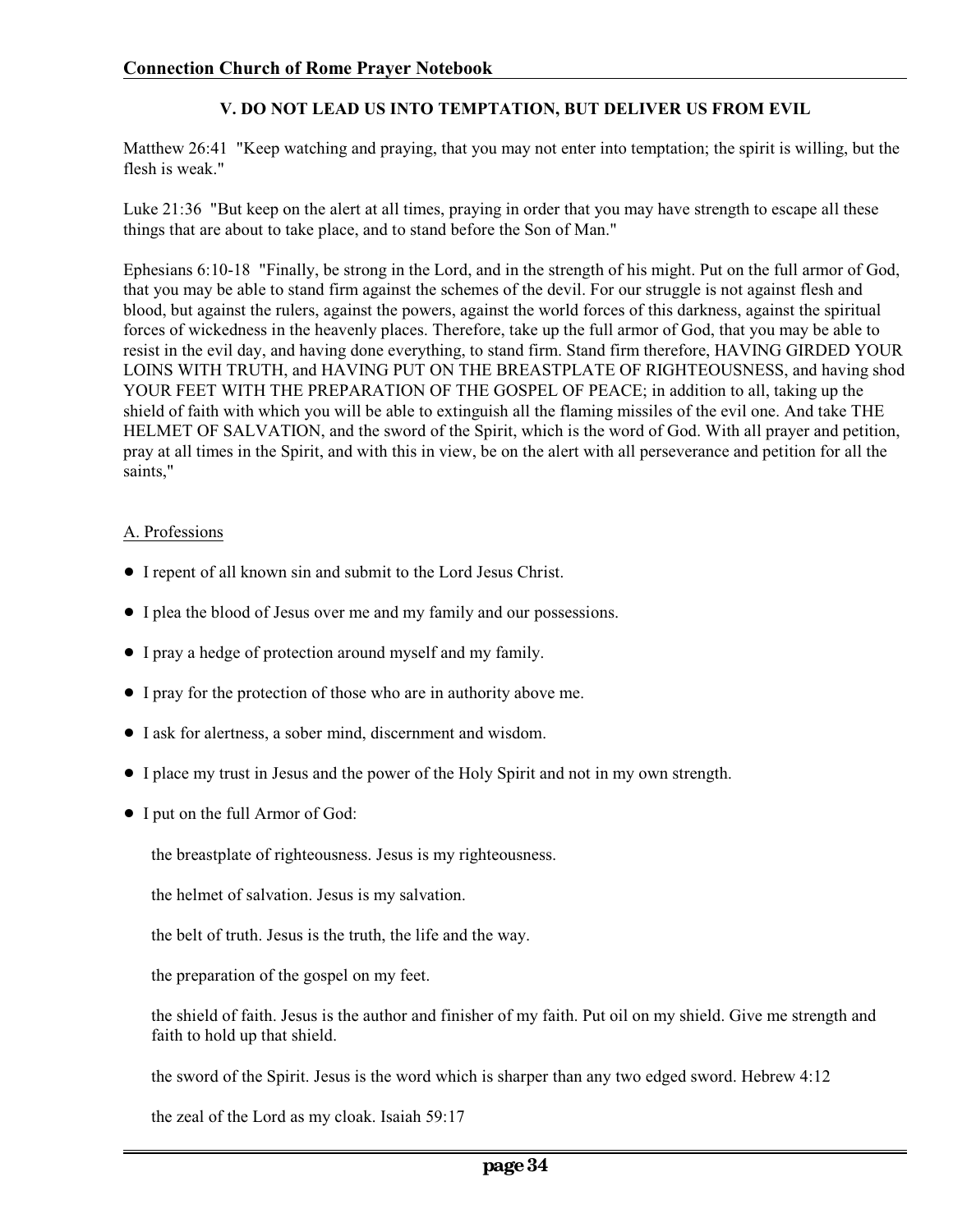## V. DO NOT LEAD US INTO TEMPTATION, BUT DELIVER US FROM EVIL

Matthew 26:41 "Keep watching and praying, that you may not enter into temptation; the spirit is willing, but the flesh is weak."

Luke 21:36 "But keep on the alert at all times, praying in order that you may have strength to escape all these things that are about to take place, and to stand before the Son of Man."

Ephesians 6:10-18 "Finally, be strong in the Lord, and in the strength of his might. Put on the full armor of God, that you may be able to stand firm against the schemes of the devil. For our struggle is not against flesh and blood, but against the rulers, against the powers, against the world forces of this darkness, against the spiritual forces of wickedness in the heavenly places. Therefore, take up the full armor of God, that you may be able to resist in the evil day, and having done everything, to stand firm. Stand firm therefore, HAVING GIRDED YOUR LOINS WITH TRUTH, and HAVING PUT ON THE BREASTPLATE OF RIGHTEOUSNESS, and having shod YOUR FEET WITH THE PREPARATION OF THE GOSPEL OF PEACE; in addition to all, taking up the shield of faith with which you will be able to extinguish all the flaming missiles of the evil one. And take THE HELMET OF SALVATION, and the sword of the Spirit, which is the word of God. With all prayer and petition, pray at all times in the Spirit, and with this in view, be on the alert with all perseverance and petition for all the saints,"

### A. Professions

- I repent of all known sin and submit to the Lord Jesus Christ.
- I plea the blood of Jesus over me and my family and our possessions.
- I pray a hedge of protection around myself and my family.
- I pray for the protection of those who are in authority above me.
- I ask for alertness, a sober mind, discernment and wisdom.
- I place my trust in Jesus and the power of the Holy Spirit and not in my own strength.
- I put on the full Armor of God:

  the breastplate of righteousness. Jesus is my righteousness.

  the helmet of salvation. Jesus is my salvation.

  the belt of truth. Jesus is the truth, the life and the way.

  the preparation of the gospel on my feet.

  the shield of faith. Jesus is the author and finisher of my faith. Put oil on my shield. Give me strength and faith to hold up that shield.

  the sword of the Spirit. Jesus is the word which is sharper than any two edged sword. Hebrew 4:12

  the zeal of the Lord as my cloak. Isaiah 59:17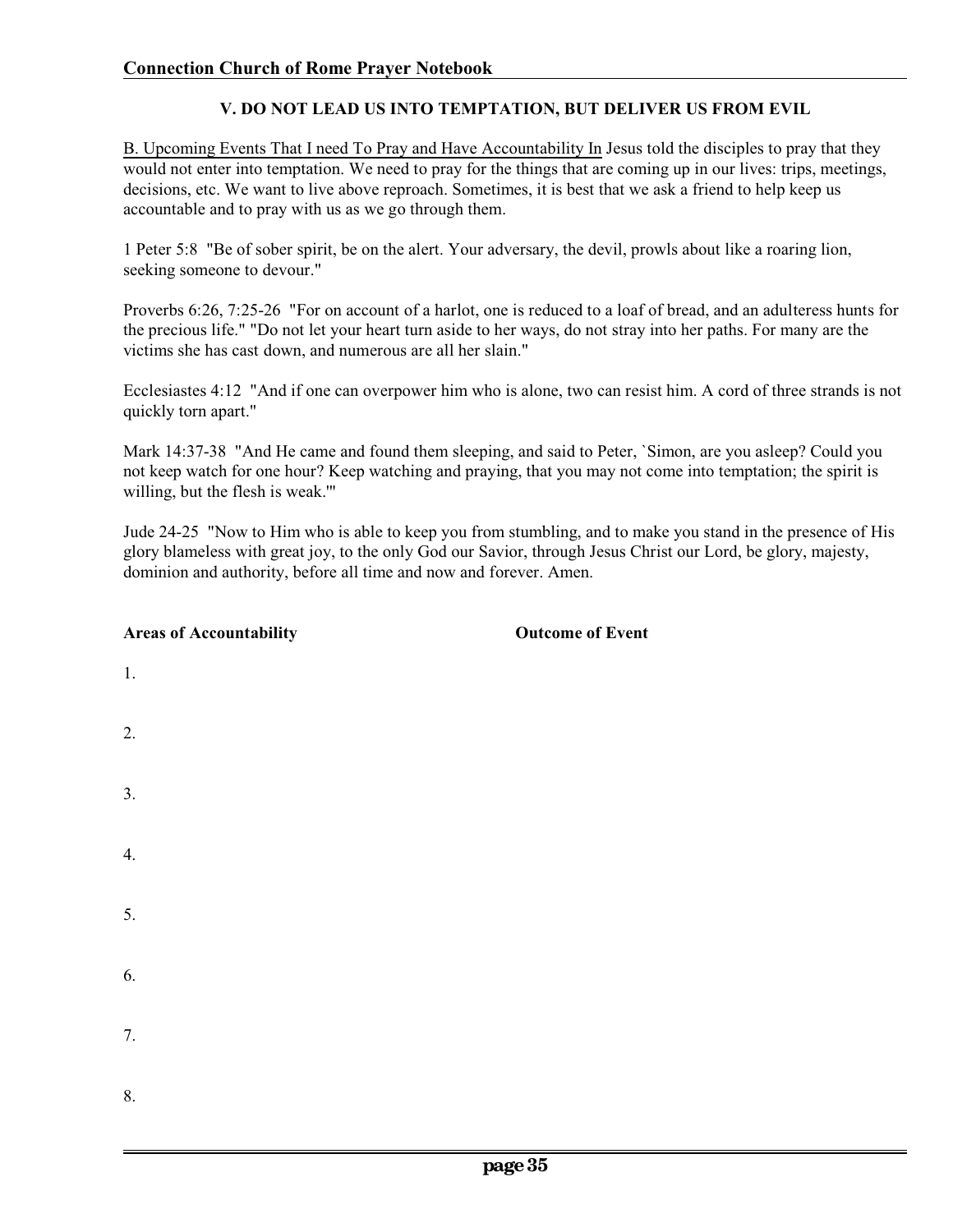## V. DO NOT LEAD US INTO TEMPTATION, BUT DELIVER US FROM EVIL

B. Upcoming Events That I need To Pray and Have Accountability In Jesus told the disciples to pray that they would not enter into temptation. We need to pray for the things that are coming up in our lives: trips, meetings, decisions, etc. We want to live above reproach. Sometimes, it is best that we ask a friend to help keep us accountable and to pray with us as we go through them.

1 Peter 5:8 "Be of sober spirit, be on the alert. Your adversary, the devil, prowls about like a roaring lion, seeking someone to devour."

Proverbs 6:26, 7:25-26 "For on account of a harlot, one is reduced to a loaf of bread, and an adulteress hunts for the precious life." "Do not let your heart turn aside to her ways, do not stray into her paths. For many are the victims she has cast down, and numerous are all her slain."

Ecclesiastes 4:12 "And if one can overpower him who is alone, two can resist him. A cord of three strands is not quickly torn apart."

Mark 14:37-38 "And He came and found them sleeping, and said to Peter, `Simon, are you asleep? Could you not keep watch for one hour? Keep watching and praying, that you may not come into temptation; the spirit is willing, but the flesh is weak.'"

Jude 24-25 "Now to Him who is able to keep you from stumbling, and to make you stand in the presence of His glory blameless with great joy, to the only God our Savior, through Jesus Christ our Lord, be glory, majesty, dominion and authority, before all time and now and forever. Amen.

| Areas of Accountability | Outcome of Event |
|---|---|
| 1. | |
| 2. | |
| 3. | |
| 4. | |
| 5. | |
| 6. | |
| 7. | |
| 8. | |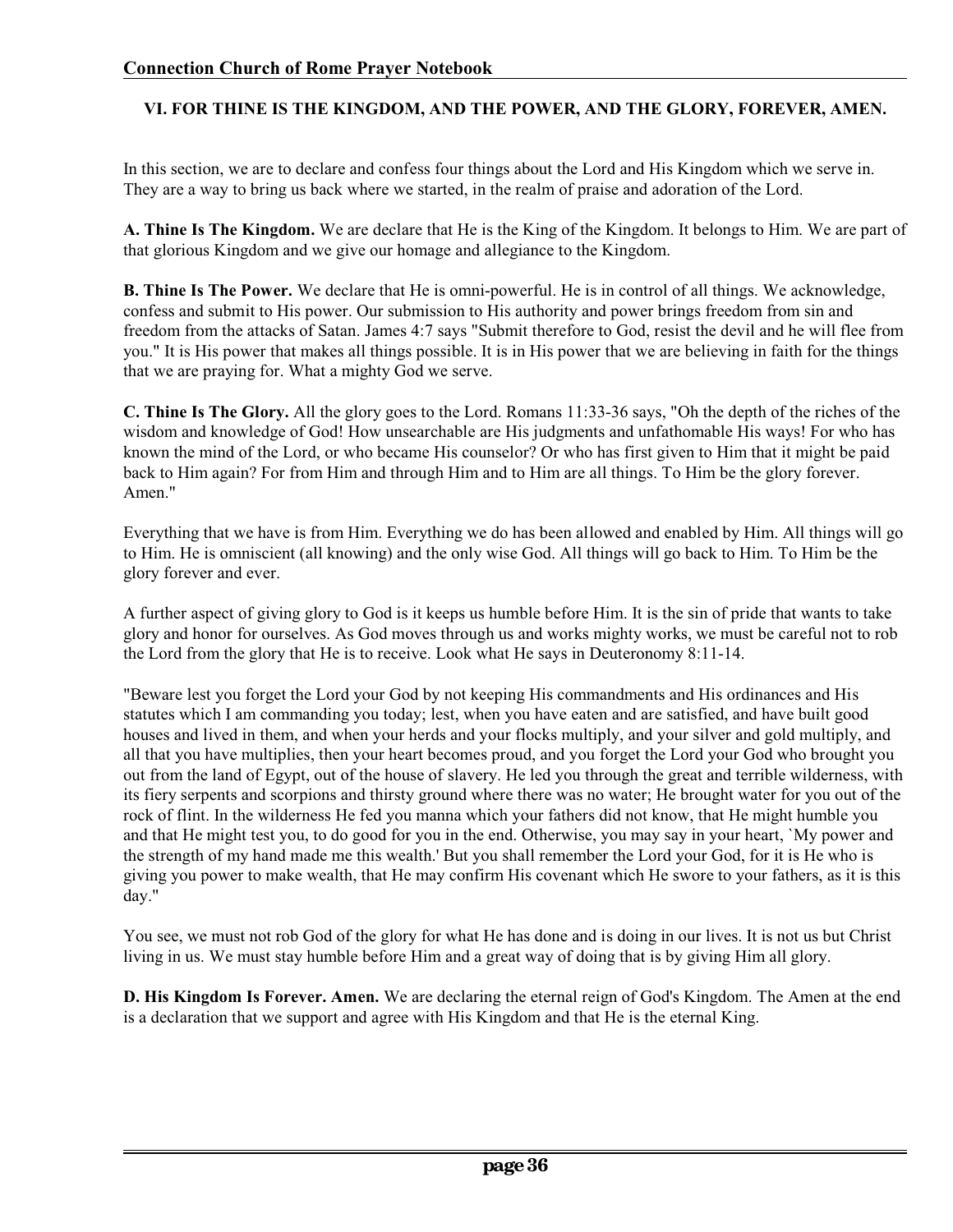## VI. FOR THINE IS THE KINGDOM, AND THE POWER, AND THE GLORY, FOREVER, AMEN.

In this section, we are to declare and confess four things about the Lord and His Kingdom which we serve in. They are a way to bring us back where we started, in the realm of praise and adoration of the Lord.

**A. Thine Is The Kingdom.** We are declare that He is the King of the Kingdom. It belongs to Him. We are part of that glorious Kingdom and we give our homage and allegiance to the Kingdom.

**B. Thine Is The Power.** We declare that He is omni-powerful. He is in control of all things. We acknowledge, confess and submit to His power. Our submission to His authority and power brings freedom from sin and freedom from the attacks of Satan. James 4:7 says "Submit therefore to God, resist the devil and he will flee from you." It is His power that makes all things possible. It is in His power that we are believing in faith for the things that we are praying for. What a mighty God we serve.

**C. Thine Is The Glory.** All the glory goes to the Lord. Romans 11:33-36 says, "Oh the depth of the riches of the wisdom and knowledge of God! How unsearchable are His judgments and unfathomable His ways! For who has known the mind of the Lord, or who became His counselor? Or who has first given to Him that it might be paid back to Him again? For from Him and through Him and to Him are all things. To Him be the glory forever. Amen."

Everything that we have is from Him. Everything we do has been allowed and enabled by Him. All things will go to Him. He is omniscient (all knowing) and the only wise God. All things will go back to Him. To Him be the glory forever and ever.

A further aspect of giving glory to God is it keeps us humble before Him. It is the sin of pride that wants to take glory and honor for ourselves. As God moves through us and works mighty works, we must be careful not to rob the Lord from the glory that He is to receive. Look what He says in Deuteronomy 8:11-14.

"Beware lest you forget the Lord your God by not keeping His commandments and His ordinances and His statutes which I am commanding you today; lest, when you have eaten and are satisfied, and have built good houses and lived in them, and when your herds and your flocks multiply, and your silver and gold multiply, and all that you have multiplies, then your heart becomes proud, and you forget the Lord your God who brought you out from the land of Egypt, out of the house of slavery. He led you through the great and terrible wilderness, with its fiery serpents and scorpions and thirsty ground where there was no water; He brought water for you out of the rock of flint. In the wilderness He fed you manna which your fathers did not know, that He might humble you and that He might test you, to do good for you in the end. Otherwise, you may say in your heart, `My power and the strength of my hand made me this wealth.' But you shall remember the Lord your God, for it is He who is giving you power to make wealth, that He may confirm His covenant which He swore to your fathers, as it is this day."

You see, we must not rob God of the glory for what He has done and is doing in our lives. It is not us but Christ living in us. We must stay humble before Him and a great way of doing that is by giving Him all glory.

**D. His Kingdom Is Forever. Amen.** We are declaring the eternal reign of God's Kingdom. The Amen at the end is a declaration that we support and agree with His Kingdom and that He is the eternal King.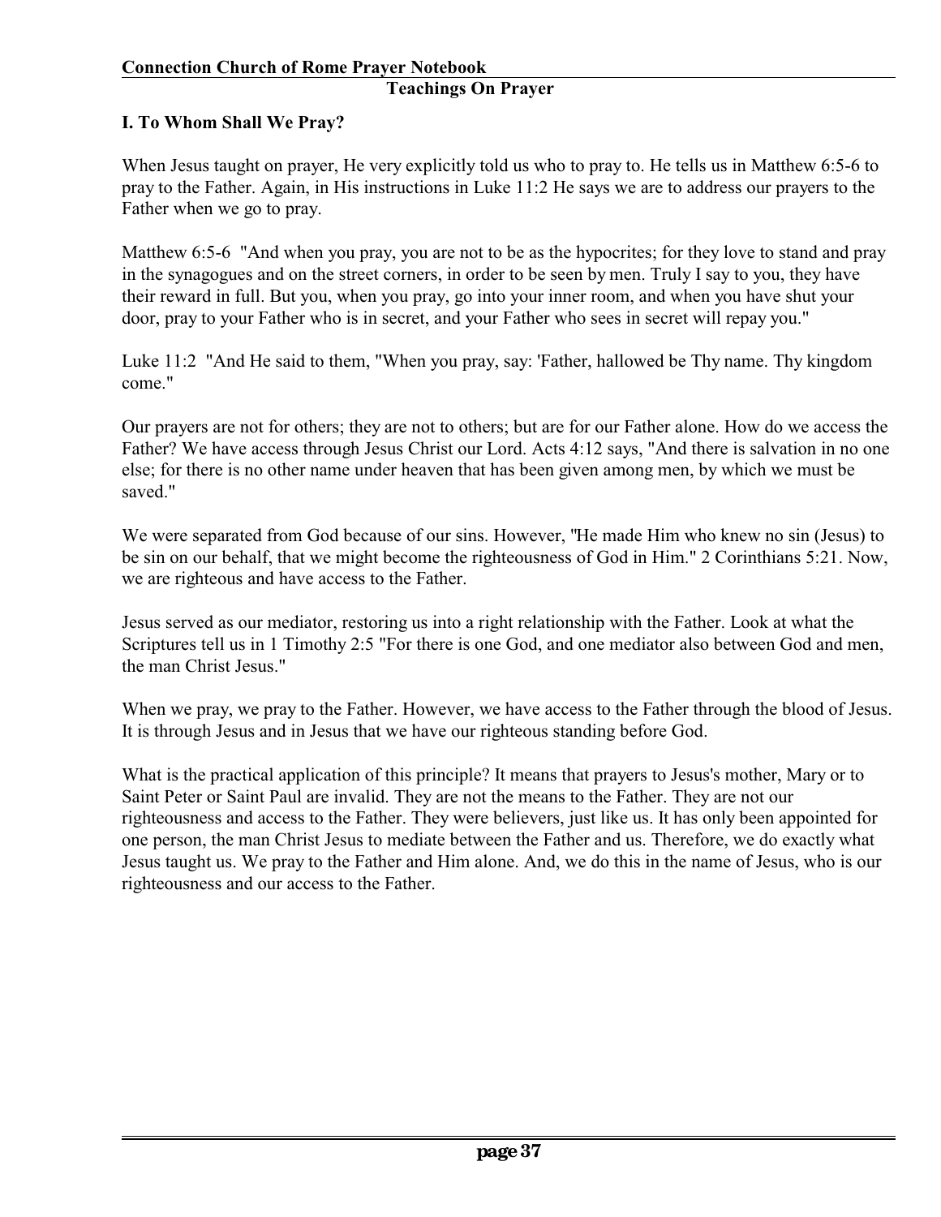## Teachings On Prayer

### I. To Whom Shall We Pray?

When Jesus taught on prayer, He very explicitly told us who to pray to. He tells us in Matthew 6:5-6 to pray to the Father. Again, in His instructions in Luke 11:2 He says we are to address our prayers to the Father when we go to pray.

Matthew 6:5-6 "And when you pray, you are not to be as the hypocrites; for they love to stand and pray in the synagogues and on the street corners, in order to be seen by men. Truly I say to you, they have their reward in full. But you, when you pray, go into your inner room, and when you have shut your door, pray to your Father who is in secret, and your Father who sees in secret will repay you."

Luke 11:2 "And He said to them, "When you pray, say: 'Father, hallowed be Thy name. Thy kingdom come."

Our prayers are not for others; they are not to others; but are for our Father alone. How do we access the Father? We have access through Jesus Christ our Lord. Acts 4:12 says, "And there is salvation in no one else; for there is no other name under heaven that has been given among men, by which we must be saved."

We were separated from God because of our sins. However, "He made Him who knew no sin (Jesus) to be sin on our behalf, that we might become the righteousness of God in Him." 2 Corinthians 5:21. Now, we are righteous and have access to the Father.

Jesus served as our mediator, restoring us into a right relationship with the Father. Look at what the Scriptures tell us in 1 Timothy 2:5 "For there is one God, and one mediator also between God and men, the man Christ Jesus."

When we pray, we pray to the Father. However, we have access to the Father through the blood of Jesus. It is through Jesus and in Jesus that we have our righteous standing before God.

What is the practical application of this principle? It means that prayers to Jesus's mother, Mary or to Saint Peter or Saint Paul are invalid. They are not the means to the Father. They are not our righteousness and access to the Father. They were believers, just like us. It has only been appointed for one person, the man Christ Jesus to mediate between the Father and us. Therefore, we do exactly what Jesus taught us. We pray to the Father and Him alone. And, we do this in the name of Jesus, who is our righteousness and our access to the Father.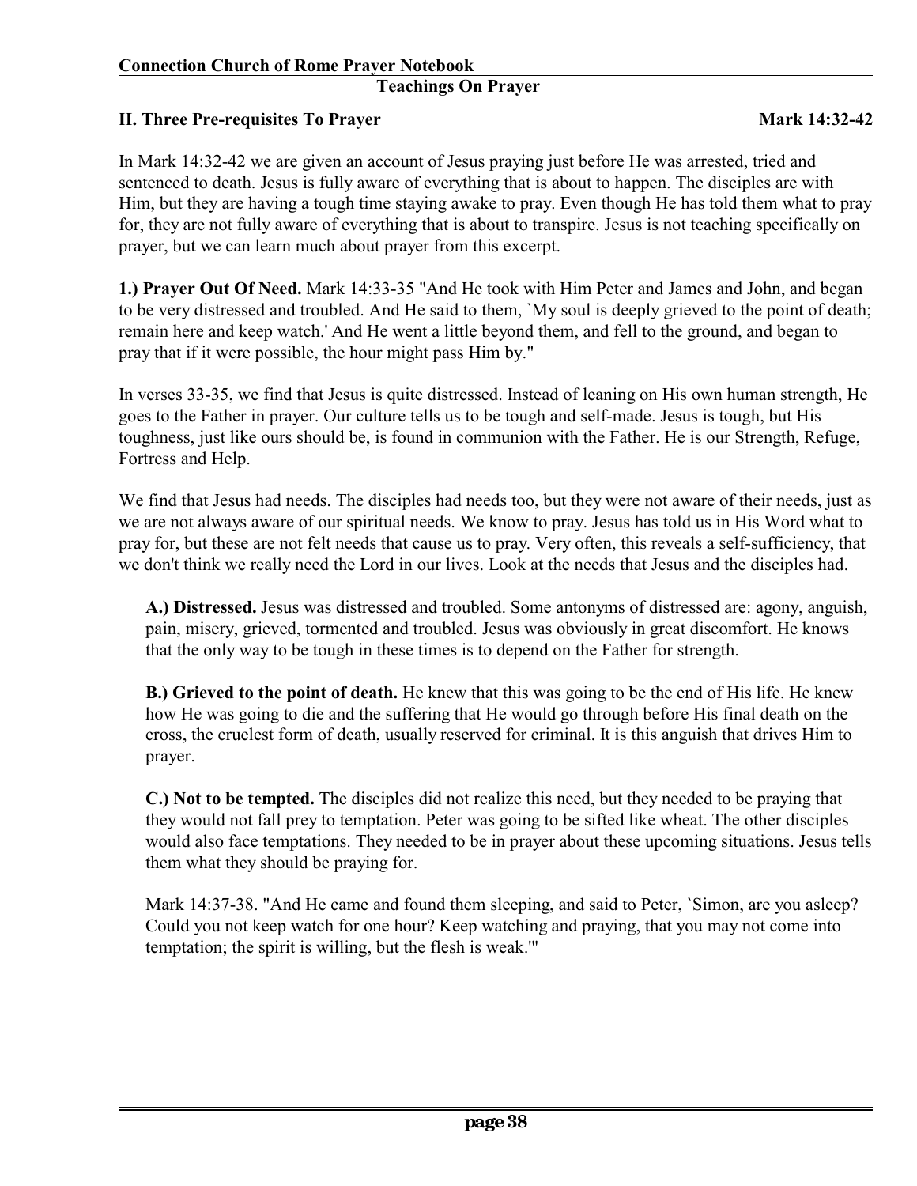## Teachings On Prayer

### II. Three Pre-requisites To Prayer — Mark 14:32-42

In Mark 14:32-42 we are given an account of Jesus praying just before He was arrested, tried and sentenced to death. Jesus is fully aware of everything that is about to happen. The disciples are with Him, but they are having a tough time staying awake to pray. Even though He has told them what to pray for, they are not fully aware of everything that is about to transpire. Jesus is not teaching specifically on prayer, but we can learn much about prayer from this excerpt.

**1.) Prayer Out Of Need.** Mark 14:33-35 "And He took with Him Peter and James and John, and began to be very distressed and troubled. And He said to them, `My soul is deeply grieved to the point of death; remain here and keep watch.' And He went a little beyond them, and fell to the ground, and began to pray that if it were possible, the hour might pass Him by."

In verses 33-35, we find that Jesus is quite distressed. Instead of leaning on His own human strength, He goes to the Father in prayer. Our culture tells us to be tough and self-made. Jesus is tough, but His toughness, just like ours should be, is found in communion with the Father. He is our Strength, Refuge, Fortress and Help.

We find that Jesus had needs. The disciples had needs too, but they were not aware of their needs, just as we are not always aware of our spiritual needs. We know to pray. Jesus has told us in His Word what to pray for, but these are not felt needs that cause us to pray. Very often, this reveals a self-sufficiency, that we don't think we really need the Lord in our lives. Look at the needs that Jesus and the disciples had.

**A.) Distressed.** Jesus was distressed and troubled. Some antonyms of distressed are: agony, anguish, pain, misery, grieved, tormented and troubled. Jesus was obviously in great discomfort. He knows that the only way to be tough in these times is to depend on the Father for strength.

**B.) Grieved to the point of death.** He knew that this was going to be the end of His life. He knew how He was going to die and the suffering that He would go through before His final death on the cross, the cruelest form of death, usually reserved for criminal. It is this anguish that drives Him to prayer.

**C.) Not to be tempted.** The disciples did not realize this need, but they needed to be praying that they would not fall prey to temptation. Peter was going to be sifted like wheat. The other disciples would also face temptations. They needed to be in prayer about these upcoming situations. Jesus tells them what they should be praying for.

Mark 14:37-38. "And He came and found them sleeping, and said to Peter, `Simon, are you asleep? Could you not keep watch for one hour? Keep watching and praying, that you may not come into temptation; the spirit is willing, but the flesh is weak.'"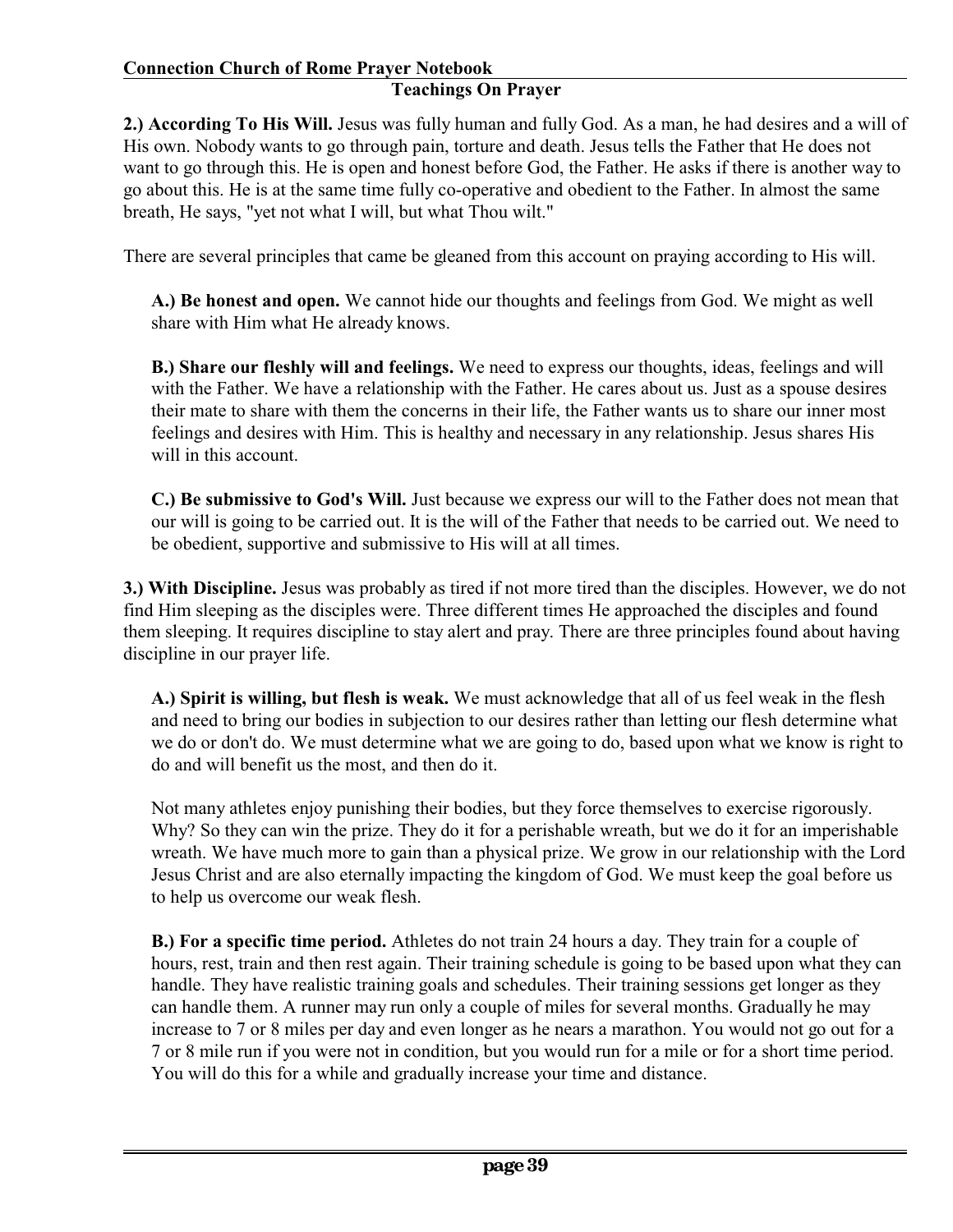**2.) According To His Will.** Jesus was fully human and fully God. As a man, he had desires and a will of His own. Nobody wants to go through pain, torture and death. Jesus tells the Father that He does not want to go through this. He is open and honest before God, the Father. He asks if there is another way to go about this. He is at the same time fully co-operative and obedient to the Father. In almost the same breath, He says, "yet not what I will, but what Thou wilt."

There are several principles that came be gleaned from this account on praying according to His will.

**A.) Be honest and open.** We cannot hide our thoughts and feelings from God. We might as well share with Him what He already knows.

**B.) Share our fleshly will and feelings.** We need to express our thoughts, ideas, feelings and will with the Father. We have a relationship with the Father. He cares about us. Just as a spouse desires their mate to share with them the concerns in their life, the Father wants us to share our inner most feelings and desires with Him. This is healthy and necessary in any relationship. Jesus shares His will in this account.

**C.) Be submissive to God's Will.** Just because we express our will to the Father does not mean that our will is going to be carried out. It is the will of the Father that needs to be carried out. We need to be obedient, supportive and submissive to His will at all times.

**3.) With Discipline.** Jesus was probably as tired if not more tired than the disciples. However, we do not find Him sleeping as the disciples were. Three different times He approached the disciples and found them sleeping. It requires discipline to stay alert and pray. There are three principles found about having discipline in our prayer life.

**A.) Spirit is willing, but flesh is weak.** We must acknowledge that all of us feel weak in the flesh and need to bring our bodies in subjection to our desires rather than letting our flesh determine what we do or don't do. We must determine what we are going to do, based upon what we know is right to do and will benefit us the most, and then do it.

Not many athletes enjoy punishing their bodies, but they force themselves to exercise rigorously. Why? So they can win the prize. They do it for a perishable wreath, but we do it for an imperishable wreath. We have much more to gain than a physical prize. We grow in our relationship with the Lord Jesus Christ and are also eternally impacting the kingdom of God. We must keep the goal before us to help us overcome our weak flesh.

**B.) For a specific time period.** Athletes do not train 24 hours a day. They train for a couple of hours, rest, train and then rest again. Their training schedule is going to be based upon what they can handle. They have realistic training goals and schedules. Their training sessions get longer as they can handle them. A runner may run only a couple of miles for several months. Gradually he may increase to 7 or 8 miles per day and even longer as he nears a marathon. You would not go out for a 7 or 8 mile run if you were not in condition, but you would run for a mile or for a short time period. You will do this for a while and gradually increase your time and distance.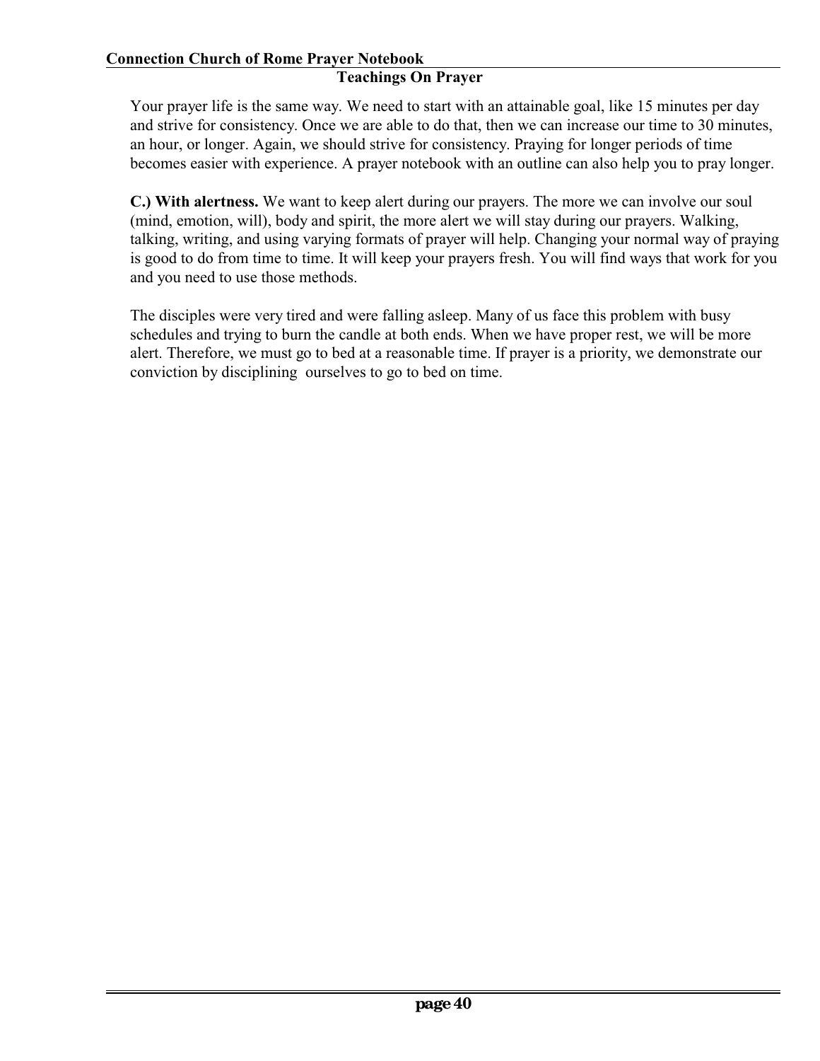Your prayer life is the same way. We need to start with an attainable goal, like 15 minutes per day and strive for consistency. Once we are able to do that, then we can increase our time to 30 minutes, an hour, or longer. Again, we should strive for consistency. Praying for longer periods of time becomes easier with experience. A prayer notebook with an outline can also help you to pray longer.

**C.) With alertness.** We want to keep alert during our prayers. The more we can involve our soul (mind, emotion, will), body and spirit, the more alert we will stay during our prayers. Walking, talking, writing, and using varying formats of prayer will help. Changing your normal way of praying is good to do from time to time. It will keep your prayers fresh. You will find ways that work for you and you need to use those methods.

The disciples were very tired and were falling asleep. Many of us face this problem with busy schedules and trying to burn the candle at both ends. When we have proper rest, we will be more alert. Therefore, we must go to bed at a reasonable time. If prayer is a priority, we demonstrate our conviction by disciplining ourselves to go to bed on time.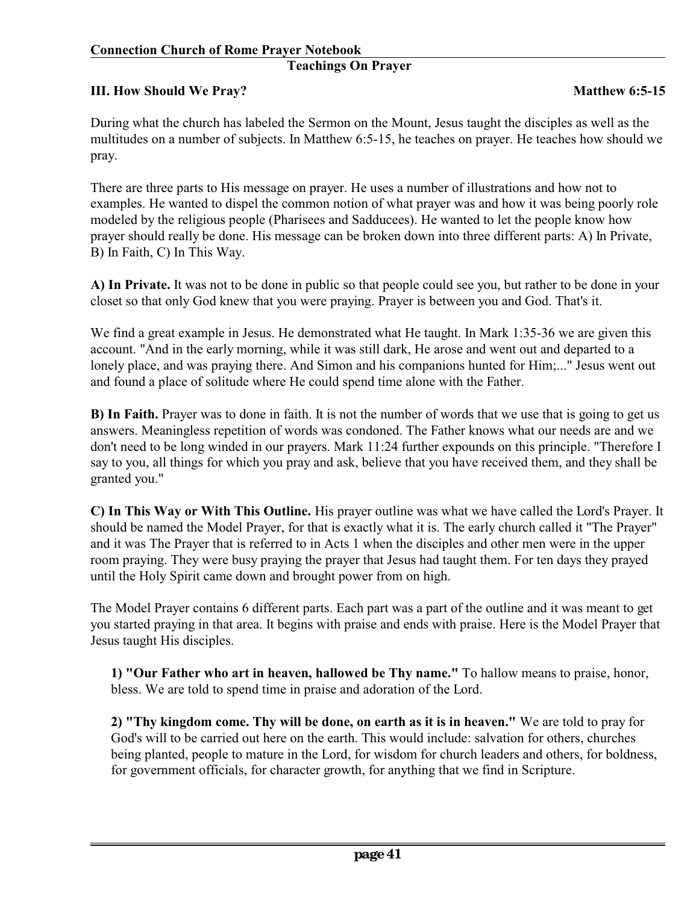## Teachings On Prayer

### III. How Should We Pray? Matthew 6:5-15

During what the church has labeled the Sermon on the Mount, Jesus taught the disciples as well as the multitudes on a number of subjects. In Matthew 6:5-15, he teaches on prayer. He teaches how should we pray.

There are three parts to His message on prayer. He uses a number of illustrations and how not to examples. He wanted to dispel the common notion of what prayer was and how it was being poorly role modeled by the religious people (Pharisees and Sadducees). He wanted to let the people know how prayer should really be done. His message can be broken down into three different parts: A) In Private, B) In Faith, C) In This Way.

**A) In Private.** It was not to be done in public so that people could see you, but rather to be done in your closet so that only God knew that you were praying. Prayer is between you and God. That's it.

We find a great example in Jesus. He demonstrated what He taught. In Mark 1:35-36 we are given this account. "And in the early morning, while it was still dark, He arose and went out and departed to a lonely place, and was praying there. And Simon and his companions hunted for Him;..." Jesus went out and found a place of solitude where He could spend time alone with the Father.

**B) In Faith.** Prayer was to done in faith. It is not the number of words that we use that is going to get us answers. Meaningless repetition of words was condoned. The Father knows what our needs are and we don't need to be long winded in our prayers. Mark 11:24 further expounds on this principle. "Therefore I say to you, all things for which you pray and ask, believe that you have received them, and they shall be granted you."

**C) In This Way or With This Outline.** His prayer outline was what we have called the Lord's Prayer. It should be named the Model Prayer, for that is exactly what it is. The early church called it "The Prayer" and it was The Prayer that is referred to in Acts 1 when the disciples and other men were in the upper room praying. They were busy praying the prayer that Jesus had taught them. For ten days they prayed until the Holy Spirit came down and brought power from on high.

The Model Prayer contains 6 different parts. Each part was a part of the outline and it was meant to get you started praying in that area. It begins with praise and ends with praise. Here is the Model Prayer that Jesus taught His disciples.

**1) "Our Father who art in heaven, hallowed be Thy name."** To hallow means to praise, honor, bless. We are told to spend time in praise and adoration of the Lord.

**2) "Thy kingdom come. Thy will be done, on earth as it is in heaven."** We are told to pray for God's will to be carried out here on the earth. This would include: salvation for others, churches being planted, people to mature in the Lord, for wisdom for church leaders and others, for boldness, for government officials, for character growth, for anything that we find in Scripture.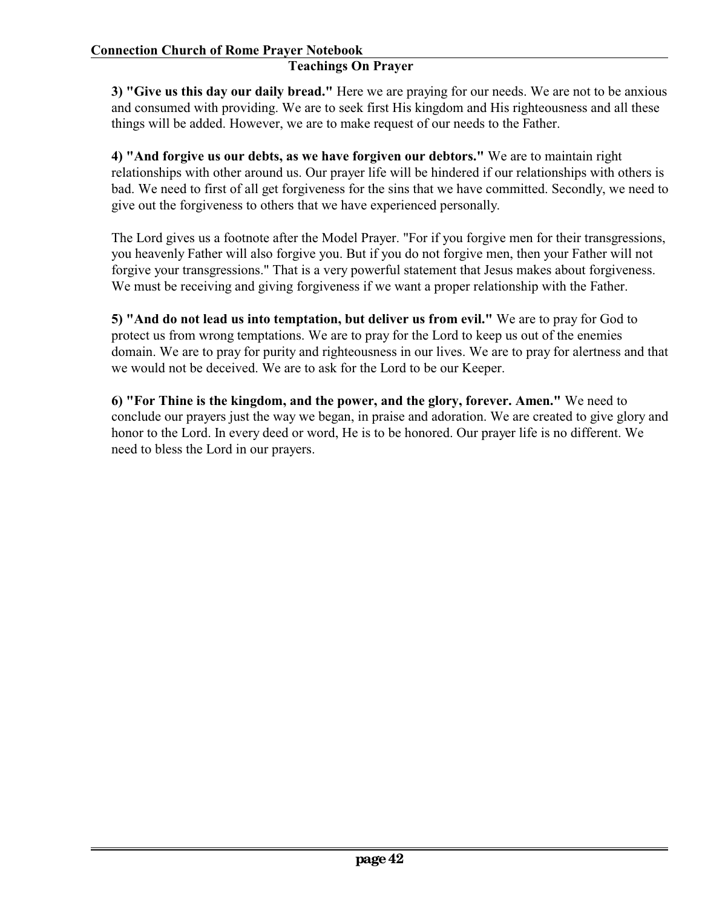## Teachings On Prayer

**3) "Give us this day our daily bread."** Here we are praying for our needs. We are not to be anxious and consumed with providing. We are to seek first His kingdom and His righteousness and all these things will be added. However, we are to make request of our needs to the Father.

**4) "And forgive us our debts, as we have forgiven our debtors."** We are to maintain right relationships with other around us. Our prayer life will be hindered if our relationships with others is bad. We need to first of all get forgiveness for the sins that we have committed. Secondly, we need to give out the forgiveness to others that we have experienced personally.

The Lord gives us a footnote after the Model Prayer. "For if you forgive men for their transgressions, you heavenly Father will also forgive you. But if you do not forgive men, then your Father will not forgive your transgressions." That is a very powerful statement that Jesus makes about forgiveness. We must be receiving and giving forgiveness if we want a proper relationship with the Father.

**5) "And do not lead us into temptation, but deliver us from evil."** We are to pray for God to protect us from wrong temptations. We are to pray for the Lord to keep us out of the enemies domain. We are to pray for purity and righteousness in our lives. We are to pray for alertness and that we would not be deceived. We are to ask for the Lord to be our Keeper.

**6) "For Thine is the kingdom, and the power, and the glory, forever. Amen."** We need to conclude our prayers just the way we began, in praise and adoration. We are created to give glory and honor to the Lord. In every deed or word, He is to be honored. Our prayer life is no different. We need to bless the Lord in our prayers.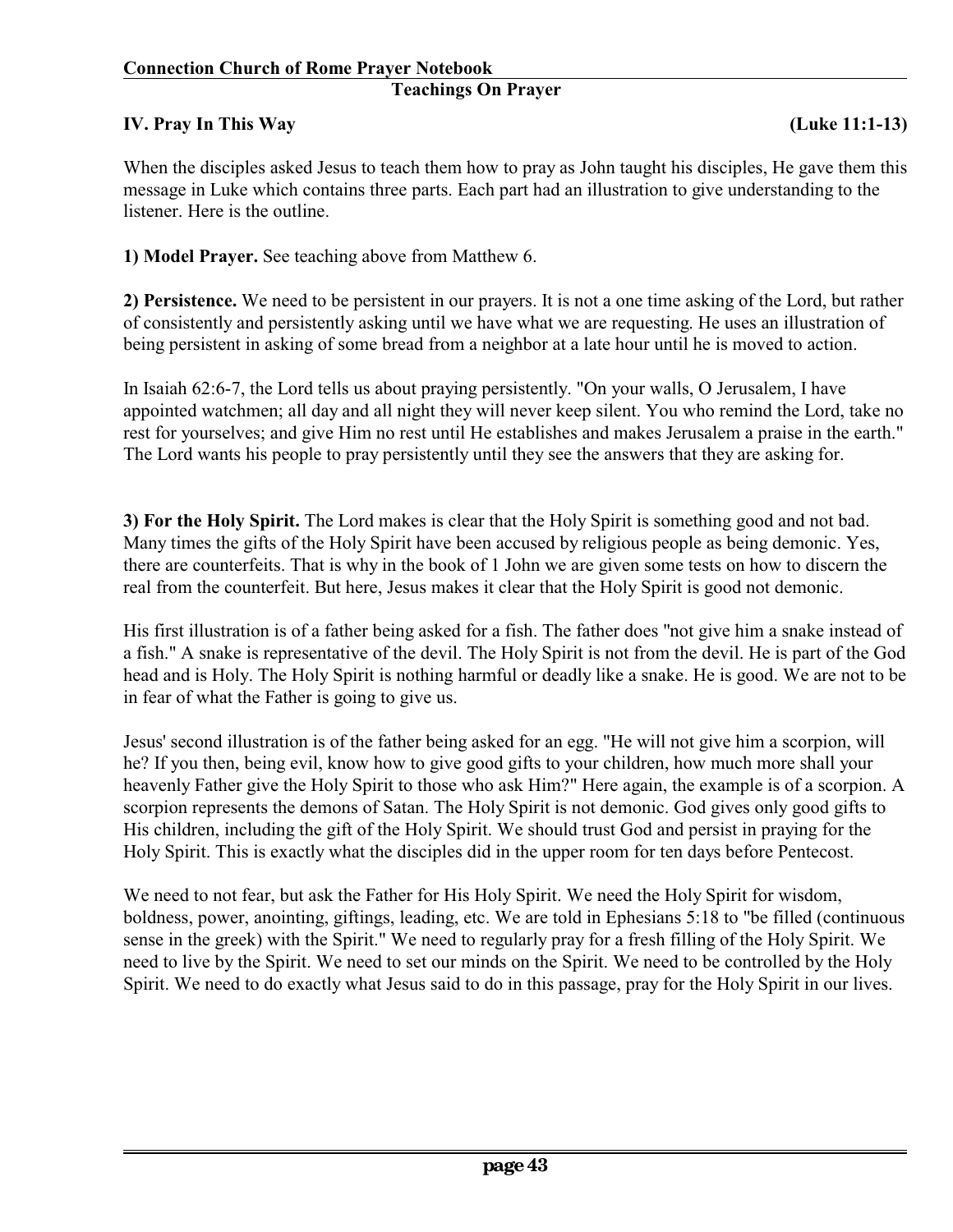## IV. Pray In This Way (Luke 11:1-13)

When the disciples asked Jesus to teach them how to pray as John taught his disciples, He gave them this message in Luke which contains three parts. Each part had an illustration to give understanding to the listener. Here is the outline.

**1) Model Prayer.** See teaching above from Matthew 6.

**2) Persistence.** We need to be persistent in our prayers. It is not a one time asking of the Lord, but rather of consistently and persistently asking until we have what we are requesting. He uses an illustration of being persistent in asking of some bread from a neighbor at a late hour until he is moved to action.

In Isaiah 62:6-7, the Lord tells us about praying persistently. "On your walls, O Jerusalem, I have appointed watchmen; all day and all night they will never keep silent. You who remind the Lord, take no rest for yourselves; and give Him no rest until He establishes and makes Jerusalem a praise in the earth." The Lord wants his people to pray persistently until they see the answers that they are asking for.

**3) For the Holy Spirit.** The Lord makes is clear that the Holy Spirit is something good and not bad. Many times the gifts of the Holy Spirit have been accused by religious people as being demonic. Yes, there are counterfeits. That is why in the book of 1 John we are given some tests on how to discern the real from the counterfeit. But here, Jesus makes it clear that the Holy Spirit is good not demonic.

His first illustration is of a father being asked for a fish. The father does "not give him a snake instead of a fish." A snake is representative of the devil. The Holy Spirit is not from the devil. He is part of the God head and is Holy. The Holy Spirit is nothing harmful or deadly like a snake. He is good. We are not to be in fear of what the Father is going to give us.

Jesus' second illustration is of the father being asked for an egg. "He will not give him a scorpion, will he? If you then, being evil, know how to give good gifts to your children, how much more shall your heavenly Father give the Holy Spirit to those who ask Him?" Here again, the example is of a scorpion. A scorpion represents the demons of Satan. The Holy Spirit is not demonic. God gives only good gifts to His children, including the gift of the Holy Spirit. We should trust God and persist in praying for the Holy Spirit. This is exactly what the disciples did in the upper room for ten days before Pentecost.

We need to not fear, but ask the Father for His Holy Spirit. We need the Holy Spirit for wisdom, boldness, power, anointing, giftings, leading, etc. We are told in Ephesians 5:18 to "be filled (continuous sense in the greek) with the Spirit." We need to regularly pray for a fresh filling of the Holy Spirit. We need to live by the Spirit. We need to set our minds on the Spirit. We need to be controlled by the Holy Spirit. We need to do exactly what Jesus said to do in this passage, pray for the Holy Spirit in our lives.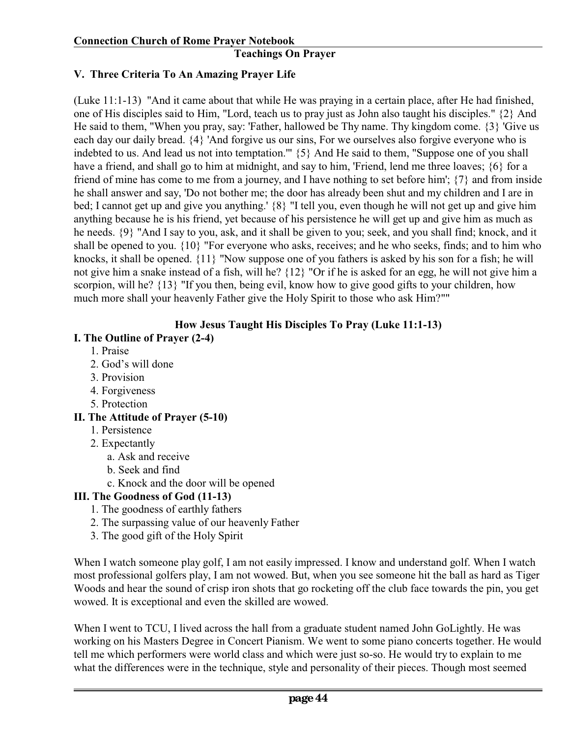## V. Three Criteria To An Amazing Prayer Life

(Luke 11:1-13) "And it came about that while He was praying in a certain place, after He had finished, one of His disciples said to Him, "Lord, teach us to pray just as John also taught his disciples." {2} And He said to them, "When you pray, say: 'Father, hallowed be Thy name. Thy kingdom come. {3} 'Give us each day our daily bread. {4} 'And forgive us our sins, For we ourselves also forgive everyone who is indebted to us. And lead us not into temptation.'" {5} And He said to them, "Suppose one of you shall have a friend, and shall go to him at midnight, and say to him, 'Friend, lend me three loaves; {6} for a friend of mine has come to me from a journey, and I have nothing to set before him'; {7} and from inside he shall answer and say, 'Do not bother me; the door has already been shut and my children and I are in bed; I cannot get up and give you anything.' {8} "I tell you, even though he will not get up and give him anything because he is his friend, yet because of his persistence he will get up and give him as much as he needs. {9} "And I say to you, ask, and it shall be given to you; seek, and you shall find; knock, and it shall be opened to you. {10} "For everyone who asks, receives; and he who seeks, finds; and to him who knocks, it shall be opened. {11} "Now suppose one of you fathers is asked by his son for a fish; he will not give him a snake instead of a fish, will he? {12} "Or if he is asked for an egg, he will not give him a scorpion, will he? {13} "If you then, being evil, know how to give good gifts to your children, how much more shall your heavenly Father give the Holy Spirit to those who ask Him?""

### How Jesus Taught His Disciples To Pray (Luke 11:1-13)

**I. The Outline of Prayer (2-4)**

1. Praise
2. God's will done
3. Provision
4. Forgiveness
5. Protection

**II. The Attitude of Prayer (5-10)**

1. Persistence
2. Expectantly
   a. Ask and receive
   b. Seek and find
   c. Knock and the door will be opened

**III. The Goodness of God (11-13)**

1. The goodness of earthly fathers
2. The surpassing value of our heavenly Father
3. The good gift of the Holy Spirit

When I watch someone play golf, I am not easily impressed. I know and understand golf. When I watch most professional golfers play, I am not wowed. But, when you see someone hit the ball as hard as Tiger Woods and hear the sound of crisp iron shots that go rocketing off the club face towards the pin, you get wowed. It is exceptional and even the skilled are wowed.

When I went to TCU, I lived across the hall from a graduate student named John GoLightly. He was working on his Masters Degree in Concert Pianism. We went to some piano concerts together. He would tell me which performers were world class and which were just so-so. He would try to explain to me what the differences were in the technique, style and personality of their pieces. Though most seemed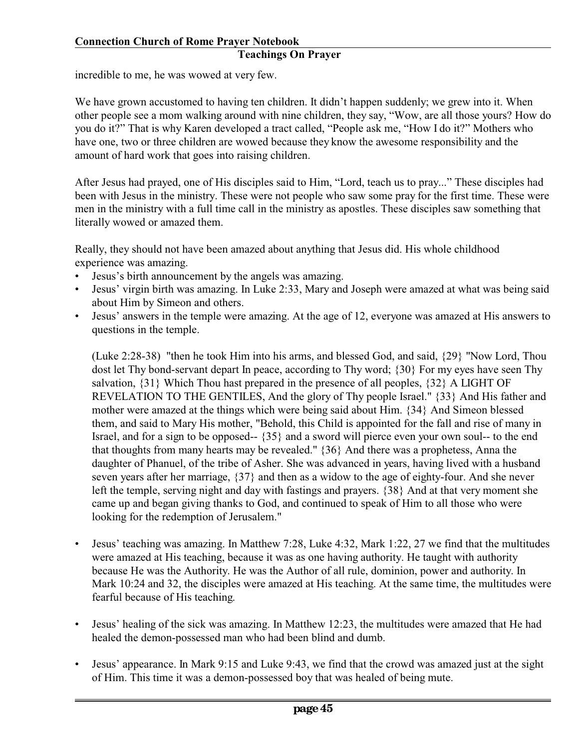incredible to me, he was wowed at very few.

We have grown accustomed to having ten children. It didn't happen suddenly; we grew into it. When other people see a mom walking around with nine children, they say, "Wow, are all those yours? How do you do it?" That is why Karen developed a tract called, "People ask me, "How I do it?" Mothers who have one, two or three children are wowed because they know the awesome responsibility and the amount of hard work that goes into raising children.

After Jesus had prayed, one of His disciples said to Him, "Lord, teach us to pray..." These disciples had been with Jesus in the ministry. These were not people who saw some pray for the first time. These were men in the ministry with a full time call in the ministry as apostles. These disciples saw something that literally wowed or amazed them.

Really, they should not have been amazed about anything that Jesus did. His whole childhood experience was amazing.

- Jesus's birth announcement by the angels was amazing.
- Jesus' virgin birth was amazing. In Luke 2:33, Mary and Joseph were amazed at what was being said about Him by Simeon and others.
- Jesus' answers in the temple were amazing. At the age of 12, everyone was amazed at His answers to questions in the temple.

  (Luke 2:28-38) "then he took Him into his arms, and blessed God, and said, {29} "Now Lord, Thou dost let Thy bond-servant depart In peace, according to Thy word; {30} For my eyes have seen Thy salvation, {31} Which Thou hast prepared in the presence of all peoples, {32} A LIGHT OF REVELATION TO THE GENTILES, And the glory of Thy people Israel." {33} And His father and mother were amazed at the things which were being said about Him. {34} And Simeon blessed them, and said to Mary His mother, "Behold, this Child is appointed for the fall and rise of many in Israel, and for a sign to be opposed-- {35} and a sword will pierce even your own soul-- to the end that thoughts from many hearts may be revealed." {36} And there was a prophetess, Anna the daughter of Phanuel, of the tribe of Asher. She was advanced in years, having lived with a husband seven years after her marriage, {37} and then as a widow to the age of eighty-four. And she never left the temple, serving night and day with fastings and prayers. {38} And at that very moment she came up and began giving thanks to God, and continued to speak of Him to all those who were looking for the redemption of Jerusalem."

- Jesus' teaching was amazing. In Matthew 7:28, Luke 4:32, Mark 1:22, 27 we find that the multitudes were amazed at His teaching, because it was as one having authority. He taught with authority because He was the Authority. He was the Author of all rule, dominion, power and authority. In Mark 10:24 and 32, the disciples were amazed at His teaching. At the same time, the multitudes were fearful because of His teaching.

- Jesus' healing of the sick was amazing. In Matthew 12:23, the multitudes were amazed that He had healed the demon-possessed man who had been blind and dumb.

- Jesus' appearance. In Mark 9:15 and Luke 9:43, we find that the crowd was amazed just at the sight of Him. This time it was a demon-possessed boy that was healed of being mute.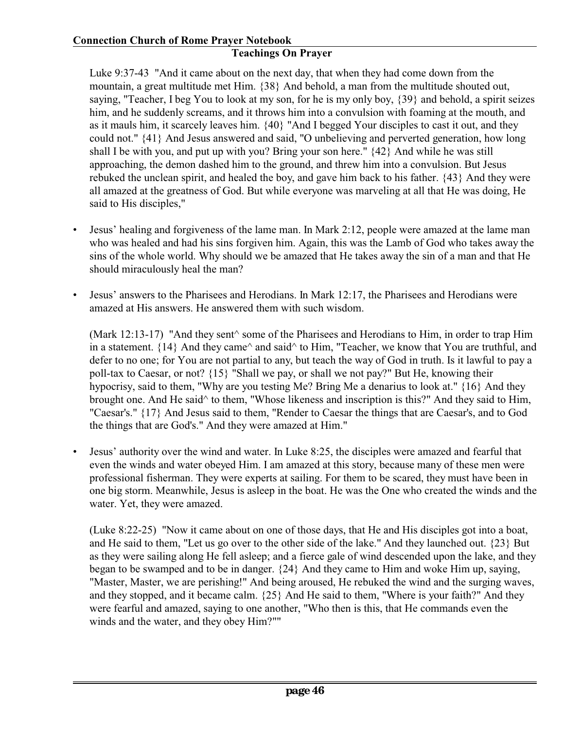Luke 9:37-43 "And it came about on the next day, that when they had come down from the mountain, a great multitude met Him. {38} And behold, a man from the multitude shouted out, saying, "Teacher, I beg You to look at my son, for he is my only boy, {39} and behold, a spirit seizes him, and he suddenly screams, and it throws him into a convulsion with foaming at the mouth, and as it mauls him, it scarcely leaves him. {40} "And I begged Your disciples to cast it out, and they could not." {41} And Jesus answered and said, "O unbelieving and perverted generation, how long shall I be with you, and put up with you? Bring your son here." {42} And while he was still approaching, the demon dashed him to the ground, and threw him into a convulsion. But Jesus rebuked the unclean spirit, and healed the boy, and gave him back to his father. {43} And they were all amazed at the greatness of God. But while everyone was marveling at all that He was doing, He said to His disciples,"

- Jesus' healing and forgiveness of the lame man. In Mark 2:12, people were amazed at the lame man who was healed and had his sins forgiven him. Again, this was the Lamb of God who takes away the sins of the whole world. Why should we be amazed that He takes away the sin of a man and that He should miraculously heal the man?

- Jesus' answers to the Pharisees and Herodians. In Mark 12:17, the Pharisees and Herodians were amazed at His answers. He answered them with such wisdom.

  (Mark 12:13-17) "And they sent^ some of the Pharisees and Herodians to Him, in order to trap Him in a statement. {14} And they came^ and said^ to Him, "Teacher, we know that You are truthful, and defer to no one; for You are not partial to any, but teach the way of God in truth. Is it lawful to pay a poll-tax to Caesar, or not? {15} "Shall we pay, or shall we not pay?" But He, knowing their hypocrisy, said to them, "Why are you testing Me? Bring Me a denarius to look at." {16} And they brought one. And He said^ to them, "Whose likeness and inscription is this?" And they said to Him, "Caesar's." {17} And Jesus said to them, "Render to Caesar the things that are Caesar's, and to God the things that are God's." And they were amazed at Him."

- Jesus' authority over the wind and water. In Luke 8:25, the disciples were amazed and fearful that even the winds and water obeyed Him. I am amazed at this story, because many of these men were professional fisherman. They were experts at sailing. For them to be scared, they must have been in one big storm. Meanwhile, Jesus is asleep in the boat. He was the One who created the winds and the water. Yet, they were amazed.

  (Luke 8:22-25) "Now it came about on one of those days, that He and His disciples got into a boat, and He said to them, "Let us go over to the other side of the lake." And they launched out. {23} But as they were sailing along He fell asleep; and a fierce gale of wind descended upon the lake, and they began to be swamped and to be in danger. {24} And they came to Him and woke Him up, saying, "Master, Master, we are perishing!" And being aroused, He rebuked the wind and the surging waves, and they stopped, and it became calm. {25} And He said to them, "Where is your faith?" And they were fearful and amazed, saying to one another, "Who then is this, that He commands even the winds and the water, and they obey Him?""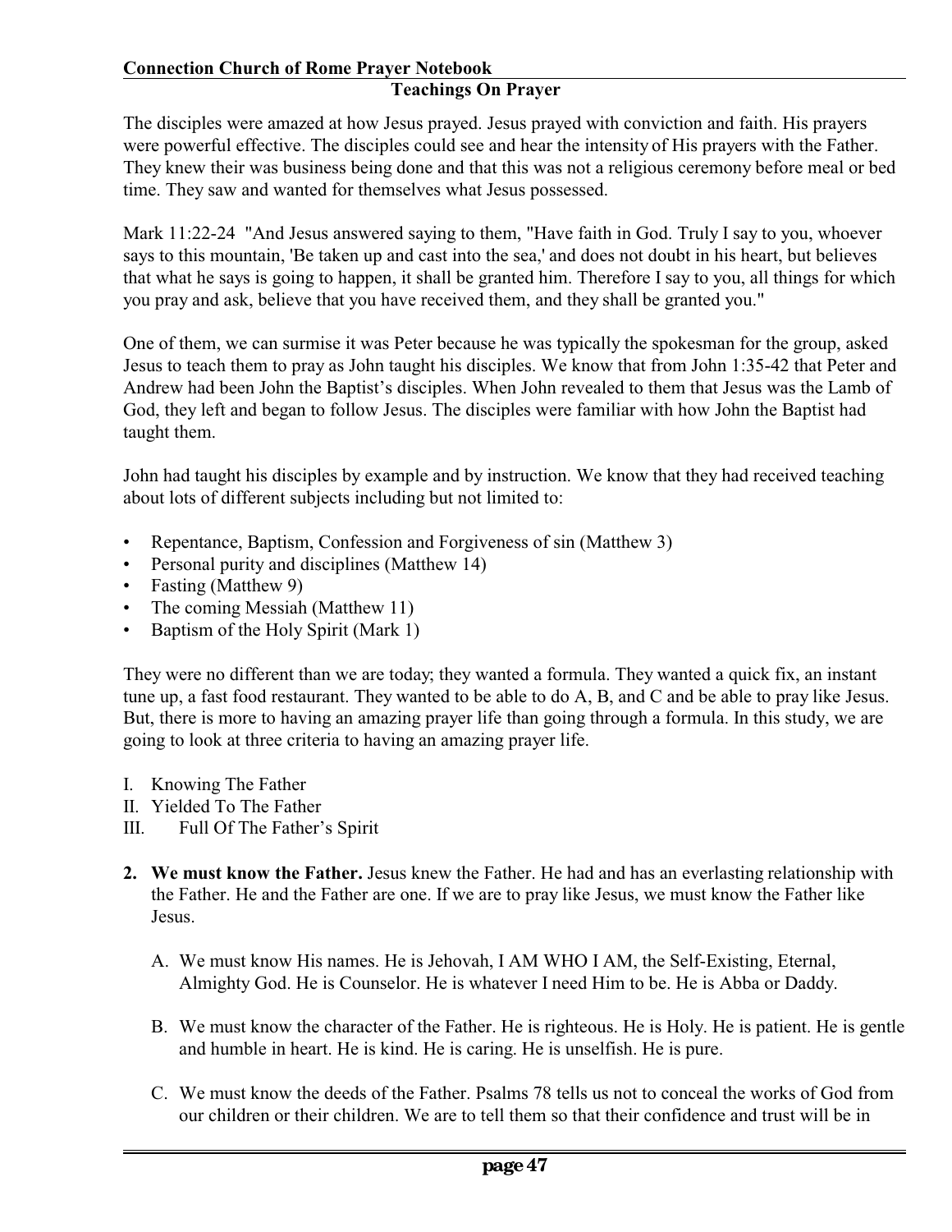## Teachings On Prayer

The disciples were amazed at how Jesus prayed. Jesus prayed with conviction and faith. His prayers were powerful effective. The disciples could see and hear the intensity of His prayers with the Father. They knew their was business being done and that this was not a religious ceremony before meal or bed time. They saw and wanted for themselves what Jesus possessed.

Mark 11:22-24 "And Jesus answered saying to them, "Have faith in God. Truly I say to you, whoever says to this mountain, 'Be taken up and cast into the sea,' and does not doubt in his heart, but believes that what he says is going to happen, it shall be granted him. Therefore I say to you, all things for which you pray and ask, believe that you have received them, and they shall be granted you."

One of them, we can surmise it was Peter because he was typically the spokesman for the group, asked Jesus to teach them to pray as John taught his disciples. We know that from John 1:35-42 that Peter and Andrew had been John the Baptist's disciples. When John revealed to them that Jesus was the Lamb of God, they left and began to follow Jesus. The disciples were familiar with how John the Baptist had taught them.

John had taught his disciples by example and by instruction. We know that they had received teaching about lots of different subjects including but not limited to:

- Repentance, Baptism, Confession and Forgiveness of sin (Matthew 3)
- Personal purity and disciplines (Matthew 14)
- Fasting (Matthew 9)
- The coming Messiah (Matthew 11)
- Baptism of the Holy Spirit (Mark 1)

They were no different than we are today; they wanted a formula. They wanted a quick fix, an instant tune up, a fast food restaurant. They wanted to be able to do A, B, and C and be able to pray like Jesus. But, there is more to having an amazing prayer life than going through a formula. In this study, we are going to look at three criteria to having an amazing prayer life.

I. Knowing The Father
II. Yielded To The Father
III. Full Of The Father's Spirit

2. **We must know the Father.** Jesus knew the Father. He had and has an everlasting relationship with the Father. He and the Father are one. If we are to pray like Jesus, we must know the Father like Jesus.

   A. We must know His names. He is Jehovah, I AM WHO I AM, the Self-Existing, Eternal, Almighty God. He is Counselor. He is whatever I need Him to be. He is Abba or Daddy.

   B. We must know the character of the Father. He is righteous. He is Holy. He is patient. He is gentle and humble in heart. He is kind. He is caring. He is unselfish. He is pure.

   C. We must know the deeds of the Father. Psalms 78 tells us not to conceal the works of God from our children or their children. We are to tell them so that their confidence and trust will be in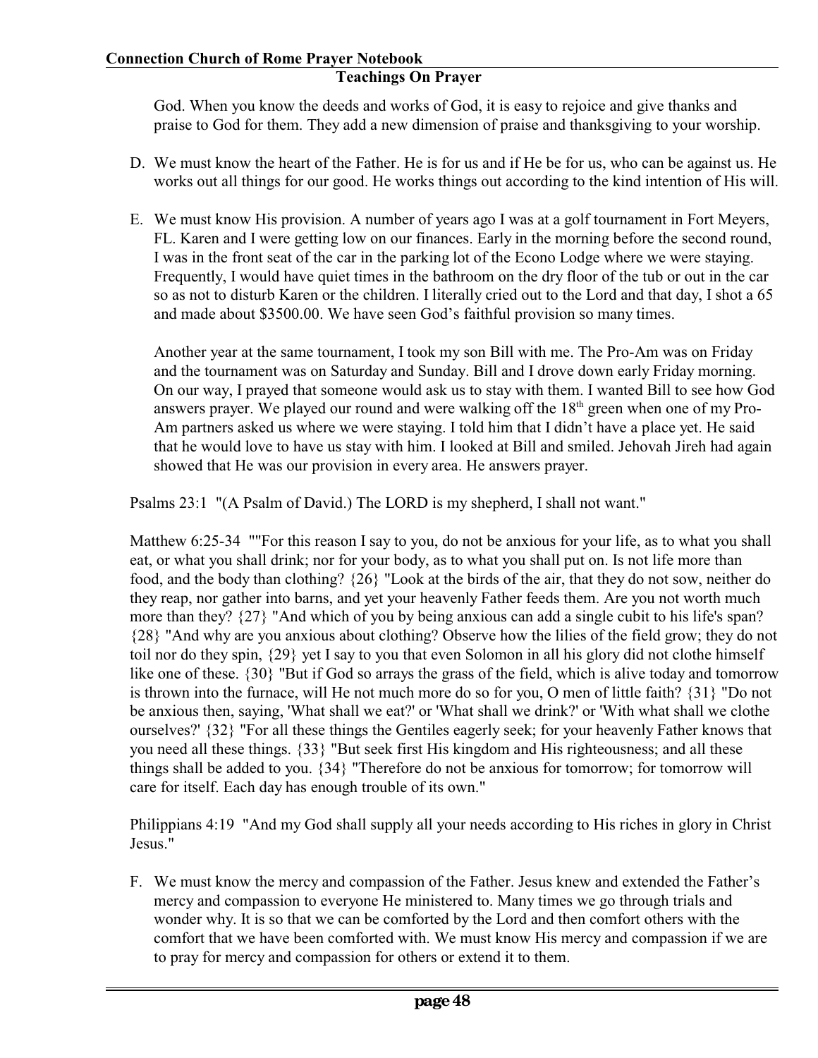God. When you know the deeds and works of God, it is easy to rejoice and give thanks and praise to God for them. They add a new dimension of praise and thanksgiving to your worship.

D. We must know the heart of the Father. He is for us and if He be for us, who can be against us. He works out all things for our good. He works things out according to the kind intention of His will.

E. We must know His provision. A number of years ago I was at a golf tournament in Fort Meyers, FL. Karen and I were getting low on our finances. Early in the morning before the second round, I was in the front seat of the car in the parking lot of the Econo Lodge where we were staying. Frequently, I would have quiet times in the bathroom on the dry floor of the tub or out in the car so as not to disturb Karen or the children. I literally cried out to the Lord and that day, I shot a 65 and made about $3500.00. We have seen God's faithful provision so many times.

   Another year at the same tournament, I took my son Bill with me. The Pro-Am was on Friday and the tournament was on Saturday and Sunday. Bill and I drove down early Friday morning. On our way, I prayed that someone would ask us to stay with them. I wanted Bill to see how God answers prayer. We played our round and were walking off the 18th green when one of my Pro-Am partners asked us where we were staying. I told him that I didn't have a place yet. He said that he would love to have us stay with him. I looked at Bill and smiled. Jehovah Jireh had again showed that He was our provision in every area. He answers prayer.

Psalms 23:1 "(A Psalm of David.) The LORD is my shepherd, I shall not want."

Matthew 6:25-34 ""For this reason I say to you, do not be anxious for your life, as to what you shall eat, or what you shall drink; nor for your body, as to what you shall put on. Is not life more than food, and the body than clothing? {26} "Look at the birds of the air, that they do not sow, neither do they reap, nor gather into barns, and yet your heavenly Father feeds them. Are you not worth much more than they? {27} "And which of you by being anxious can add a single cubit to his life's span? {28} "And why are you anxious about clothing? Observe how the lilies of the field grow; they do not toil nor do they spin, {29} yet I say to you that even Solomon in all his glory did not clothe himself like one of these. {30} "But if God so arrays the grass of the field, which is alive today and tomorrow is thrown into the furnace, will He not much more do so for you, O men of little faith? {31} "Do not be anxious then, saying, 'What shall we eat?' or 'What shall we drink?' or 'With what shall we clothe ourselves?' {32} "For all these things the Gentiles eagerly seek; for your heavenly Father knows that you need all these things. {33} "But seek first His kingdom and His righteousness; and all these things shall be added to you. {34} "Therefore do not be anxious for tomorrow; for tomorrow will care for itself. Each day has enough trouble of its own."

Philippians 4:19 "And my God shall supply all your needs according to His riches in glory in Christ Jesus."

F. We must know the mercy and compassion of the Father. Jesus knew and extended the Father's mercy and compassion to everyone He ministered to. Many times we go through trials and wonder why. It is so that we can be comforted by the Lord and then comfort others with the comfort that we have been comforted with. We must know His mercy and compassion if we are to pray for mercy and compassion for others or extend it to them.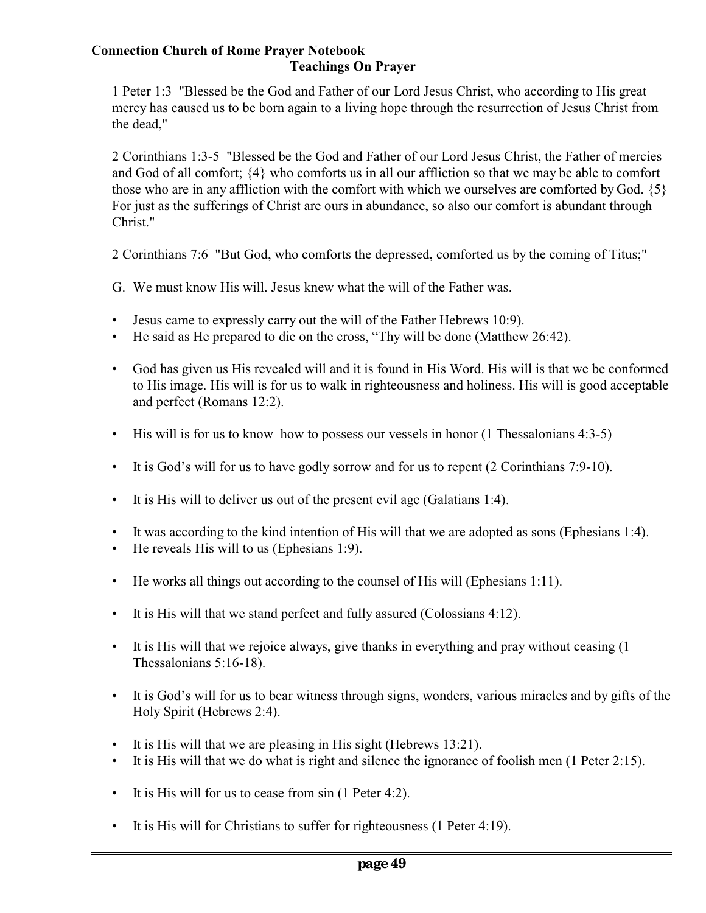## Teachings On Prayer

1 Peter 1:3 "Blessed be the God and Father of our Lord Jesus Christ, who according to His great mercy has caused us to be born again to a living hope through the resurrection of Jesus Christ from the dead,"

2 Corinthians 1:3-5 "Blessed be the God and Father of our Lord Jesus Christ, the Father of mercies and God of all comfort; {4} who comforts us in all our affliction so that we may be able to comfort those who are in any affliction with the comfort with which we ourselves are comforted by God. {5} For just as the sufferings of Christ are ours in abundance, so also our comfort is abundant through Christ."

2 Corinthians 7:6 "But God, who comforts the depressed, comforted us by the coming of Titus;"

G. We must know His will. Jesus knew what the will of the Father was.

- Jesus came to expressly carry out the will of the Father Hebrews 10:9).
- He said as He prepared to die on the cross, "Thy will be done (Matthew 26:42).
- God has given us His revealed will and it is found in His Word. His will is that we be conformed to His image. His will is for us to walk in righteousness and holiness. His will is good acceptable and perfect (Romans 12:2).
- His will is for us to know how to possess our vessels in honor (1 Thessalonians 4:3-5)
- It is God's will for us to have godly sorrow and for us to repent (2 Corinthians 7:9-10).
- It is His will to deliver us out of the present evil age (Galatians 1:4).
- It was according to the kind intention of His will that we are adopted as sons (Ephesians 1:4).
- He reveals His will to us (Ephesians 1:9).
- He works all things out according to the counsel of His will (Ephesians 1:11).
- It is His will that we stand perfect and fully assured (Colossians 4:12).
- It is His will that we rejoice always, give thanks in everything and pray without ceasing (1 Thessalonians 5:16-18).
- It is God's will for us to bear witness through signs, wonders, various miracles and by gifts of the Holy Spirit (Hebrews 2:4).
- It is His will that we are pleasing in His sight (Hebrews 13:21).
- It is His will that we do what is right and silence the ignorance of foolish men (1 Peter 2:15).
- It is His will for us to cease from sin (1 Peter 4:2).
- It is His will for Christians to suffer for righteousness (1 Peter 4:19).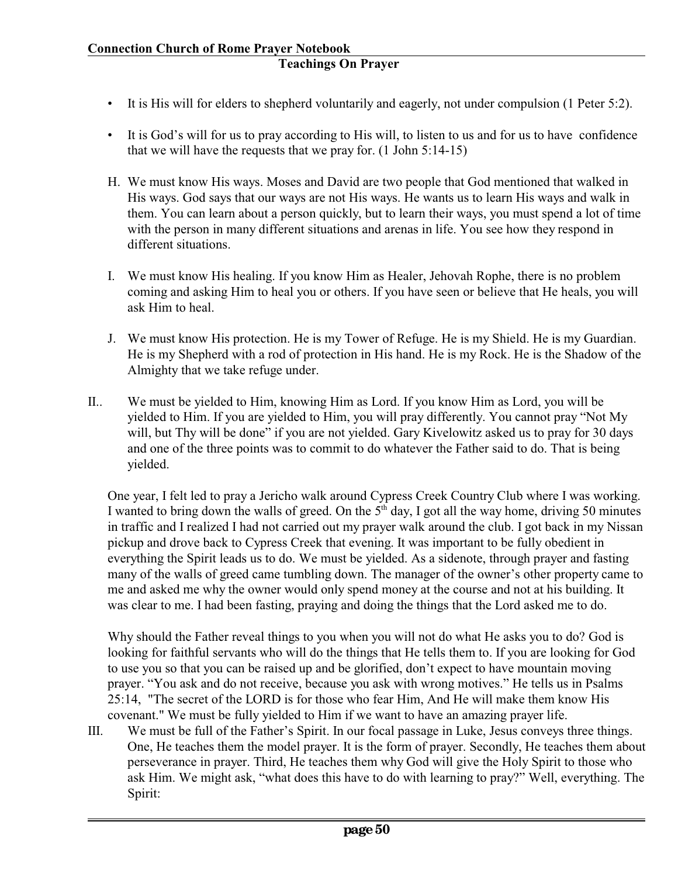- It is His will for elders to shepherd voluntarily and eagerly, not under compulsion (1 Peter 5:2).
- It is God's will for us to pray according to His will, to listen to us and for us to have confidence that we will have the requests that we pray for. (1 John 5:14-15)

H. We must know His ways. Moses and David are two people that God mentioned that walked in His ways. God says that our ways are not His ways. He wants us to learn His ways and walk in them. You can learn about a person quickly, but to learn their ways, you must spend a lot of time with the person in many different situations and arenas in life. You see how they respond in different situations.

I. We must know His healing. If you know Him as Healer, Jehovah Rophe, there is no problem coming and asking Him to heal you or others. If you have seen or believe that He heals, you will ask Him to heal.

J. We must know His protection. He is my Tower of Refuge. He is my Shield. He is my Guardian. He is my Shepherd with a rod of protection in His hand. He is my Rock. He is the Shadow of the Almighty that we take refuge under.

II.. We must be yielded to Him, knowing Him as Lord. If you know Him as Lord, you will be yielded to Him. If you are yielded to Him, you will pray differently. You cannot pray "Not My will, but Thy will be done" if you are not yielded. Gary Kivelowitz asked us to pray for 30 days and one of the three points was to commit to do whatever the Father said to do. That is being yielded.

One year, I felt led to pray a Jericho walk around Cypress Creek Country Club where I was working. I wanted to bring down the walls of greed. On the 5th day, I got all the way home, driving 50 minutes in traffic and I realized I had not carried out my prayer walk around the club. I got back in my Nissan pickup and drove back to Cypress Creek that evening. It was important to be fully obedient in everything the Spirit leads us to do. We must be yielded. As a sidenote, through prayer and fasting many of the walls of greed came tumbling down. The manager of the owner's other property came to me and asked me why the owner would only spend money at the course and not at his building. It was clear to me. I had been fasting, praying and doing the things that the Lord asked me to do.

Why should the Father reveal things to you when you will not do what He asks you to do? God is looking for faithful servants who will do the things that He tells them to. If you are looking for God to use you so that you can be raised up and be glorified, don't expect to have mountain moving prayer. "You ask and do not receive, because you ask with wrong motives." He tells us in Psalms 25:14, "The secret of the LORD is for those who fear Him, And He will make them know His covenant." We must be fully yielded to Him if we want to have an amazing prayer life.

III. We must be full of the Father's Spirit. In our focal passage in Luke, Jesus conveys three things. One, He teaches them the model prayer. It is the form of prayer. Secondly, He teaches them about perseverance in prayer. Third, He teaches them why God will give the Holy Spirit to those who ask Him. We might ask, "what does this have to do with learning to pray?" Well, everything. The Spirit: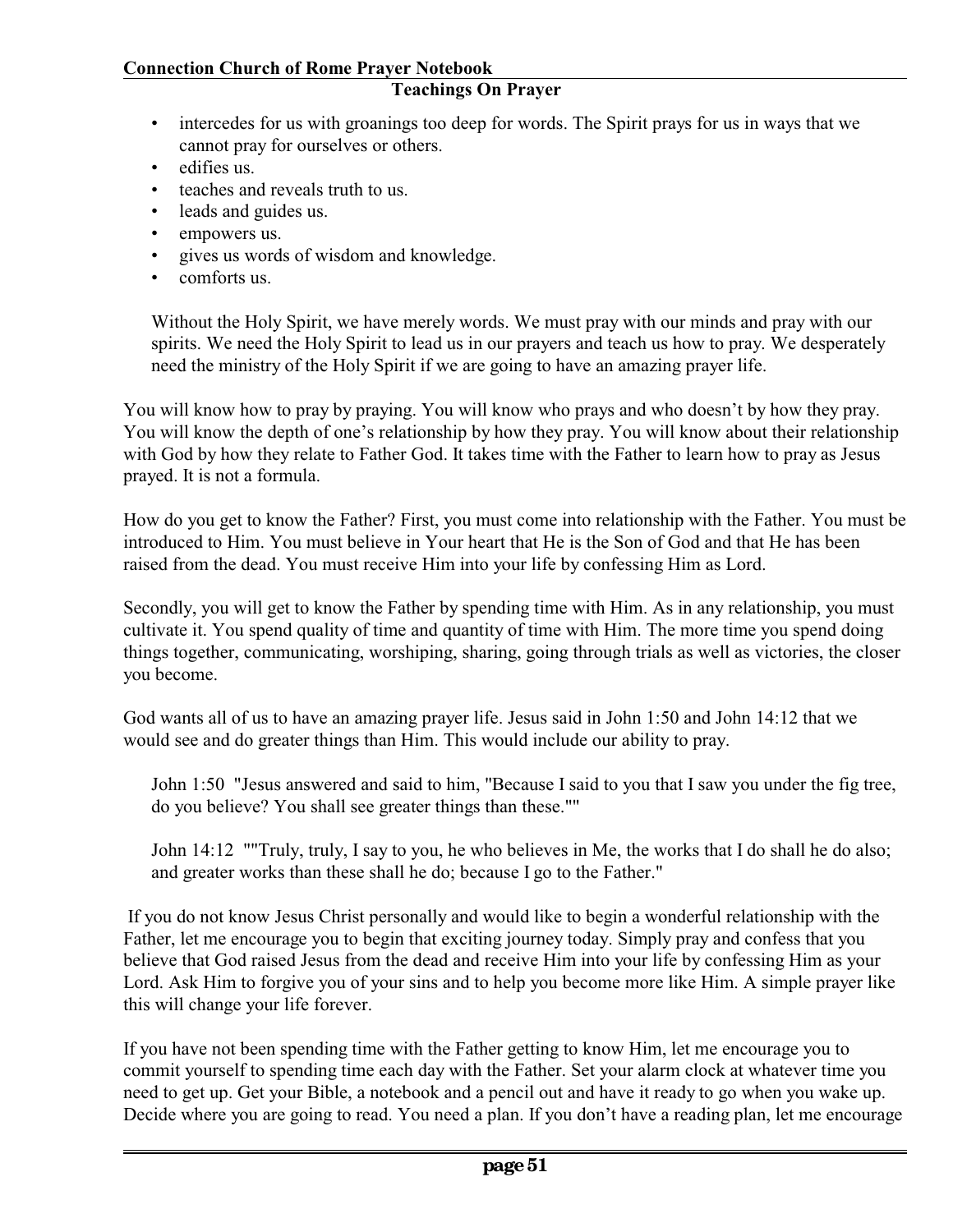- intercedes for us with groanings too deep for words. The Spirit prays for us in ways that we cannot pray for ourselves or others.
- edifies us.
- teaches and reveals truth to us.
- leads and guides us.
- empowers us.
- gives us words of wisdom and knowledge.
- comforts us.

Without the Holy Spirit, we have merely words. We must pray with our minds and pray with our spirits. We need the Holy Spirit to lead us in our prayers and teach us how to pray. We desperately need the ministry of the Holy Spirit if we are going to have an amazing prayer life.

You will know how to pray by praying. You will know who prays and who doesn't by how they pray. You will know the depth of one's relationship by how they pray. You will know about their relationship with God by how they relate to Father God. It takes time with the Father to learn how to pray as Jesus prayed. It is not a formula.

How do you get to know the Father? First, you must come into relationship with the Father. You must be introduced to Him. You must believe in Your heart that He is the Son of God and that He has been raised from the dead. You must receive Him into your life by confessing Him as Lord.

Secondly, you will get to know the Father by spending time with Him. As in any relationship, you must cultivate it. You spend quality of time and quantity of time with Him. The more time you spend doing things together, communicating, worshiping, sharing, going through trials as well as victories, the closer you become.

God wants all of us to have an amazing prayer life. Jesus said in John 1:50 and John 14:12 that we would see and do greater things than Him. This would include our ability to pray.

> John 1:50 "Jesus answered and said to him, "Because I said to you that I saw you under the fig tree, do you believe? You shall see greater things than these.""
>
> John 14:12 ""Truly, truly, I say to you, he who believes in Me, the works that I do shall he do also; and greater works than these shall he do; because I go to the Father."

If you do not know Jesus Christ personally and would like to begin a wonderful relationship with the Father, let me encourage you to begin that exciting journey today. Simply pray and confess that you believe that God raised Jesus from the dead and receive Him into your life by confessing Him as your Lord. Ask Him to forgive you of your sins and to help you become more like Him. A simple prayer like this will change your life forever.

If you have not been spending time with the Father getting to know Him, let me encourage you to commit yourself to spending time each day with the Father. Set your alarm clock at whatever time you need to get up. Get your Bible, a notebook and a pencil out and have it ready to go when you wake up. Decide where you are going to read. You need a plan. If you don't have a reading plan, let me encourage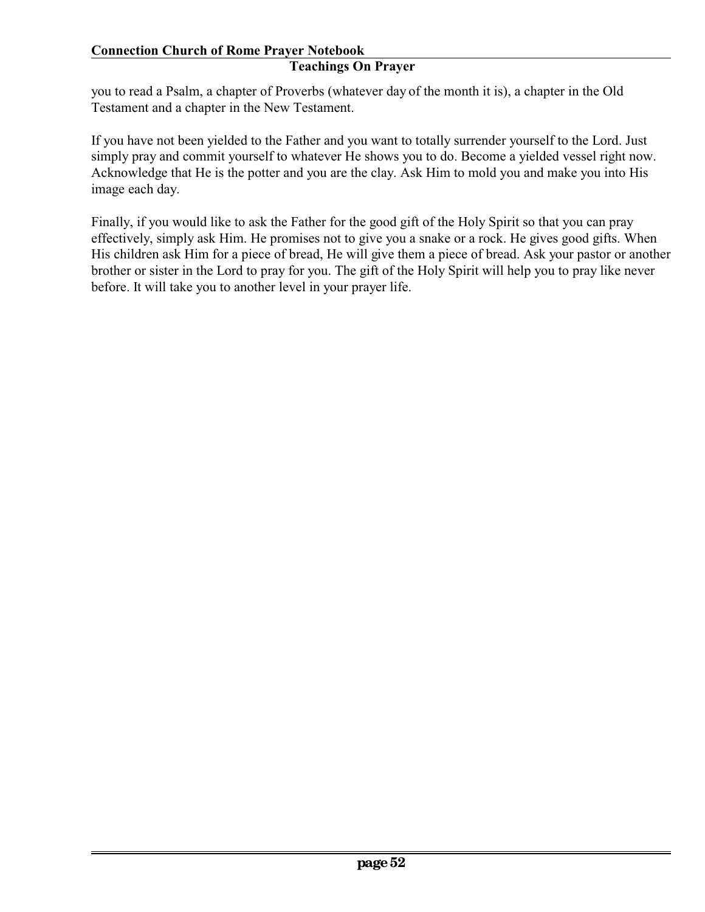you to read a Psalm, a chapter of Proverbs (whatever day of the month it is), a chapter in the Old Testament and a chapter in the New Testament.

If you have not been yielded to the Father and you want to totally surrender yourself to the Lord. Just simply pray and commit yourself to whatever He shows you to do. Become a yielded vessel right now. Acknowledge that He is the potter and you are the clay. Ask Him to mold you and make you into His image each day.

Finally, if you would like to ask the Father for the good gift of the Holy Spirit so that you can pray effectively, simply ask Him. He promises not to give you a snake or a rock. He gives good gifts. When His children ask Him for a piece of bread, He will give them a piece of bread. Ask your pastor or another brother or sister in the Lord to pray for you. The gift of the Holy Spirit will help you to pray like never before. It will take you to another level in your prayer life.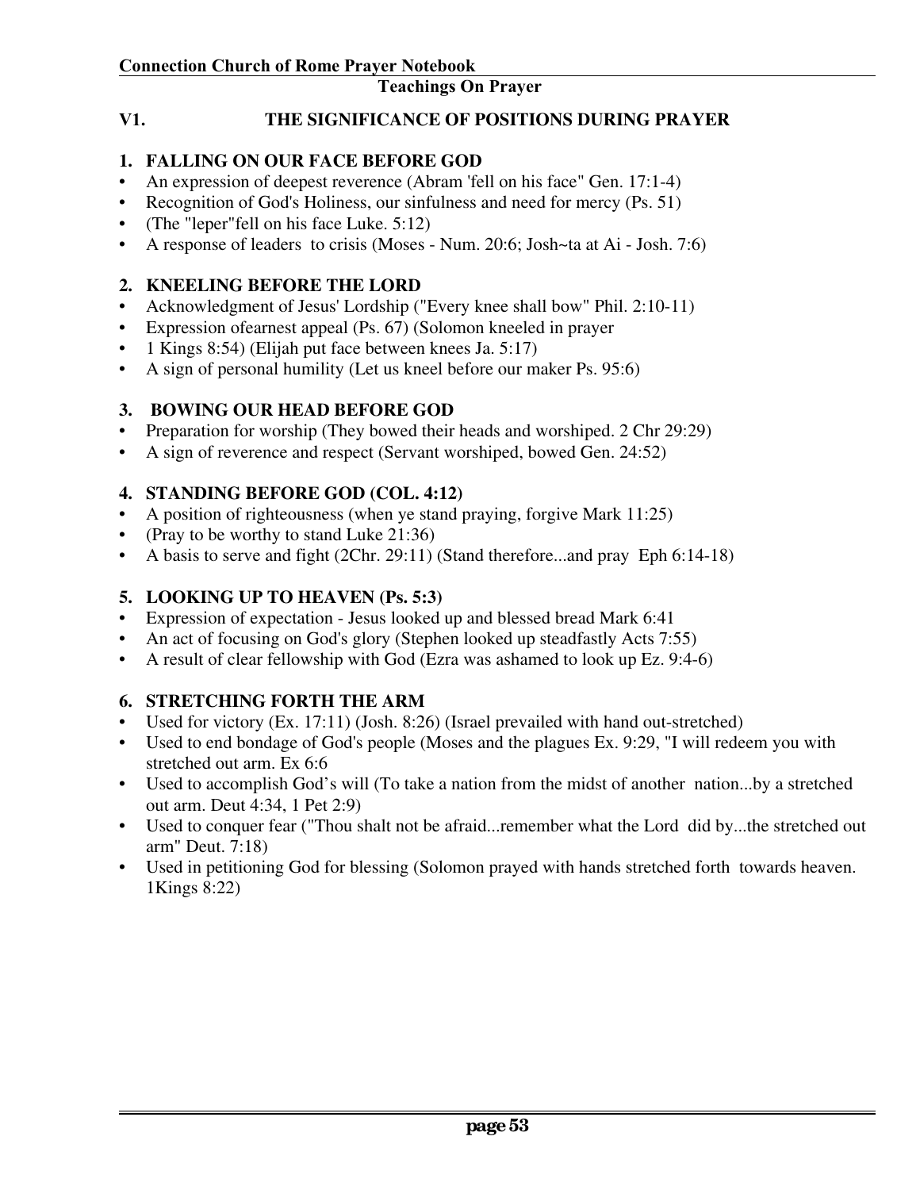## Teachings On Prayer

### V1. THE SIGNIFICANCE OF POSITIONS DURING PRAYER

#### 1. FALLING ON OUR FACE BEFORE GOD

- An expression of deepest reverence (Abram 'fell on his face" Gen. 17:1-4)
- Recognition of God's Holiness, our sinfulness and need for mercy (Ps. 51)
- (The "leper"fell on his face Luke. 5:12)
- A response of leaders to crisis (Moses - Num. 20:6; Josh~ta at Ai - Josh. 7:6)

#### 2. KNEELING BEFORE THE LORD

- Acknowledgment of Jesus' Lordship ("Every knee shall bow" Phil. 2:10-11)
- Expression ofearnest appeal (Ps. 67) (Solomon kneeled in prayer
- 1 Kings 8:54) (Elijah put face between knees Ja. 5:17)
- A sign of personal humility (Let us kneel before our maker Ps. 95:6)

#### 3. BOWING OUR HEAD BEFORE GOD

- Preparation for worship (They bowed their heads and worshiped. 2 Chr 29:29)
- A sign of reverence and respect (Servant worshiped, bowed Gen. 24:52)

#### 4. STANDING BEFORE GOD (COL. 4:12)

- A position of righteousness (when ye stand praying, forgive Mark 11:25)
- (Pray to be worthy to stand Luke 21:36)
- A basis to serve and fight (2Chr. 29:11) (Stand therefore...and pray Eph 6:14-18)

#### 5. LOOKING UP TO HEAVEN (Ps. 5:3)

- Expression of expectation - Jesus looked up and blessed bread Mark 6:41
- An act of focusing on God's glory (Stephen looked up steadfastly Acts 7:55)
- A result of clear fellowship with God (Ezra was ashamed to look up Ez. 9:4-6)

#### 6. STRETCHING FORTH THE ARM

- Used for victory (Ex. 17:11) (Josh. 8:26) (Israel prevailed with hand out-stretched)
- Used to end bondage of God's people (Moses and the plagues Ex. 9:29, "I will redeem you with stretched out arm. Ex 6:6
- Used to accomplish God's will (To take a nation from the midst of another nation...by a stretched out arm. Deut 4:34, 1 Pet 2:9)
- Used to conquer fear ("Thou shalt not be afraid...remember what the Lord did by...the stretched out arm" Deut. 7:18)
- Used in petitioning God for blessing (Solomon prayed with hands stretched forth towards heaven. 1Kings 8:22)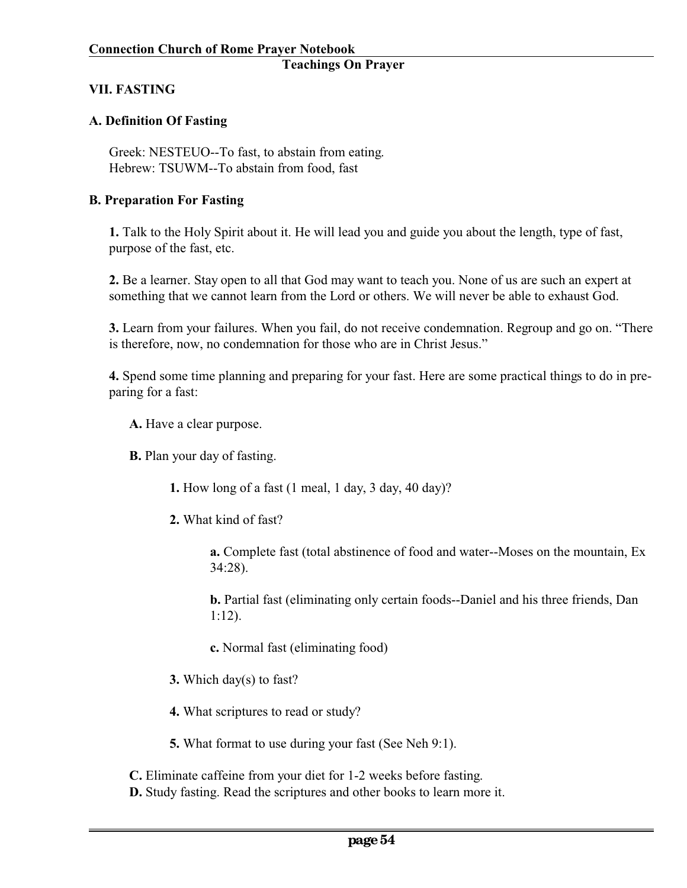## VII. FASTING

### A. Definition Of Fasting

Greek: NESTEUO--To fast, to abstain from eating.
Hebrew: TSUWM--To abstain from food, fast

### B. Preparation For Fasting

**1.** Talk to the Holy Spirit about it. He will lead you and guide you about the length, type of fast, purpose of the fast, etc.

**2.** Be a learner. Stay open to all that God may want to teach you. None of us are such an expert at something that we cannot learn from the Lord or others. We will never be able to exhaust God.

**3.** Learn from your failures. When you fail, do not receive condemnation. Regroup and go on. "There is therefore, now, no condemnation for those who are in Christ Jesus."

**4.** Spend some time planning and preparing for your fast. Here are some practical things to do in preparing for a fast:

- **A.** Have a clear purpose.
- **B.** Plan your day of fasting.
  - **1.** How long of a fast (1 meal, 1 day, 3 day, 40 day)?
  - **2.** What kind of fast?
    - **a.** Complete fast (total abstinence of food and water--Moses on the mountain, Ex 34:28).
    - **b.** Partial fast (eliminating only certain foods--Daniel and his three friends, Dan 1:12).
    - **c.** Normal fast (eliminating food)
  - **3.** Which day(s) to fast?
  - **4.** What scriptures to read or study?
  - **5.** What format to use during your fast (See Neh 9:1).
- **C.** Eliminate caffeine from your diet for 1-2 weeks before fasting.
- **D.** Study fasting. Read the scriptures and other books to learn more it.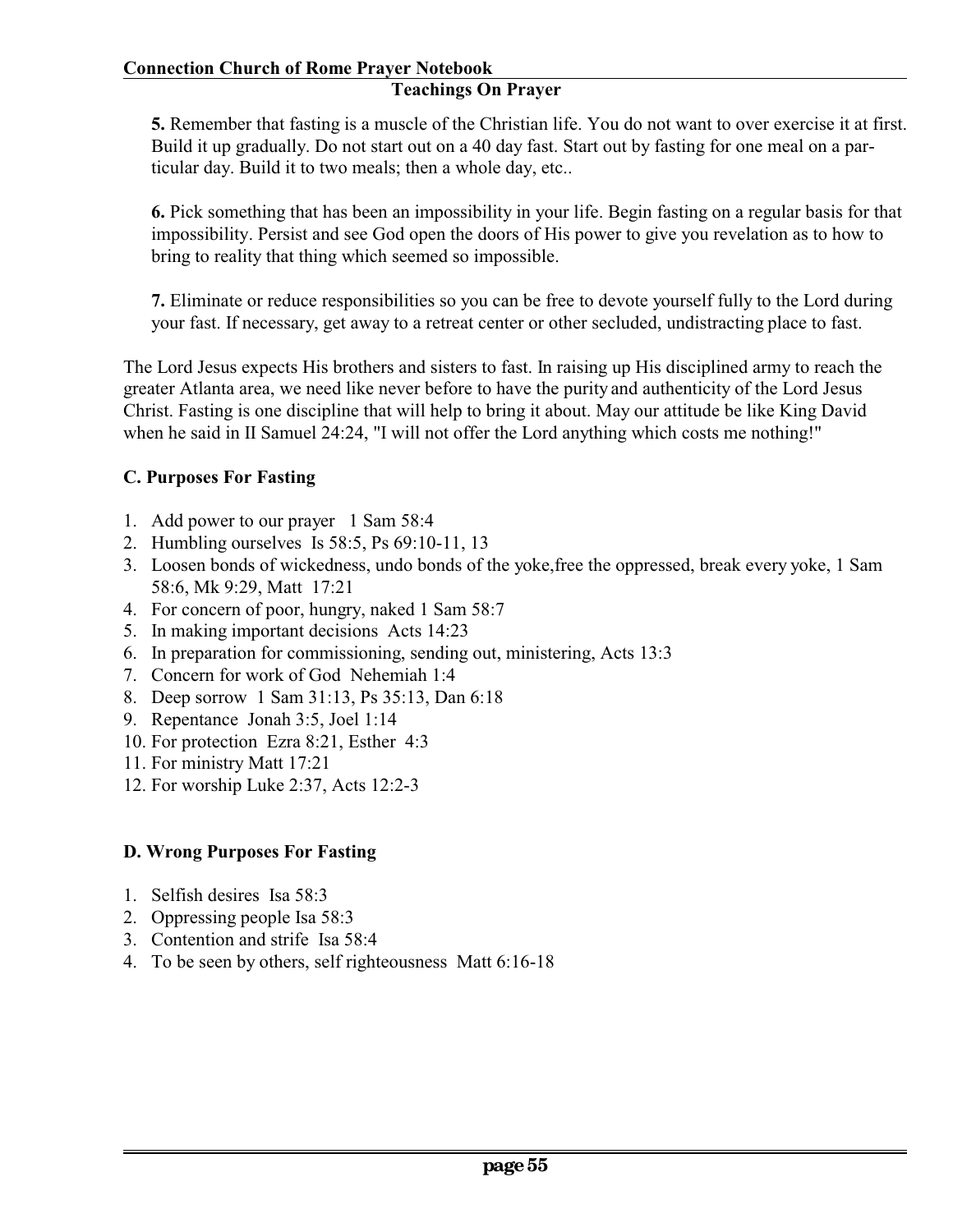**5.** Remember that fasting is a muscle of the Christian life. You do not want to over exercise it at first. Build it up gradually. Do not start out on a 40 day fast. Start out by fasting for one meal on a particular day. Build it to two meals; then a whole day, etc..

**6.** Pick something that has been an impossibility in your life. Begin fasting on a regular basis for that impossibility. Persist and see God open the doors of His power to give you revelation as to how to bring to reality that thing which seemed so impossible.

**7.** Eliminate or reduce responsibilities so you can be free to devote yourself fully to the Lord during your fast. If necessary, get away to a retreat center or other secluded, undistracting place to fast.

The Lord Jesus expects His brothers and sisters to fast. In raising up His disciplined army to reach the greater Atlanta area, we need like never before to have the purity and authenticity of the Lord Jesus Christ. Fasting is one discipline that will help to bring it about. May our attitude be like King David when he said in II Samuel 24:24, "I will not offer the Lord anything which costs me nothing!"

### C. Purposes For Fasting

1. Add power to our prayer 1 Sam 58:4
2. Humbling ourselves Is 58:5, Ps 69:10-11, 13
3. Loosen bonds of wickedness, undo bonds of the yoke,free the oppressed, break every yoke, 1 Sam 58:6, Mk 9:29, Matt 17:21
4. For concern of poor, hungry, naked 1 Sam 58:7
5. In making important decisions Acts 14:23
6. In preparation for commissioning, sending out, ministering, Acts 13:3
7. Concern for work of God Nehemiah 1:4
8. Deep sorrow 1 Sam 31:13, Ps 35:13, Dan 6:18
9. Repentance Jonah 3:5, Joel 1:14
10. For protection Ezra 8:21, Esther 4:3
11. For ministry Matt 17:21
12. For worship Luke 2:37, Acts 12:2-3

### D. Wrong Purposes For Fasting

1. Selfish desires Isa 58:3
2. Oppressing people Isa 58:3
3. Contention and strife Isa 58:4
4. To be seen by others, self righteousness Matt 6:16-18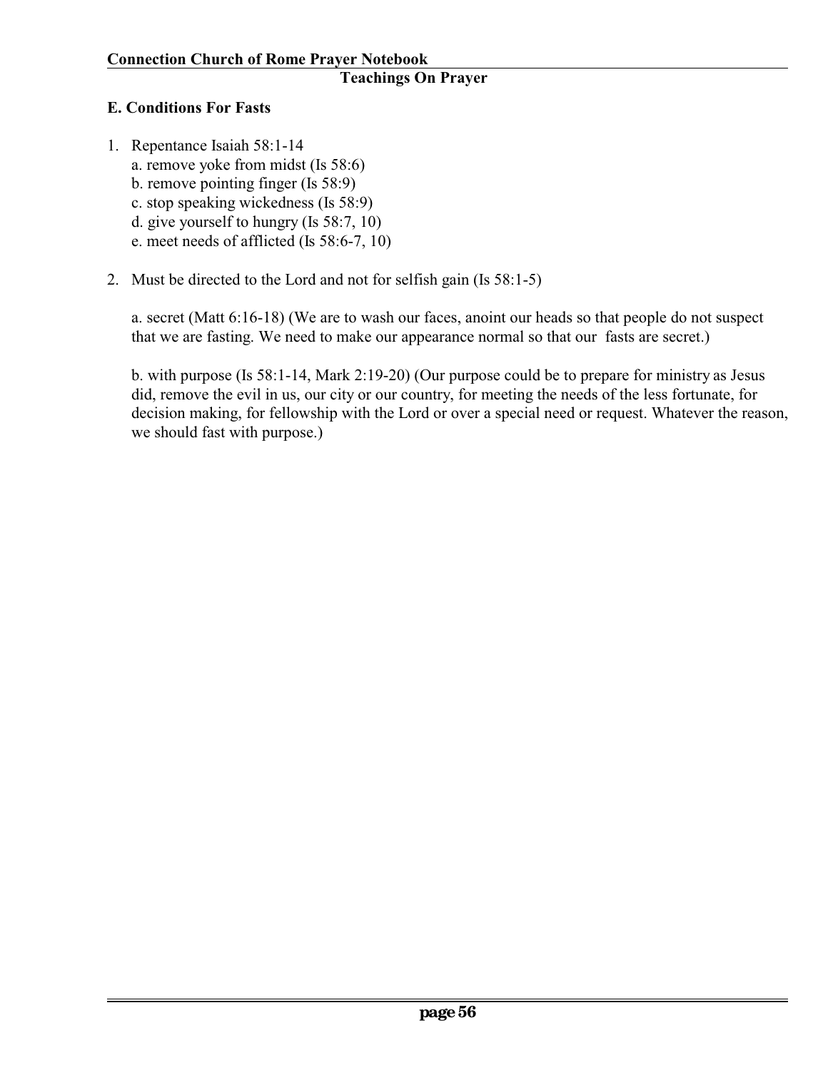### E. Conditions For Fasts

1. Repentance Isaiah 58:1-14
   a. remove yoke from midst (Is 58:6)
   b. remove pointing finger (Is 58:9)
   c. stop speaking wickedness (Is 58:9)
   d. give yourself to hungry (Is 58:7, 10)
   e. meet needs of afflicted (Is 58:6-7, 10)

2. Must be directed to the Lord and not for selfish gain (Is 58:1-5)

   a. secret (Matt 6:16-18) (We are to wash our faces, anoint our heads so that people do not suspect that we are fasting. We need to make our appearance normal so that our fasts are secret.)

   b. with purpose (Is 58:1-14, Mark 2:19-20) (Our purpose could be to prepare for ministry as Jesus did, remove the evil in us, our city or our country, for meeting the needs of the less fortunate, for decision making, for fellowship with the Lord or over a special need or request. Whatever the reason, we should fast with purpose.)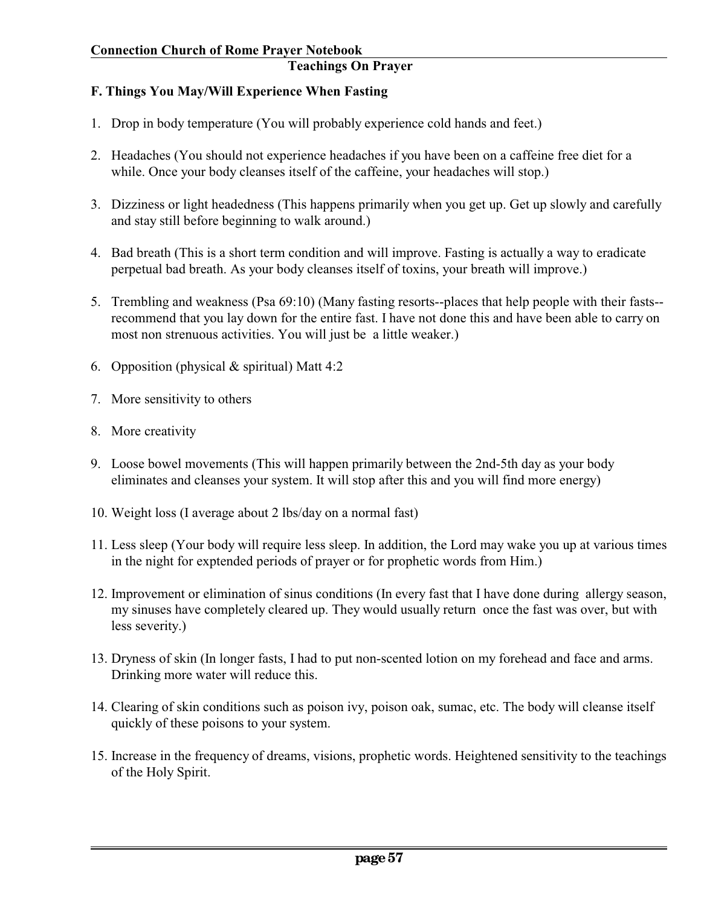### F. Things You May/Will Experience When Fasting

1. Drop in body temperature (You will probably experience cold hands and feet.)

2. Headaches (You should not experience headaches if you have been on a caffeine free diet for a while. Once your body cleanses itself of the caffeine, your headaches will stop.)

3. Dizziness or light headedness (This happens primarily when you get up. Get up slowly and carefully and stay still before beginning to walk around.)

4. Bad breath (This is a short term condition and will improve. Fasting is actually a way to eradicate perpetual bad breath. As your body cleanses itself of toxins, your breath will improve.)

5. Trembling and weakness (Psa 69:10) (Many fasting resorts--places that help people with their fasts--recommend that you lay down for the entire fast. I have not done this and have been able to carry on most non strenuous activities. You will just be a little weaker.)

6. Opposition (physical & spiritual) Matt 4:2

7. More sensitivity to others

8. More creativity

9. Loose bowel movements (This will happen primarily between the 2nd-5th day as your body eliminates and cleanses your system. It will stop after this and you will find more energy)

10. Weight loss (I average about 2 lbs/day on a normal fast)

11. Less sleep (Your body will require less sleep. In addition, the Lord may wake you up at various times in the night for exptended periods of prayer or for prophetic words from Him.)

12. Improvement or elimination of sinus conditions (In every fast that I have done during allergy season, my sinuses have completely cleared up. They would usually return once the fast was over, but with less severity.)

13. Dryness of skin (In longer fasts, I had to put non-scented lotion on my forehead and face and arms. Drinking more water will reduce this.

14. Clearing of skin conditions such as poison ivy, poison oak, sumac, etc. The body will cleanse itself quickly of these poisons to your system.

15. Increase in the frequency of dreams, visions, prophetic words. Heightened sensitivity to the teachings of the Holy Spirit.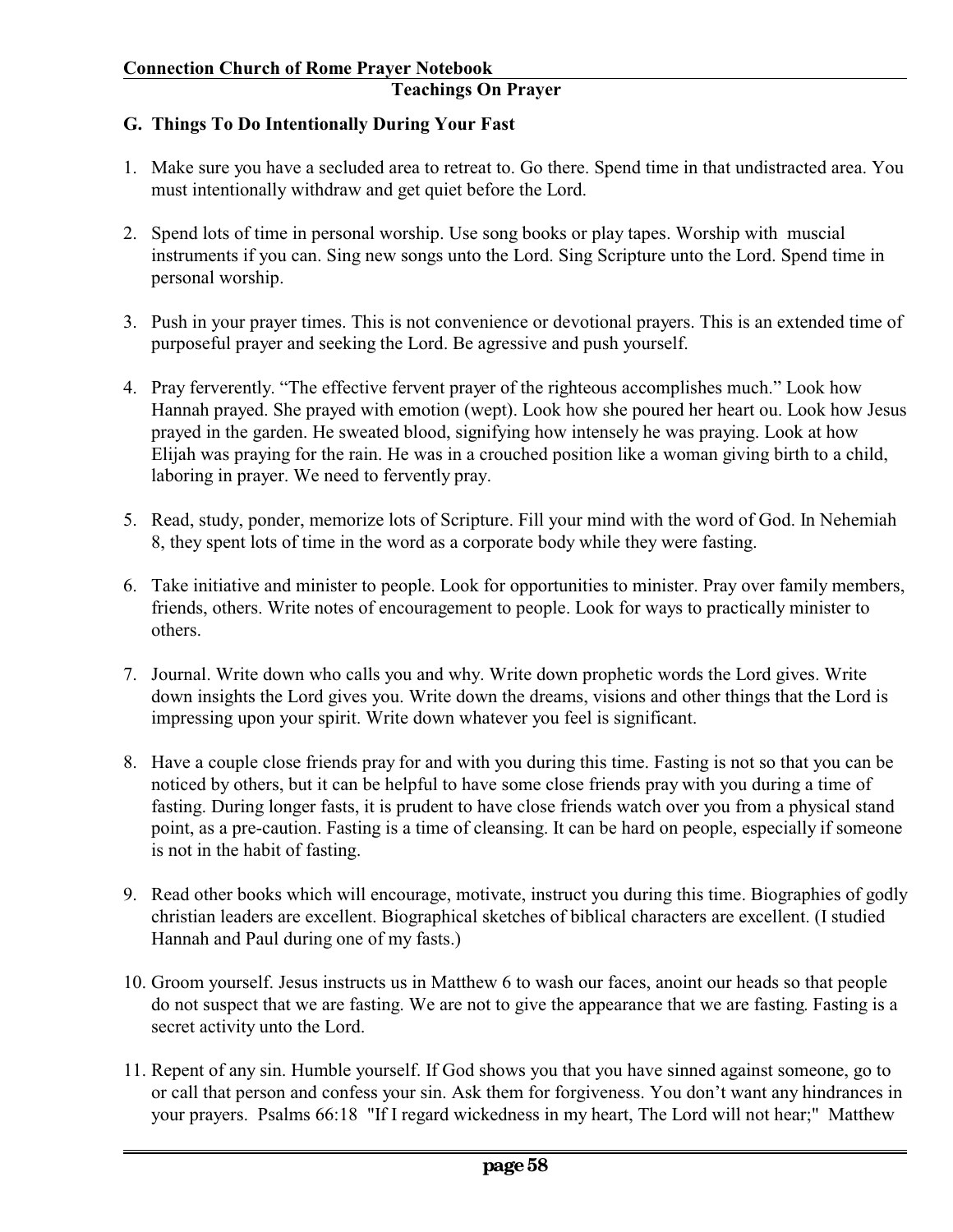## G. Things To Do Intentionally During Your Fast

1. Make sure you have a secluded area to retreat to. Go there. Spend time in that undistracted area. You must intentionally withdraw and get quiet before the Lord.

2. Spend lots of time in personal worship. Use song books or play tapes. Worship with muscial instruments if you can. Sing new songs unto the Lord. Sing Scripture unto the Lord. Spend time in personal worship.

3. Push in your prayer times. This is not convenience or devotional prayers. This is an extended time of purposeful prayer and seeking the Lord. Be agressive and push yourself.

4. Pray ferverently. “The effective fervent prayer of the righteous accomplishes much.” Look how Hannah prayed. She prayed with emotion (wept). Look how she poured her heart ou. Look how Jesus prayed in the garden. He sweated blood, signifying how intensely he was praying. Look at how Elijah was praying for the rain. He was in a crouched position like a woman giving birth to a child, laboring in prayer. We need to fervently pray.

5. Read, study, ponder, memorize lots of Scripture. Fill your mind with the word of God. In Nehemiah 8, they spent lots of time in the word as a corporate body while they were fasting.

6. Take initiative and minister to people. Look for opportunities to minister. Pray over family members, friends, others. Write notes of encouragement to people. Look for ways to practically minister to others.

7. Journal. Write down who calls you and why. Write down prophetic words the Lord gives. Write down insights the Lord gives you. Write down the dreams, visions and other things that the Lord is impressing upon your spirit. Write down whatever you feel is significant.

8. Have a couple close friends pray for and with you during this time. Fasting is not so that you can be noticed by others, but it can be helpful to have some close friends pray with you during a time of fasting. During longer fasts, it is prudent to have close friends watch over you from a physical stand point, as a pre-caution. Fasting is a time of cleansing. It can be hard on people, especially if someone is not in the habit of fasting.

9. Read other books which will encourage, motivate, instruct you during this time. Biographies of godly christian leaders are excellent. Biographical sketches of biblical characters are excellent. (I studied Hannah and Paul during one of my fasts.)

10. Groom yourself. Jesus instructs us in Matthew 6 to wash our faces, anoint our heads so that people do not suspect that we are fasting. We are not to give the appearance that we are fasting. Fasting is a secret activity unto the Lord.

11. Repent of any sin. Humble yourself. If God shows you that you have sinned against someone, go to or call that person and confess your sin. Ask them for forgiveness. You don’t want any hindrances in your prayers. Psalms 66:18 "If I regard wickedness in my heart, The Lord will not hear;" Matthew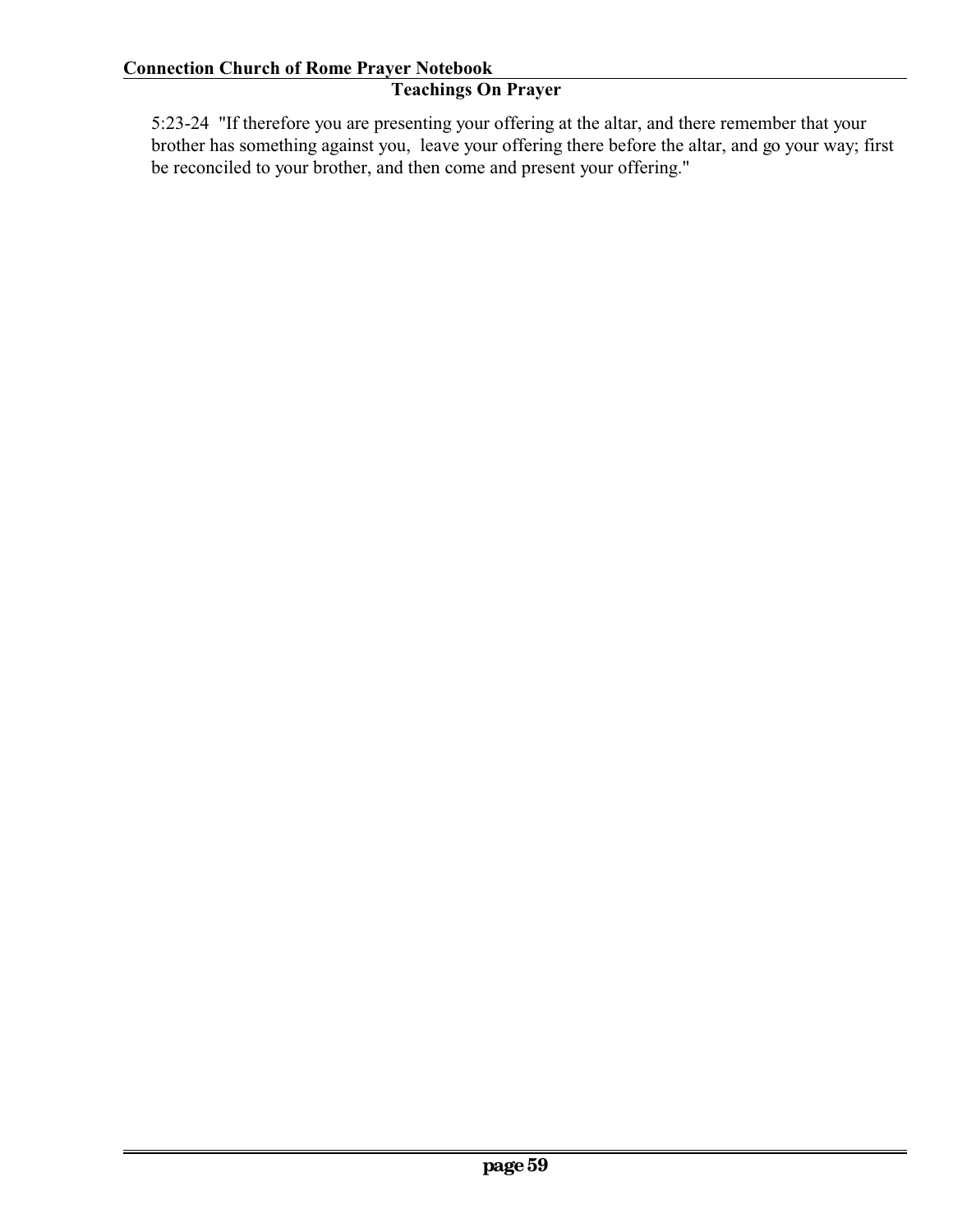5:23-24 "If therefore you are presenting your offering at the altar, and there remember that your brother has something against you, leave your offering there before the altar, and go your way; first be reconciled to your brother, and then come and present your offering."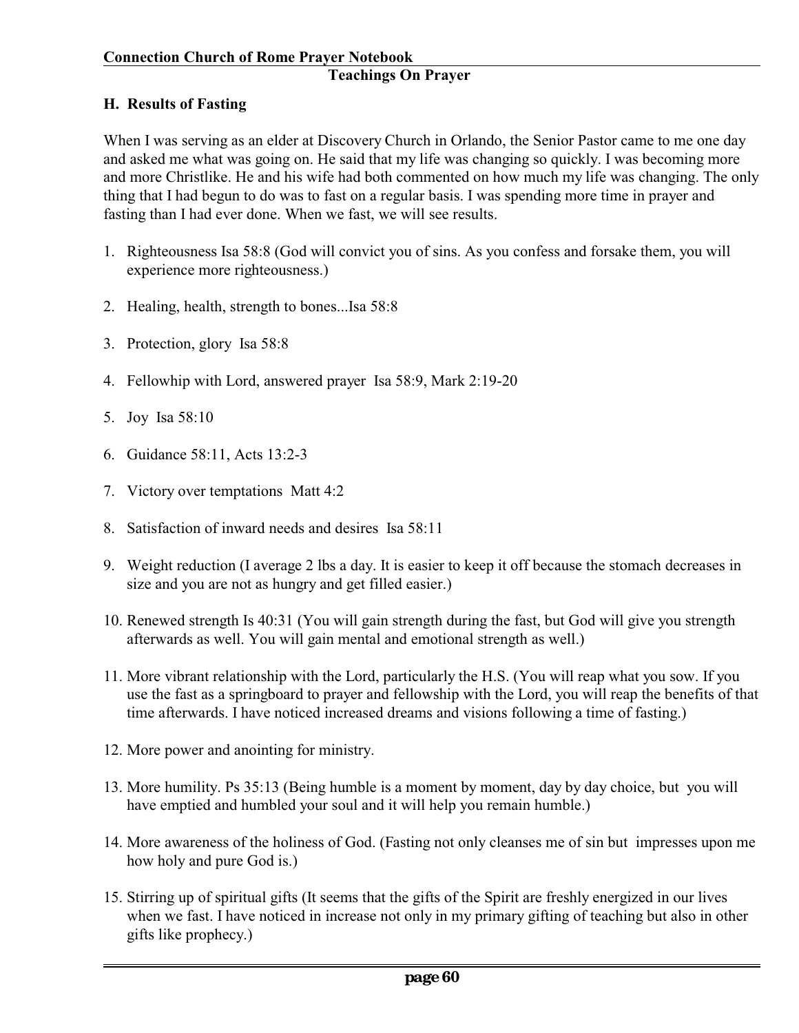## H. Results of Fasting

When I was serving as an elder at Discovery Church in Orlando, the Senior Pastor came to me one day and asked me what was going on. He said that my life was changing so quickly. I was becoming more and more Christlike. He and his wife had both commented on how much my life was changing. The only thing that I had begun to do was to fast on a regular basis. I was spending more time in prayer and fasting than I had ever done. When we fast, we will see results.

1. Righteousness Isa 58:8 (God will convict you of sins. As you confess and forsake them, you will experience more righteousness.)
2. Healing, health, strength to bones...Isa 58:8
3. Protection, glory Isa 58:8
4. Fellowhip with Lord, answered prayer Isa 58:9, Mark 2:19-20
5. Joy Isa 58:10
6. Guidance 58:11, Acts 13:2-3
7. Victory over temptations Matt 4:2
8. Satisfaction of inward needs and desires Isa 58:11
9. Weight reduction (I average 2 lbs a day. It is easier to keep it off because the stomach decreases in size and you are not as hungry and get filled easier.)
10. Renewed strength Is 40:31 (You will gain strength during the fast, but God will give you strength afterwards as well. You will gain mental and emotional strength as well.)
11. More vibrant relationship with the Lord, particularly the H.S. (You will reap what you sow. If you use the fast as a springboard to prayer and fellowship with the Lord, you will reap the benefits of that time afterwards. I have noticed increased dreams and visions following a time of fasting.)
12. More power and anointing for ministry.
13. More humility. Ps 35:13 (Being humble is a moment by moment, day by day choice, but you will have emptied and humbled your soul and it will help you remain humble.)
14. More awareness of the holiness of God. (Fasting not only cleanses me of sin but impresses upon me how holy and pure God is.)
15. Stirring up of spiritual gifts (It seems that the gifts of the Spirit are freshly energized in our lives when we fast. I have noticed in increase not only in my primary gifting of teaching but also in other gifts like prophecy.)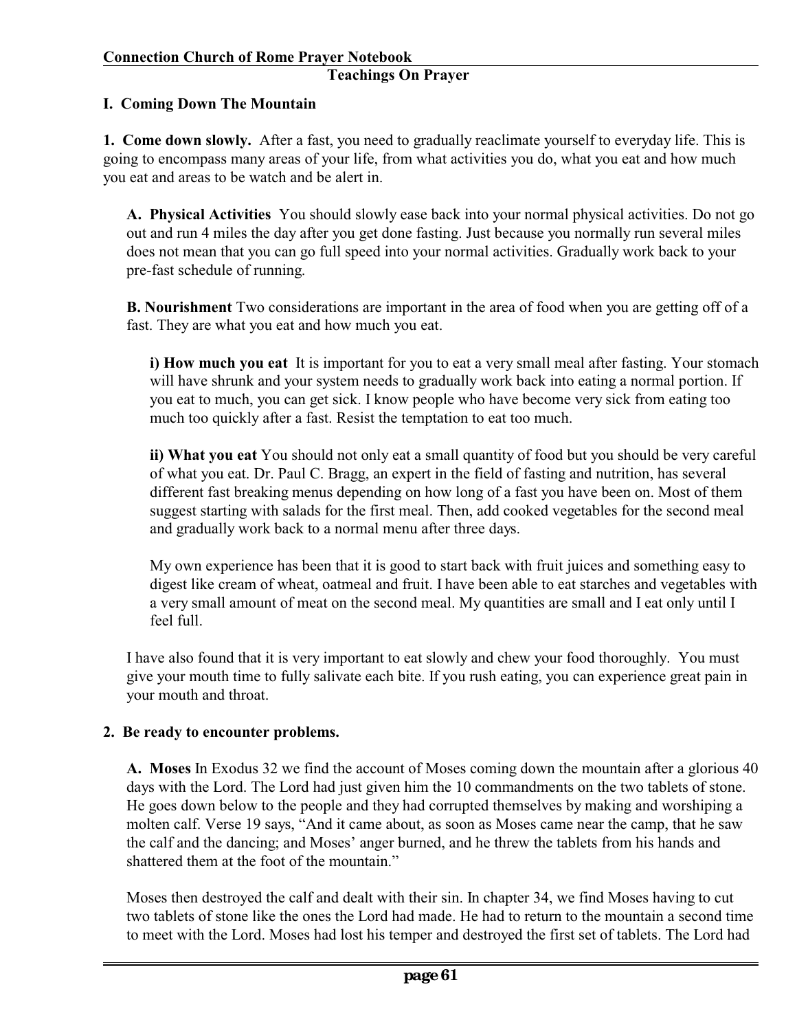## Teachings On Prayer

### I. Coming Down The Mountain

**1. Come down slowly.** After a fast, you need to gradually reaclimate yourself to everyday life. This is going to encompass many areas of your life, from what activities you do, what you eat and how much you eat and areas to be watch and be alert in.

**A. Physical Activities** You should slowly ease back into your normal physical activities. Do not go out and run 4 miles the day after you get done fasting. Just because you normally run several miles does not mean that you can go full speed into your normal activities. Gradually work back to your pre-fast schedule of running.

**B. Nourishment** Two considerations are important in the area of food when you are getting off of a fast. They are what you eat and how much you eat.

**i) How much you eat** It is important for you to eat a very small meal after fasting. Your stomach will have shrunk and your system needs to gradually work back into eating a normal portion. If you eat to much, you can get sick. I know people who have become very sick from eating too much too quickly after a fast. Resist the temptation to eat too much.

**ii) What you eat** You should not only eat a small quantity of food but you should be very careful of what you eat. Dr. Paul C. Bragg, an expert in the field of fasting and nutrition, has several different fast breaking menus depending on how long of a fast you have been on. Most of them suggest starting with salads for the first meal. Then, add cooked vegetables for the second meal and gradually work back to a normal menu after three days.

My own experience has been that it is good to start back with fruit juices and something easy to digest like cream of wheat, oatmeal and fruit. I have been able to eat starches and vegetables with a very small amount of meat on the second meal. My quantities are small and I eat only until I feel full.

I have also found that it is very important to eat slowly and chew your food thoroughly. You must give your mouth time to fully salivate each bite. If you rush eating, you can experience great pain in your mouth and throat.

**2. Be ready to encounter problems.**

**A. Moses** In Exodus 32 we find the account of Moses coming down the mountain after a glorious 40 days with the Lord. The Lord had just given him the 10 commandments on the two tablets of stone. He goes down below to the people and they had corrupted themselves by making and worshiping a molten calf. Verse 19 says, "And it came about, as soon as Moses came near the camp, that he saw the calf and the dancing; and Moses' anger burned, and he threw the tablets from his hands and shattered them at the foot of the mountain."

Moses then destroyed the calf and dealt with their sin. In chapter 34, we find Moses having to cut two tablets of stone like the ones the Lord had made. He had to return to the mountain a second time to meet with the Lord. Moses had lost his temper and destroyed the first set of tablets. The Lord had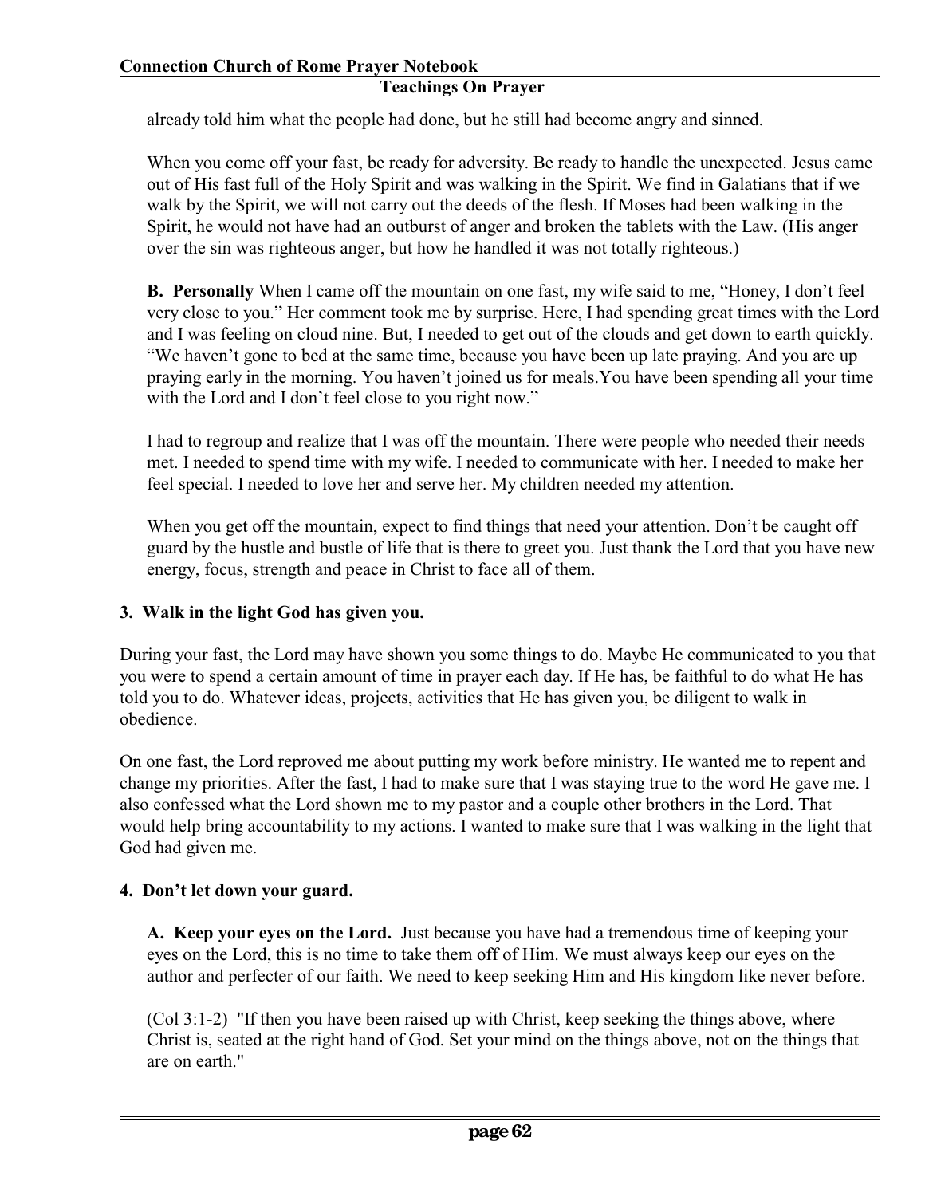already told him what the people had done, but he still had become angry and sinned.

When you come off your fast, be ready for adversity. Be ready to handle the unexpected. Jesus came out of His fast full of the Holy Spirit and was walking in the Spirit. We find in Galatians that if we walk by the Spirit, we will not carry out the deeds of the flesh. If Moses had been walking in the Spirit, he would not have had an outburst of anger and broken the tablets with the Law. (His anger over the sin was righteous anger, but how he handled it was not totally righteous.)

**B. Personally** When I came off the mountain on one fast, my wife said to me, “Honey, I don’t feel very close to you.” Her comment took me by surprise. Here, I had spending great times with the Lord and I was feeling on cloud nine. But, I needed to get out of the clouds and get down to earth quickly. “We haven’t gone to bed at the same time, because you have been up late praying. And you are up praying early in the morning. You haven’t joined us for meals.You have been spending all your time with the Lord and I don’t feel close to you right now.”

I had to regroup and realize that I was off the mountain. There were people who needed their needs met. I needed to spend time with my wife. I needed to communicate with her. I needed to make her feel special. I needed to love her and serve her. My children needed my attention.

When you get off the mountain, expect to find things that need your attention. Don’t be caught off guard by the hustle and bustle of life that is there to greet you. Just thank the Lord that you have new energy, focus, strength and peace in Christ to face all of them.

### 3. Walk in the light God has given you.

During your fast, the Lord may have shown you some things to do. Maybe He communicated to you that you were to spend a certain amount of time in prayer each day. If He has, be faithful to do what He has told you to do. Whatever ideas, projects, activities that He has given you, be diligent to walk in obedience.

On one fast, the Lord reproved me about putting my work before ministry. He wanted me to repent and change my priorities. After the fast, I had to make sure that I was staying true to the word He gave me. I also confessed what the Lord shown me to my pastor and a couple other brothers in the Lord. That would help bring accountability to my actions. I wanted to make sure that I was walking in the light that God had given me.

### 4. Don’t let down your guard.

**A. Keep your eyes on the Lord.** Just because you have had a tremendous time of keeping your eyes on the Lord, this is no time to take them off of Him. We must always keep our eyes on the author and perfecter of our faith. We need to keep seeking Him and His kingdom like never before.

(Col 3:1-2) "If then you have been raised up with Christ, keep seeking the things above, where Christ is, seated at the right hand of God. Set your mind on the things above, not on the things that are on earth."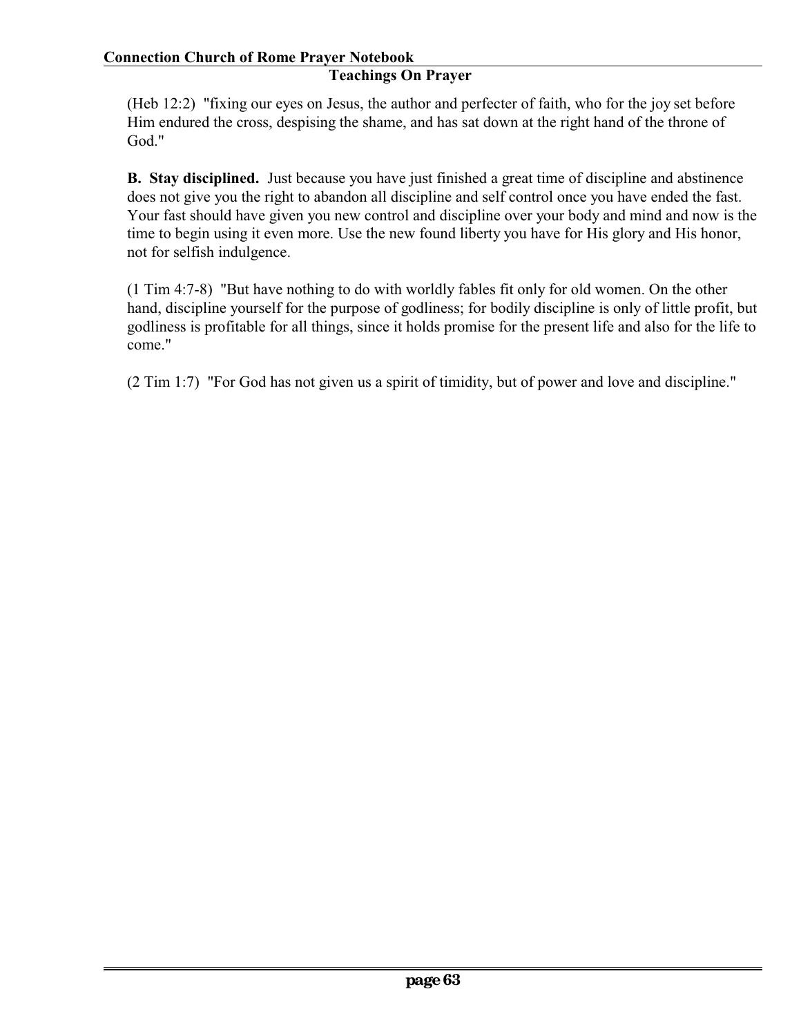(Heb 12:2) "fixing our eyes on Jesus, the author and perfecter of faith, who for the joy set before Him endured the cross, despising the shame, and has sat down at the right hand of the throne of God."

**B. Stay disciplined.** Just because you have just finished a great time of discipline and abstinence does not give you the right to abandon all discipline and self control once you have ended the fast. Your fast should have given you new control and discipline over your body and mind and now is the time to begin using it even more. Use the new found liberty you have for His glory and His honor, not for selfish indulgence.

(1 Tim 4:7-8) "But have nothing to do with worldly fables fit only for old women. On the other hand, discipline yourself for the purpose of godliness; for bodily discipline is only of little profit, but godliness is profitable for all things, since it holds promise for the present life and also for the life to come."

(2 Tim 1:7) "For God has not given us a spirit of timidity, but of power and love and discipline."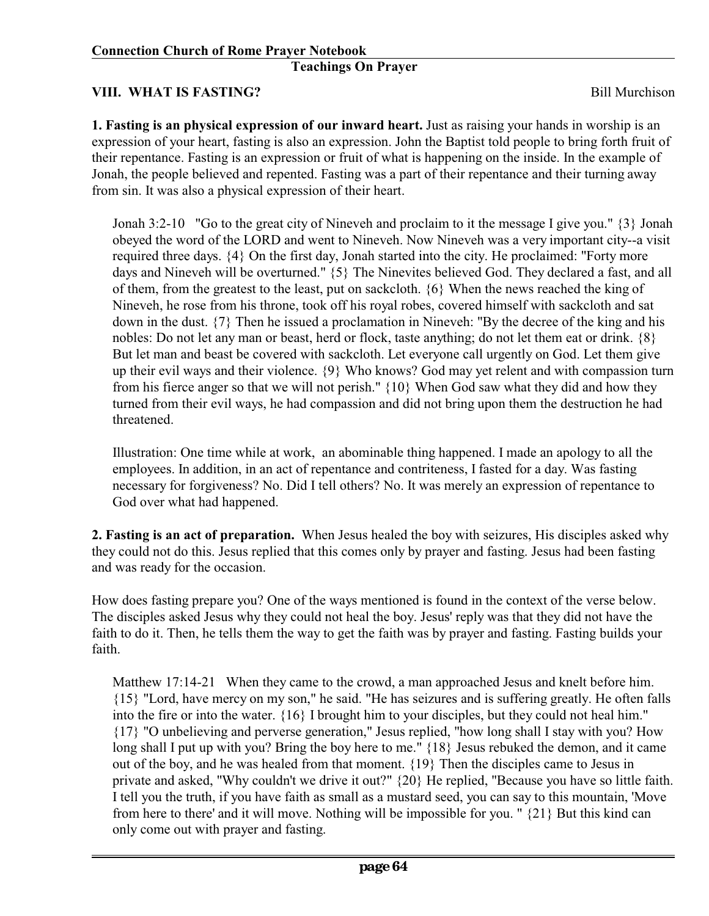## VIII. WHAT IS FASTING?

Bill Murchison

**1. Fasting is an physical expression of our inward heart.** Just as raising your hands in worship is an expression of your heart, fasting is also an expression. John the Baptist told people to bring forth fruit of their repentance. Fasting is an expression or fruit of what is happening on the inside. In the example of Jonah, the people believed and repented. Fasting was a part of their repentance and their turning away from sin. It was also a physical expression of their heart.

> Jonah 3:2-10 "Go to the great city of Nineveh and proclaim to it the message I give you." {3} Jonah obeyed the word of the LORD and went to Nineveh. Now Nineveh was a very important city--a visit required three days. {4} On the first day, Jonah started into the city. He proclaimed: "Forty more days and Nineveh will be overturned." {5} The Ninevites believed God. They declared a fast, and all of them, from the greatest to the least, put on sackcloth. {6} When the news reached the king of Nineveh, he rose from his throne, took off his royal robes, covered himself with sackcloth and sat down in the dust. {7} Then he issued a proclamation in Nineveh: "By the decree of the king and his nobles: Do not let any man or beast, herd or flock, taste anything; do not let them eat or drink. {8} But let man and beast be covered with sackcloth. Let everyone call urgently on God. Let them give up their evil ways and their violence. {9} Who knows? God may yet relent and with compassion turn from his fierce anger so that we will not perish." {10} When God saw what they did and how they turned from their evil ways, he had compassion and did not bring upon them the destruction he had threatened.
>
> Illustration: One time while at work, an abominable thing happened. I made an apology to all the employees. In addition, in an act of repentance and contriteness, I fasted for a day. Was fasting necessary for forgiveness? No. Did I tell others? No. It was merely an expression of repentance to God over what had happened.

**2. Fasting is an act of preparation.** When Jesus healed the boy with seizures, His disciples asked why they could not do this. Jesus replied that this comes only by prayer and fasting. Jesus had been fasting and was ready for the occasion.

How does fasting prepare you? One of the ways mentioned is found in the context of the verse below. The disciples asked Jesus why they could not heal the boy. Jesus' reply was that they did not have the faith to do it. Then, he tells them the way to get the faith was by prayer and fasting. Fasting builds your faith.

> Matthew 17:14-21 When they came to the crowd, a man approached Jesus and knelt before him. {15} "Lord, have mercy on my son," he said. "He has seizures and is suffering greatly. He often falls into the fire or into the water. {16} I brought him to your disciples, but they could not heal him." {17} "O unbelieving and perverse generation," Jesus replied, "how long shall I stay with you? How long shall I put up with you? Bring the boy here to me." {18} Jesus rebuked the demon, and it came out of the boy, and he was healed from that moment. {19} Then the disciples came to Jesus in private and asked, "Why couldn't we drive it out?" {20} He replied, "Because you have so little faith. I tell you the truth, if you have faith as small as a mustard seed, you can say to this mountain, 'Move from here to there' and it will move. Nothing will be impossible for you. " {21} But this kind can only come out with prayer and fasting.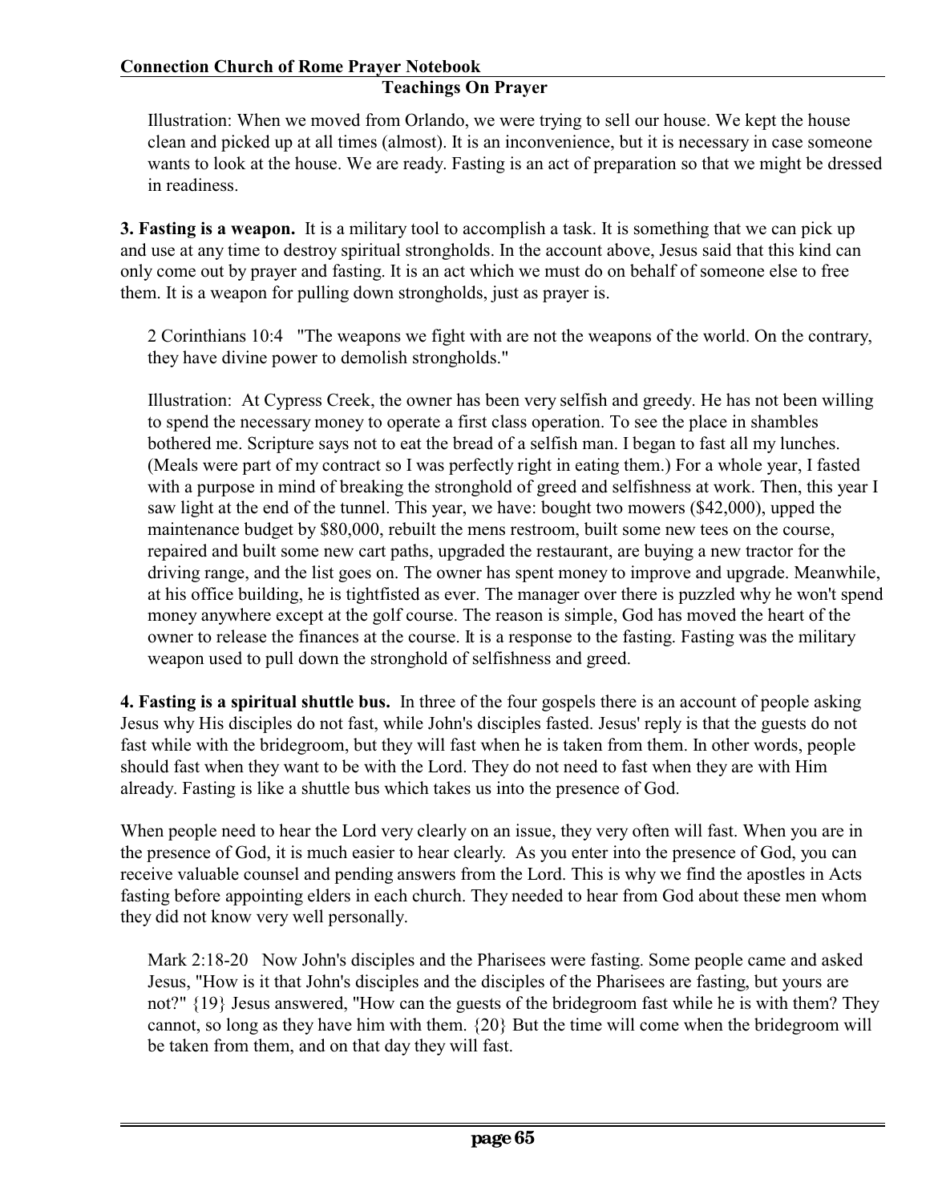Illustration: When we moved from Orlando, we were trying to sell our house. We kept the house clean and picked up at all times (almost). It is an inconvenience, but it is necessary in case someone wants to look at the house. We are ready. Fasting is an act of preparation so that we might be dressed in readiness.

**3. Fasting is a weapon.** It is a military tool to accomplish a task. It is something that we can pick up and use at any time to destroy spiritual strongholds. In the account above, Jesus said that this kind can only come out by prayer and fasting. It is an act which we must do on behalf of someone else to free them. It is a weapon for pulling down strongholds, just as prayer is.

2 Corinthians 10:4 "The weapons we fight with are not the weapons of the world. On the contrary, they have divine power to demolish strongholds."

Illustration: At Cypress Creek, the owner has been very selfish and greedy. He has not been willing to spend the necessary money to operate a first class operation. To see the place in shambles bothered me. Scripture says not to eat the bread of a selfish man. I began to fast all my lunches. (Meals were part of my contract so I was perfectly right in eating them.) For a whole year, I fasted with a purpose in mind of breaking the stronghold of greed and selfishness at work. Then, this year I saw light at the end of the tunnel. This year, we have: bought two mowers ($42,000), upped the maintenance budget by $80,000, rebuilt the mens restroom, built some new tees on the course, repaired and built some new cart paths, upgraded the restaurant, are buying a new tractor for the driving range, and the list goes on. The owner has spent money to improve and upgrade. Meanwhile, at his office building, he is tightfisted as ever. The manager over there is puzzled why he won't spend money anywhere except at the golf course. The reason is simple, God has moved the heart of the owner to release the finances at the course. It is a response to the fasting. Fasting was the military weapon used to pull down the stronghold of selfishness and greed.

**4. Fasting is a spiritual shuttle bus.** In three of the four gospels there is an account of people asking Jesus why His disciples do not fast, while John's disciples fasted. Jesus' reply is that the guests do not fast while with the bridegroom, but they will fast when he is taken from them. In other words, people should fast when they want to be with the Lord. They do not need to fast when they are with Him already. Fasting is like a shuttle bus which takes us into the presence of God.

When people need to hear the Lord very clearly on an issue, they very often will fast. When you are in the presence of God, it is much easier to hear clearly. As you enter into the presence of God, you can receive valuable counsel and pending answers from the Lord. This is why we find the apostles in Acts fasting before appointing elders in each church. They needed to hear from God about these men whom they did not know very well personally.

Mark 2:18-20 Now John's disciples and the Pharisees were fasting. Some people came and asked Jesus, "How is it that John's disciples and the disciples of the Pharisees are fasting, but yours are not?" {19} Jesus answered, "How can the guests of the bridegroom fast while he is with them? They cannot, so long as they have him with them. {20} But the time will come when the bridegroom will be taken from them, and on that day they will fast.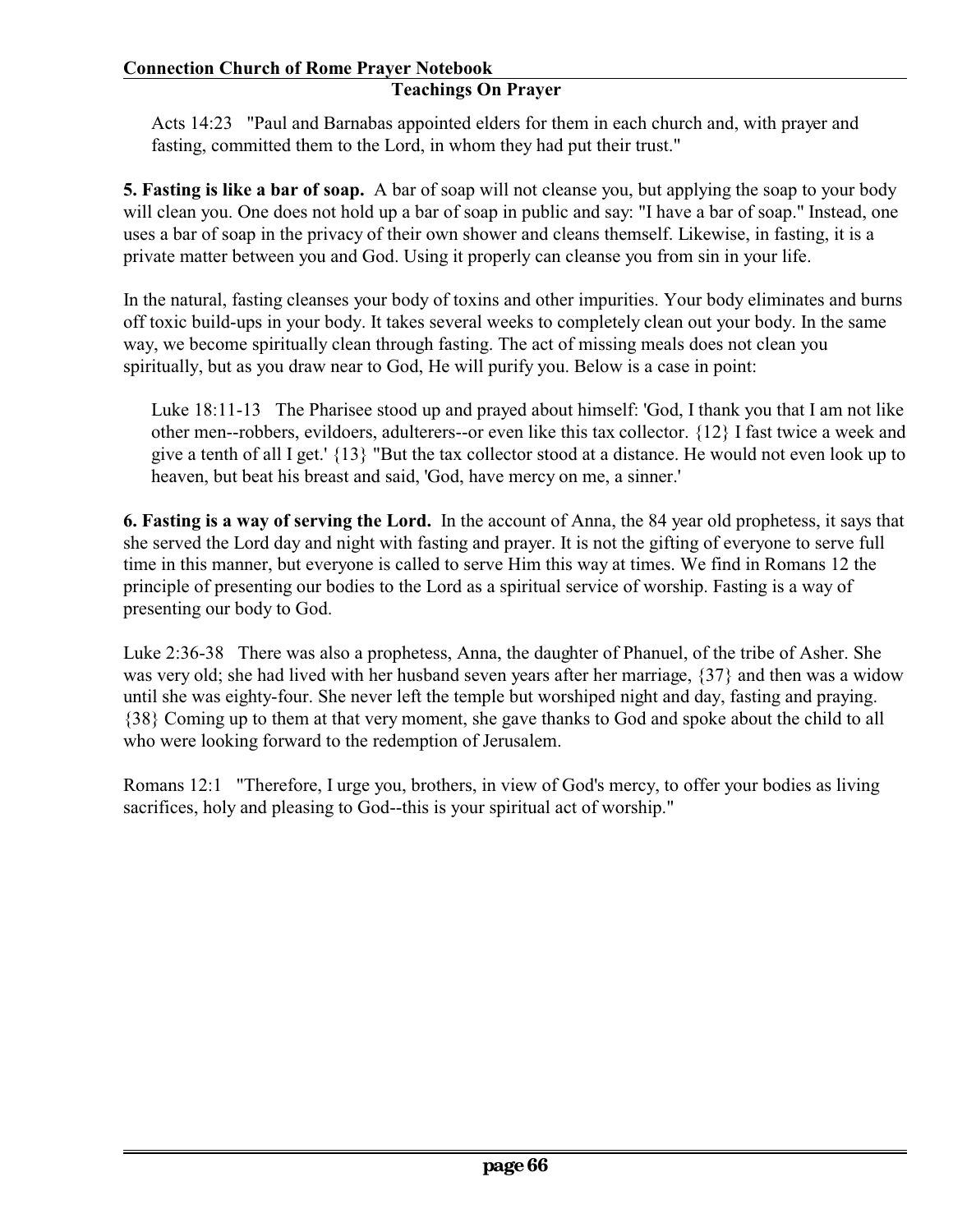Acts 14:23 "Paul and Barnabas appointed elders for them in each church and, with prayer and fasting, committed them to the Lord, in whom they had put their trust."

**5. Fasting is like a bar of soap.** A bar of soap will not cleanse you, but applying the soap to your body will clean you. One does not hold up a bar of soap in public and say: "I have a bar of soap." Instead, one uses a bar of soap in the privacy of their own shower and cleans themself. Likewise, in fasting, it is a private matter between you and God. Using it properly can cleanse you from sin in your life.

In the natural, fasting cleanses your body of toxins and other impurities. Your body eliminates and burns off toxic build-ups in your body. It takes several weeks to completely clean out your body. In the same way, we become spiritually clean through fasting. The act of missing meals does not clean you spiritually, but as you draw near to God, He will purify you. Below is a case in point:

Luke 18:11-13 The Pharisee stood up and prayed about himself: 'God, I thank you that I am not like other men--robbers, evildoers, adulterers--or even like this tax collector. {12} I fast twice a week and give a tenth of all I get.' {13} "But the tax collector stood at a distance. He would not even look up to heaven, but beat his breast and said, 'God, have mercy on me, a sinner.'

**6. Fasting is a way of serving the Lord.** In the account of Anna, the 84 year old prophetess, it says that she served the Lord day and night with fasting and prayer. It is not the gifting of everyone to serve full time in this manner, but everyone is called to serve Him this way at times. We find in Romans 12 the principle of presenting our bodies to the Lord as a spiritual service of worship. Fasting is a way of presenting our body to God.

Luke 2:36-38 There was also a prophetess, Anna, the daughter of Phanuel, of the tribe of Asher. She was very old; she had lived with her husband seven years after her marriage, {37} and then was a widow until she was eighty-four. She never left the temple but worshiped night and day, fasting and praying. {38} Coming up to them at that very moment, she gave thanks to God and spoke about the child to all who were looking forward to the redemption of Jerusalem.

Romans 12:1 "Therefore, I urge you, brothers, in view of God's mercy, to offer your bodies as living sacrifices, holy and pleasing to God--this is your spiritual act of worship."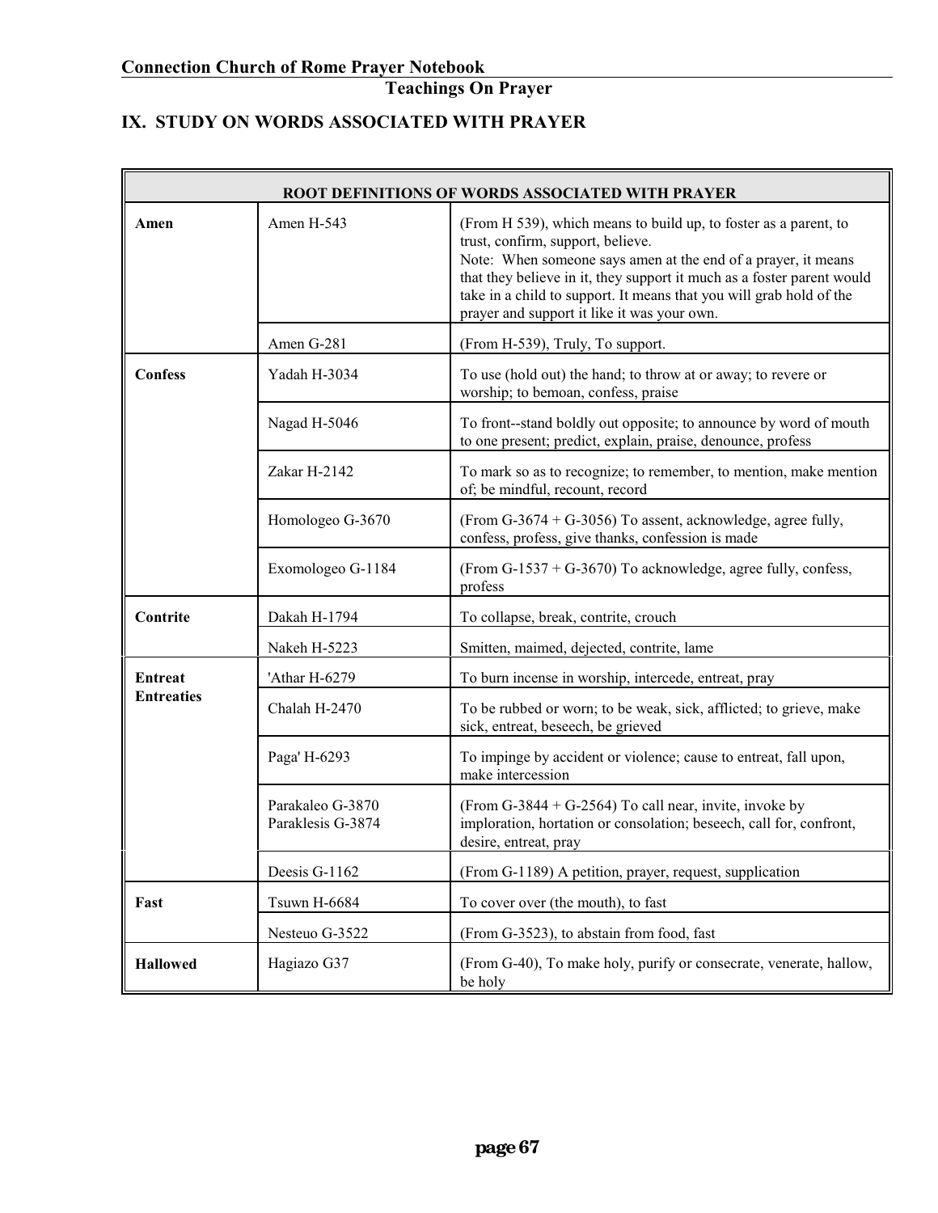## IX. STUDY ON WORDS ASSOCIATED WITH PRAYER

| ROOT DEFINITIONS OF WORDS ASSOCIATED WITH PRAYER | | |
|---|---|---|
| **Amen** | Amen H-543 | (From H 539), which means to build up, to foster as a parent, to trust, confirm, support, believe.<br>Note: When someone says amen at the end of a prayer, it means that they believe in it, they support it much as a foster parent would take in a child to support. It means that you will grab hold of the prayer and support it like it was your own. |
| | Amen G-281 | (From H-539), Truly, To support. |
| **Confess** | Yadah H-3034 | To use (hold out) the hand; to throw at or away; to revere or worship; to bemoan, confess, praise |
| | Nagad H-5046 | To front--stand boldly out opposite; to announce by word of mouth to one present; predict, explain, praise, denounce, profess |
| | Zakar H-2142 | To mark so as to recognize; to remember, to mention, make mention of; be mindful, recount, record |
| | Homologeo G-3670 | (From G-3674 + G-3056) To assent, acknowledge, agree fully, confess, profess, give thanks, confession is made |
| | Exomologeo G-1184 | (From G-1537 + G-3670) To acknowledge, agree fully, confess, profess |
| **Contrite** | Dakah H-1794 | To collapse, break, contrite, crouch |
| | Nakeh H-5223 | Smitten, maimed, dejected, contrite, lame |
| **Entreat**<br>**Entreaties** | 'Athar H-6279 | To burn incense in worship, intercede, entreat, pray |
| | Chalah H-2470 | To be rubbed or worn; to be weak, sick, afflicted; to grieve, make sick, entreat, beseech, be grieved |
| | Paga' H-6293 | To impinge by accident or violence; cause to entreat, fall upon, make intercession |
| | Parakaleo G-3870<br>Paraklesis G-3874 | (From G-3844 + G-2564) To call near, invite, invoke by imploration, hortation or consolation; beseech, call for, confront, desire, entreat, pray |
| | Deesis G-1162 | (From G-1189) A petition, prayer, request, supplication |
| **Fast** | Tsuwn H-6684 | To cover over (the mouth), to fast |
| | Nesteuo G-3522 | (From G-3523), to abstain from food, fast |
| **Hallowed** | Hagiazo G37 | (From G-40), To make holy, purify or consecrate, venerate, hallow, be holy |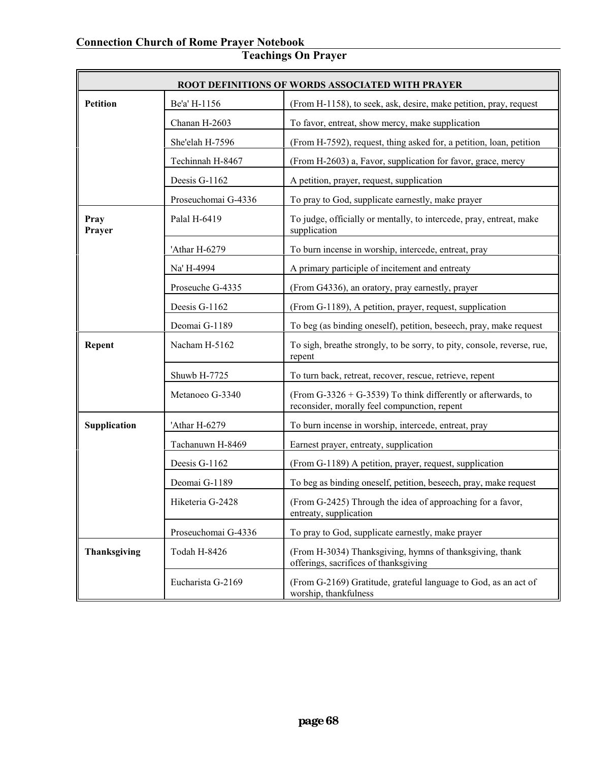## Teachings On Prayer

| ROOT DEFINITIONS OF WORDS ASSOCIATED WITH PRAYER | | |
|---|---|---|
| **Petition** | Be'a' H-1156 | (From H-1158), to seek, ask, desire, make petition, pray, request |
| | Chanan H-2603 | To favor, entreat, show mercy, make supplication |
| | She'elah H-7596 | (From H-7592), request, thing asked for, a petition, loan, petition |
| | Techinnah H-8467 | (From H-2603) a, Favor, supplication for favor, grace, mercy |
| | Deesis G-1162 | A petition, prayer, request, supplication |
| | Proseuchomai G-4336 | To pray to God, supplicate earnestly, make prayer |
| **Pray Prayer** | Palal H-6419 | To judge, officially or mentally, to intercede, pray, entreat, make supplication |
| | 'Athar H-6279 | To burn incense in worship, intercede, entreat, pray |
| | Na' H-4994 | A primary participle of incitement and entreaty |
| | Proseuche G-4335 | (From G4336), an oratory, pray earnestly, prayer |
| | Deesis G-1162 | (From G-1189), A petition, prayer, request, supplication |
| | Deomai G-1189 | To beg (as binding oneself), petition, beseech, pray, make request |
| **Repent** | Nacham H-5162 | To sigh, breathe strongly, to be sorry, to pity, console, reverse, rue, repent |
| | Shuwb H-7725 | To turn back, retreat, recover, rescue, retrieve, repent |
| | Metanoeo G-3340 | (From G-3326 + G-3539) To think differently or afterwards, to reconsider, morally feel compunction, repent |
| **Supplication** | 'Athar H-6279 | To burn incense in worship, intercede, entreat, pray |
| | Tachanuwn H-8469 | Earnest prayer, entreaty, supplication |
| | Deesis G-1162 | (From G-1189) A petition, prayer, request, supplication |
| | Deomai G-1189 | To beg as binding oneself, petition, beseech, pray, make request |
| | Hiketeria G-2428 | (From G-2425) Through the idea of approaching for a favor, entreaty, supplication |
| | Proseuchomai G-4336 | To pray to God, supplicate earnestly, make prayer |
| **Thanksgiving** | Todah H-8426 | (From H-3034) Thanksgiving, hymns of thanksgiving, thank offerings, sacrifices of thanksgiving |
| | Eucharista G-2169 | (From G-2169) Gratitude, grateful language to God, as an act of worship, thankfulness |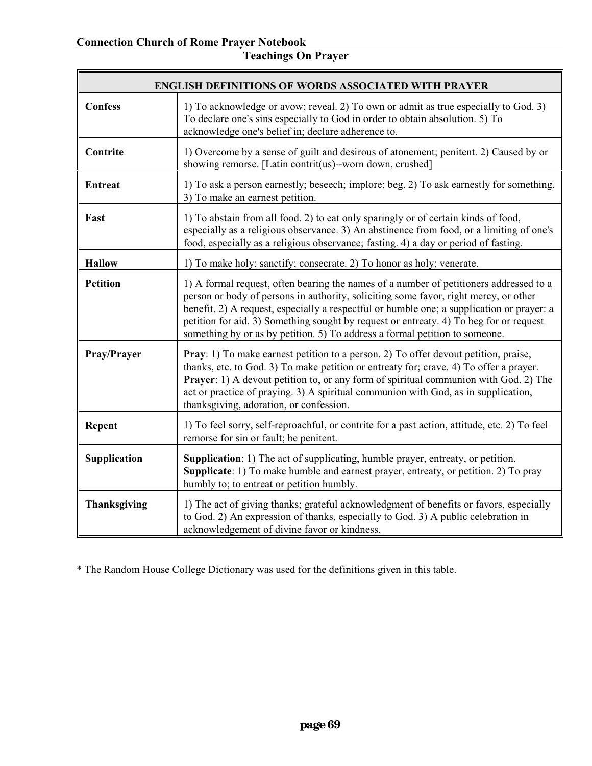## Teachings On Prayer

| ENGLISH DEFINITIONS OF WORDS ASSOCIATED WITH PRAYER | |
|---|---|
| **Confess** | 1) To acknowledge or avow; reveal. 2) To own or admit as true especially to God. 3) To declare one's sins especially to God in order to obtain absolution. 5) To acknowledge one's belief in; declare adherence to. |
| **Contrite** | 1) Overcome by a sense of guilt and desirous of atonement; penitent. 2) Caused by or showing remorse. [Latin contrit(us)--worn down, crushed] |
| **Entreat** | 1) To ask a person earnestly; beseech; implore; beg. 2) To ask earnestly for something. 3) To make an earnest petition. |
| **Fast** | 1) To abstain from all food. 2) to eat only sparingly or of certain kinds of food, especially as a religious observance. 3) An abstinence from food, or a limiting of one's food, especially as a religious observance; fasting. 4) a day or period of fasting. |
| **Hallow** | 1) To make holy; sanctify; consecrate. 2) To honor as holy; venerate. |
| **Petition** | 1) A formal request, often bearing the names of a number of petitioners addressed to a person or body of persons in authority, soliciting some favor, right mercy, or other benefit. 2) A request, especially a respectful or humble one; a supplication or prayer: a petition for aid. 3) Something sought by request or entreaty. 4) To beg for or request something by or as by petition. 5) To address a formal petition to someone. |
| **Pray/Prayer** | **Pray**: 1) To make earnest petition to a person. 2) To offer devout petition, praise, thanks, etc. to God. 3) To make petition or entreaty for; crave. 4) To offer a prayer. **Prayer**: 1) A devout petition to, or any form of spiritual communion with God. 2) The act or practice of praying. 3) A spiritual communion with God, as in supplication, thanksgiving, adoration, or confession. |
| **Repent** | 1) To feel sorry, self-reproachful, or contrite for a past action, attitude, etc. 2) To feel remorse for sin or fault; be penitent. |
| **Supplication** | **Supplication**: 1) The act of supplicating, humble prayer, entreaty, or petition. **Supplicate**: 1) To make humble and earnest prayer, entreaty, or petition. 2) To pray humbly to; to entreat or petition humbly. |
| **Thanksgiving** | 1) The act of giving thanks; grateful acknowledgment of benefits or favors, especially to God. 2) An expression of thanks, especially to God. 3) A public celebration in acknowledgement of divine favor or kindness. |

* The Random House College Dictionary was used for the definitions given in this table.